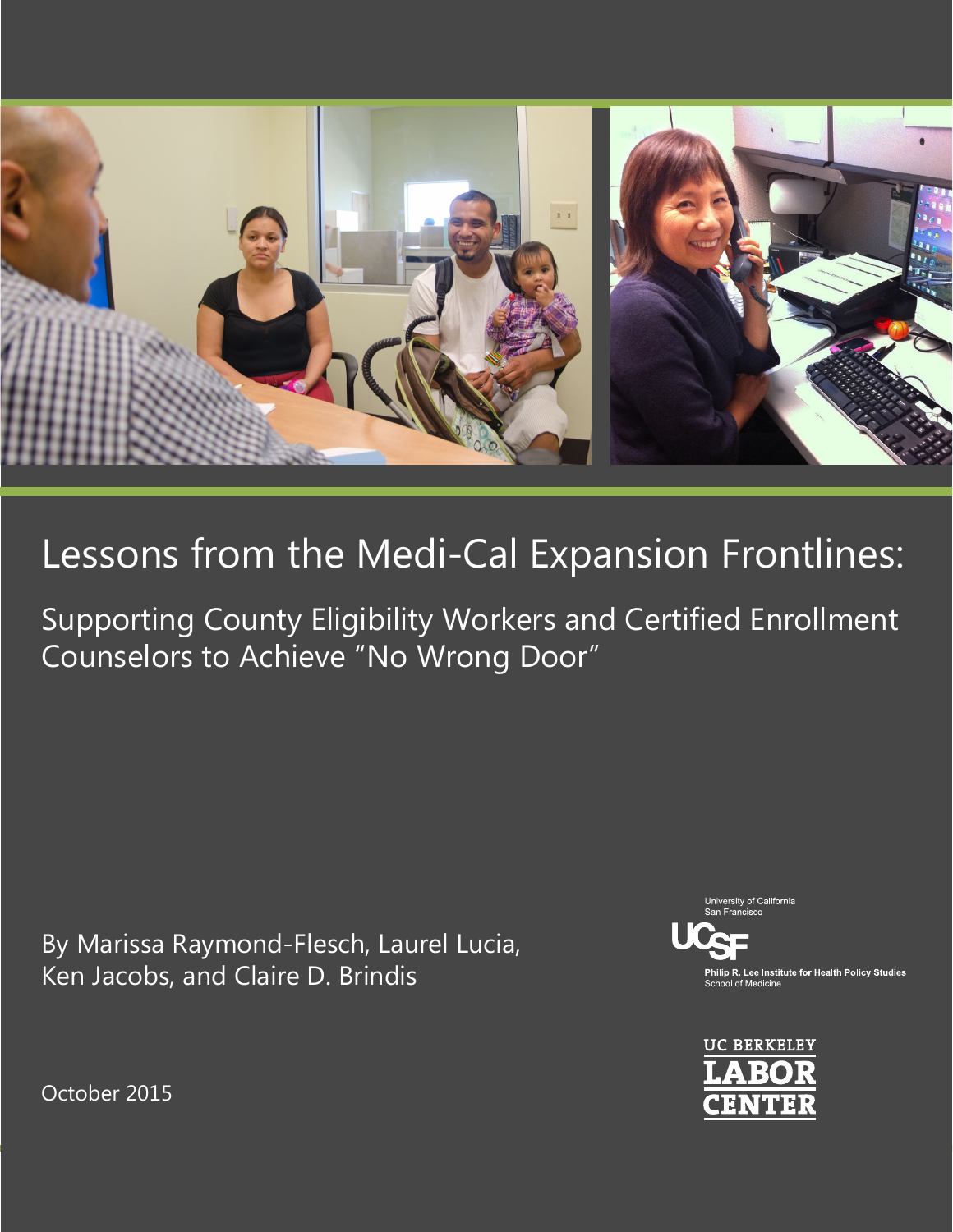# Lessons from the Medi-Cal Expansion Frontlines:

## Supporting County Eligibility Workers and Certified Enrollment Counselors to Achieve "No Wrong Door"

By Marissa Raymond-Flesch, Laurel Lucia, Ken Jacobs, and Claire D. Brindis

October 2015

University of California San Francisco

UCSF

Philip R. Lee Institute for Health Policy Studies
School of Medicine

UC BERKELEY LABOR CENTER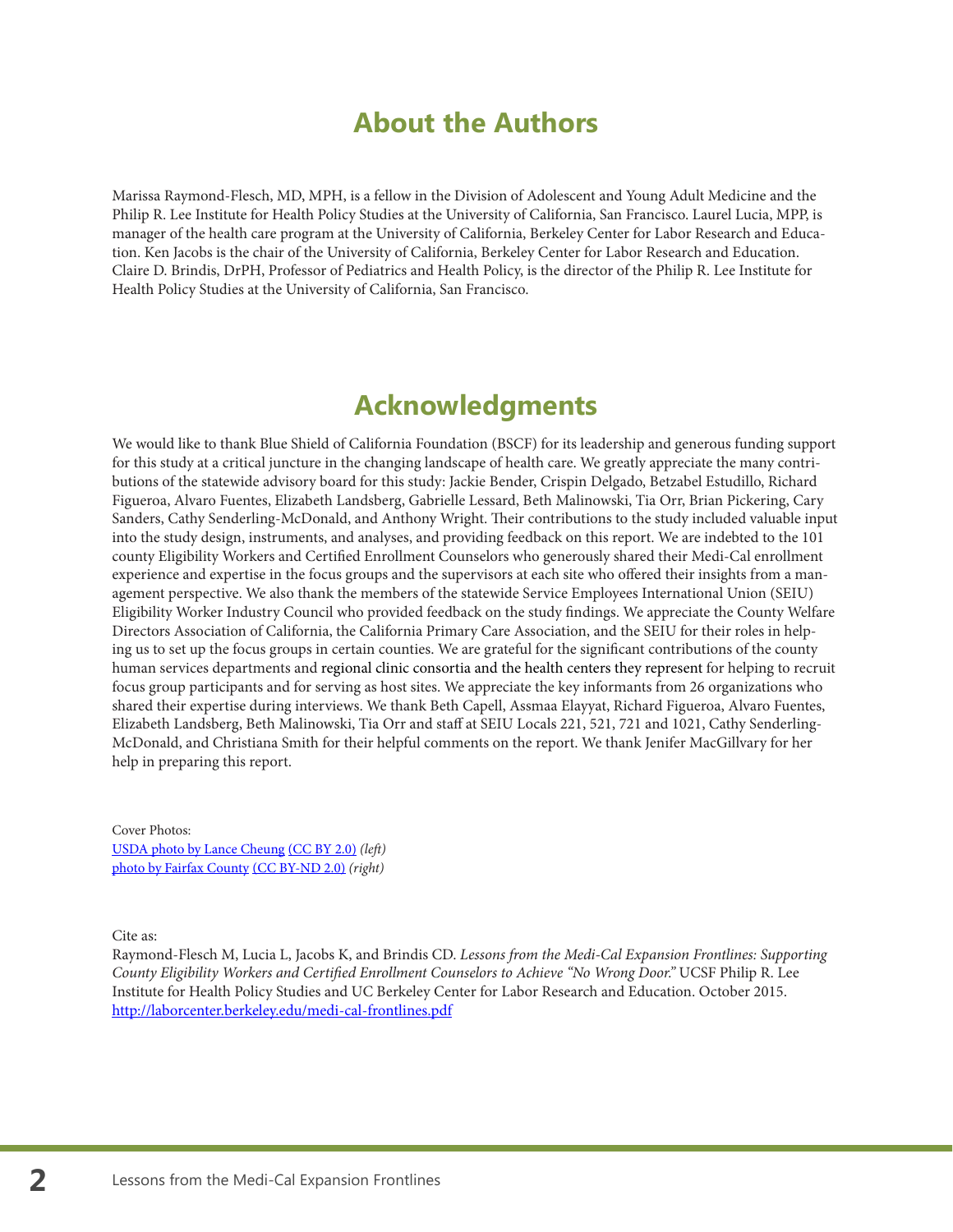## About the Authors

Marissa Raymond-Flesch, MD, MPH, is a fellow in the Division of Adolescent and Young Adult Medicine and the Philip R. Lee Institute for Health Policy Studies at the University of California, San Francisco. Laurel Lucia, MPP, is manager of the health care program at the University of California, Berkeley Center for Labor Research and Education. Ken Jacobs is the chair of the University of California, Berkeley Center for Labor Research and Education. Claire D. Brindis, DrPH, Professor of Pediatrics and Health Policy, is the director of the Philip R. Lee Institute for Health Policy Studies at the University of California, San Francisco.

## Acknowledgments

We would like to thank Blue Shield of California Foundation (BSCF) for its leadership and generous funding support for this study at a critical juncture in the changing landscape of health care. We greatly appreciate the many contributions of the statewide advisory board for this study: Jackie Bender, Crispin Delgado, Betzabel Estudillo, Richard Figueroa, Alvaro Fuentes, Elizabeth Landsberg, Gabrielle Lessard, Beth Malinowski, Tia Orr, Brian Pickering, Cary Sanders, Cathy Senderling-McDonald, and Anthony Wright. Their contributions to the study included valuable input into the study design, instruments, and analyses, and providing feedback on this report. We are indebted to the 101 county Eligibility Workers and Certified Enrollment Counselors who generously shared their Medi-Cal enrollment experience and expertise in the focus groups and the supervisors at each site who offered their insights from a management perspective. We also thank the members of the statewide Service Employees International Union (SEIU) Eligibility Worker Industry Council who provided feedback on the study findings. We appreciate the County Welfare Directors Association of California, the California Primary Care Association, and the SEIU for their roles in helping us to set up the focus groups in certain counties. We are grateful for the significant contributions of the county human services departments and regional clinic consortia and the health centers they represent for helping to recruit focus group participants and for serving as host sites. We appreciate the key informants from 26 organizations who shared their expertise during interviews. We thank Beth Capell, Assmaa Elayyat, Richard Figueroa, Alvaro Fuentes, Elizabeth Landsberg, Beth Malinowski, Tia Orr and staff at SEIU Locals 221, 521, 721 and 1021, Cathy Senderling-McDonald, and Christiana Smith for their helpful comments on the report. We thank Jenifer MacGillvary for her help in preparing this report.

Cover Photos:
USDA photo by Lance Cheung (CC BY 2.0) *(left)*
photo by Fairfax County (CC BY-ND 2.0) *(right)*

Cite as:
Raymond-Flesch M, Lucia L, Jacobs K, and Brindis CD. *Lessons from the Medi-Cal Expansion Frontlines: Supporting County Eligibility Workers and Certified Enrollment Counselors to Achieve "No Wrong Door."* UCSF Philip R. Lee Institute for Health Policy Studies and UC Berkeley Center for Labor Research and Education. October 2015.
http://laborcenter.berkeley.edu/medi-cal-frontlines.pdf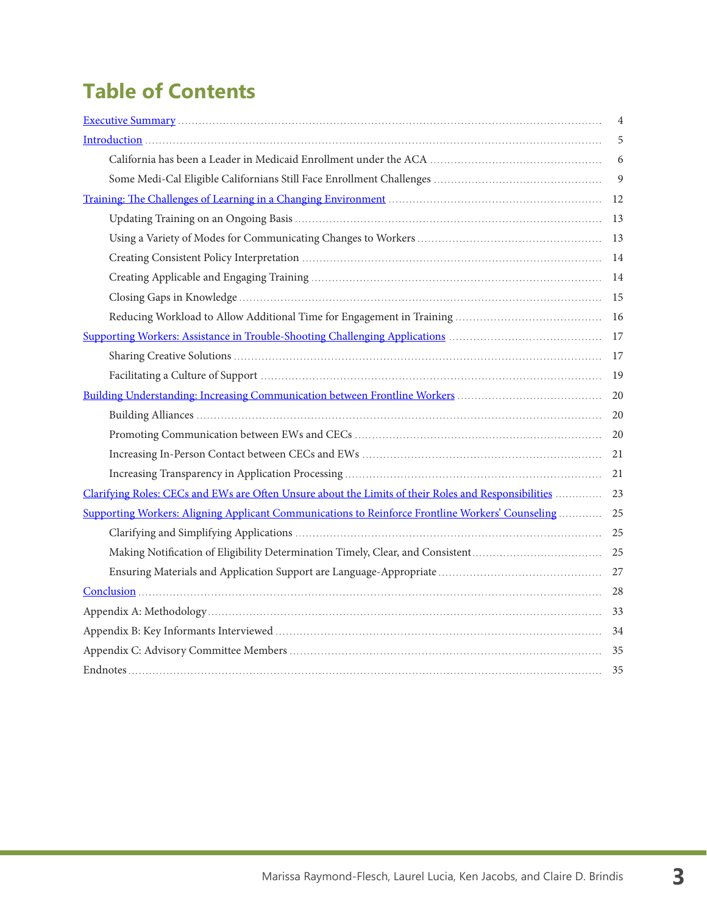# Table of Contents

| | |
|---|---|
| Executive Summary | 4 |
| Introduction | 5 |
| California has been a Leader in Medicaid Enrollment under the ACA | 6 |
| Some Medi-Cal Eligible Californians Still Face Enrollment Challenges | 9 |
| Training: The Challenges of Learning in a Changing Environment | 12 |
| Updating Training on an Ongoing Basis | 13 |
| Using a Variety of Modes for Communicating Changes to Workers | 13 |
| Creating Consistent Policy Interpretation | 14 |
| Creating Applicable and Engaging Training | 14 |
| Closing Gaps in Knowledge | 15 |
| Reducing Workload to Allow Additional Time for Engagement in Training | 16 |
| Supporting Workers: Assistance in Trouble-Shooting Challenging Applications | 17 |
| Sharing Creative Solutions | 17 |
| Facilitating a Culture of Support | 19 |
| Building Understanding: Increasing Communication between Frontline Workers | 20 |
| Building Alliances | 20 |
| Promoting Communication between EWs and CECs | 20 |
| Increasing In-Person Contact between CECs and EWs | 21 |
| Increasing Transparency in Application Processing | 21 |
| Clarifying Roles: CECs and EWs are Often Unsure about the Limits of their Roles and Responsibilities | 23 |
| Supporting Workers: Aligning Applicant Communications to Reinforce Frontline Workers' Counseling | 25 |
| Clarifying and Simplifying Applications | 25 |
| Making Notification of Eligibility Determination Timely, Clear, and Consistent | 25 |
| Ensuring Materials and Application Support are Language-Appropriate | 27 |
| Conclusion | 28 |
| Appendix A: Methodology | 33 |
| Appendix B: Key Informants Interviewed | 34 |
| Appendix C: Advisory Committee Members | 35 |
| Endnotes | 35 |

Marissa Raymond-Flesch, Laurel Lucia, Ken Jacobs, and Claire D. Brindis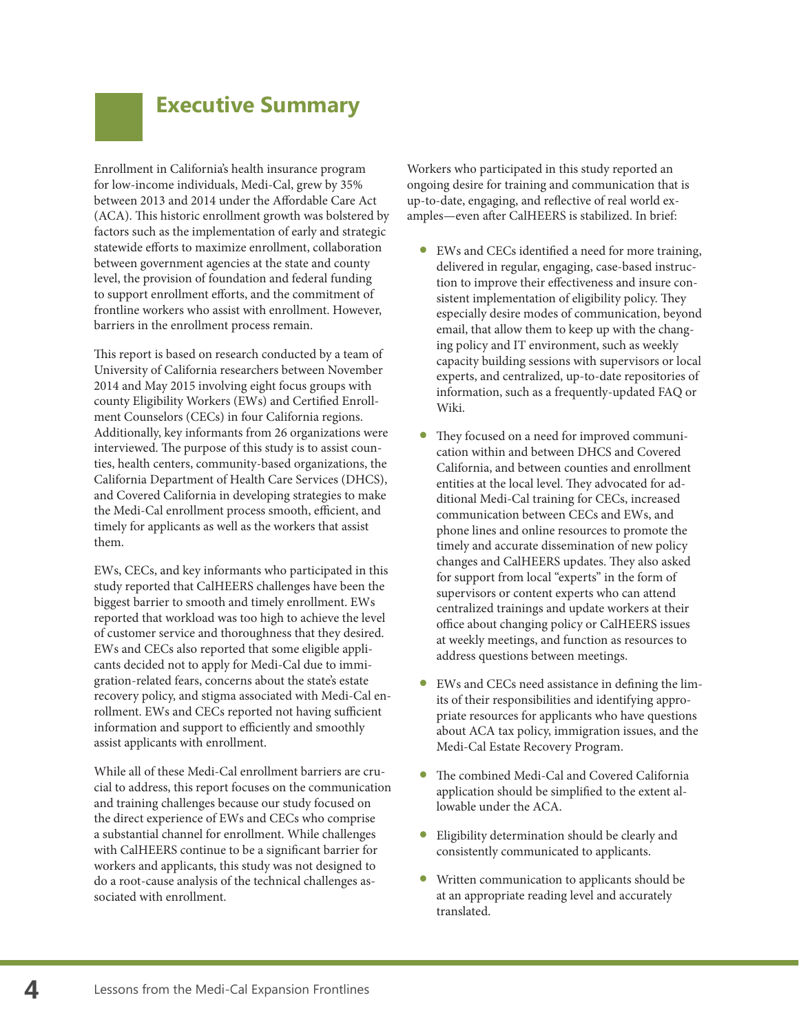# Executive Summary

Enrollment in California's health insurance program for low-income individuals, Medi-Cal, grew by 35% between 2013 and 2014 under the Affordable Care Act (ACA). This historic enrollment growth was bolstered by factors such as the implementation of early and strategic statewide efforts to maximize enrollment, collaboration between government agencies at the state and county level, the provision of foundation and federal funding to support enrollment efforts, and the commitment of frontline workers who assist with enrollment. However, barriers in the enrollment process remain.

This report is based on research conducted by a team of University of California researchers between November 2014 and May 2015 involving eight focus groups with county Eligibility Workers (EWs) and Certified Enrollment Counselors (CECs) in four California regions. Additionally, key informants from 26 organizations were interviewed. The purpose of this study is to assist counties, health centers, community-based organizations, the California Department of Health Care Services (DHCS), and Covered California in developing strategies to make the Medi-Cal enrollment process smooth, efficient, and timely for applicants as well as the workers that assist them.

EWs, CECs, and key informants who participated in this study reported that CalHEERS challenges have been the biggest barrier to smooth and timely enrollment. EWs reported that workload was too high to achieve the level of customer service and thoroughness that they desired. EWs and CECs also reported that some eligible applicants decided not to apply for Medi-Cal due to immigration-related fears, concerns about the state's estate recovery policy, and stigma associated with Medi-Cal enrollment. EWs and CECs reported not having sufficient information and support to efficiently and smoothly assist applicants with enrollment.

While all of these Medi-Cal enrollment barriers are crucial to address, this report focuses on the communication and training challenges because our study focused on the direct experience of EWs and CECs who comprise a substantial channel for enrollment. While challenges with CalHEERS continue to be a significant barrier for workers and applicants, this study was not designed to do a root-cause analysis of the technical challenges associated with enrollment.

Workers who participated in this study reported an ongoing desire for training and communication that is up-to-date, engaging, and reflective of real world examples—even after CalHEERS is stabilized. In brief:

- EWs and CECs identified a need for more training, delivered in regular, engaging, case-based instruction to improve their effectiveness and insure consistent implementation of eligibility policy. They especially desire modes of communication, beyond email, that allow them to keep up with the changing policy and IT environment, such as weekly capacity building sessions with supervisors or local experts, and centralized, up-to-date repositories of information, such as a frequently-updated FAQ or Wiki.
- They focused on a need for improved communication within and between DHCS and Covered California, and between counties and enrollment entities at the local level. They advocated for additional Medi-Cal training for CECs, increased communication between CECs and EWs, and phone lines and online resources to promote the timely and accurate dissemination of new policy changes and CalHEERS updates. They also asked for support from local "experts" in the form of supervisors or content experts who can attend centralized trainings and update workers at their office about changing policy or CalHEERS issues at weekly meetings, and function as resources to address questions between meetings.
- EWs and CECs need assistance in defining the limits of their responsibilities and identifying appropriate resources for applicants who have questions about ACA tax policy, immigration issues, and the Medi-Cal Estate Recovery Program.
- The combined Medi-Cal and Covered California application should be simplified to the extent allowable under the ACA.
- Eligibility determination should be clearly and consistently communicated to applicants.
- Written communication to applicants should be at an appropriate reading level and accurately translated.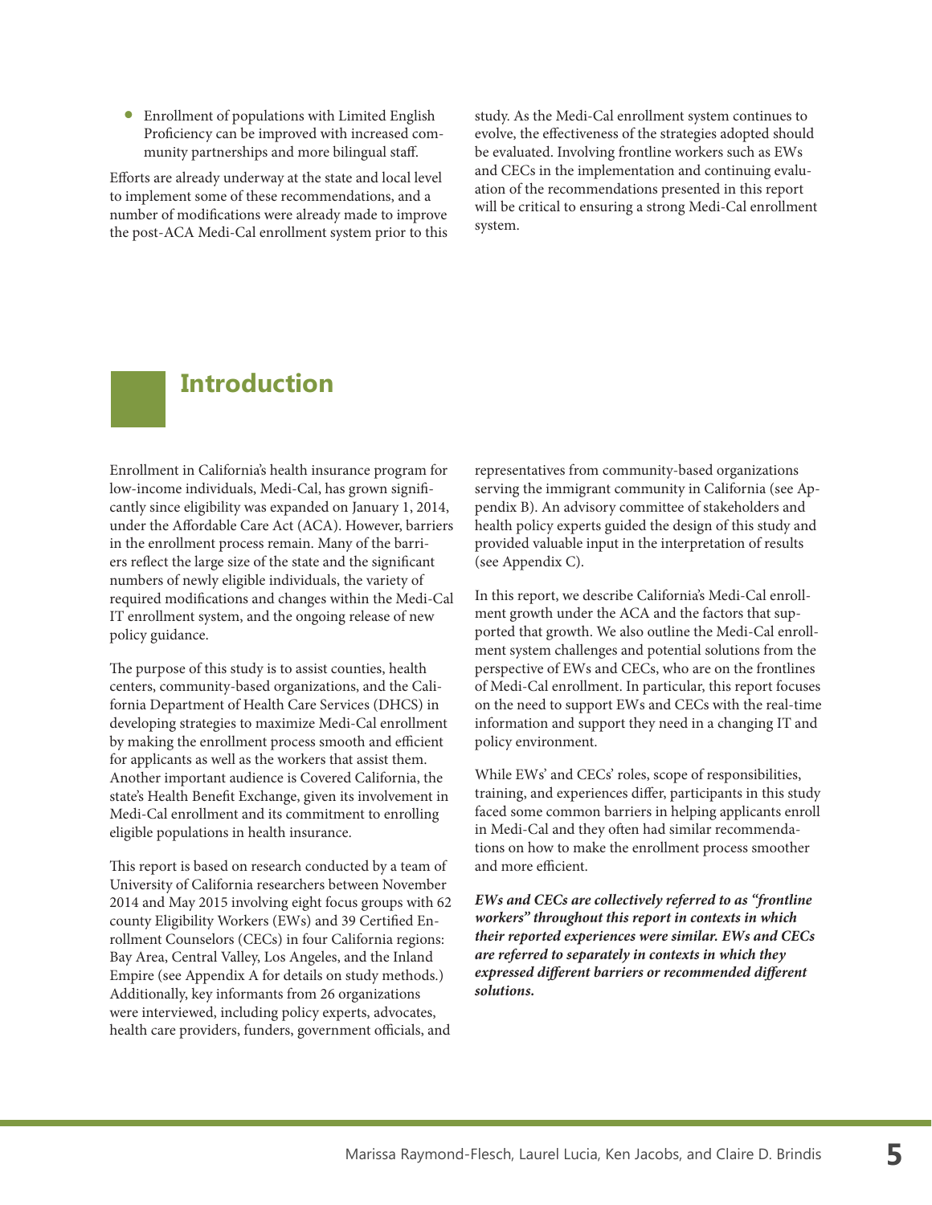- Enrollment of populations with Limited English Proficiency can be improved with increased community partnerships and more bilingual staff.

Efforts are already underway at the state and local level to implement some of these recommendations, and a number of modifications were already made to improve the post-ACA Medi-Cal enrollment system prior to this study. As the Medi-Cal enrollment system continues to evolve, the effectiveness of the strategies adopted should be evaluated. Involving frontline workers such as EWs and CECs in the implementation and continuing evaluation of the recommendations presented in this report will be critical to ensuring a strong Medi-Cal enrollment system.

# Introduction

Enrollment in California's health insurance program for low-income individuals, Medi-Cal, has grown significantly since eligibility was expanded on January 1, 2014, under the Affordable Care Act (ACA). However, barriers in the enrollment process remain. Many of the barriers reflect the large size of the state and the significant numbers of newly eligible individuals, the variety of required modifications and changes within the Medi-Cal IT enrollment system, and the ongoing release of new policy guidance.

The purpose of this study is to assist counties, health centers, community-based organizations, and the California Department of Health Care Services (DHCS) in developing strategies to maximize Medi-Cal enrollment by making the enrollment process smooth and efficient for applicants as well as the workers that assist them. Another important audience is Covered California, the state's Health Benefit Exchange, given its involvement in Medi-Cal enrollment and its commitment to enrolling eligible populations in health insurance.

This report is based on research conducted by a team of University of California researchers between November 2014 and May 2015 involving eight focus groups with 62 county Eligibility Workers (EWs) and 39 Certified Enrollment Counselors (CECs) in four California regions: Bay Area, Central Valley, Los Angeles, and the Inland Empire (see Appendix A for details on study methods.) Additionally, key informants from 26 organizations were interviewed, including policy experts, advocates, health care providers, funders, government officials, and representatives from community-based organizations serving the immigrant community in California (see Appendix B). An advisory committee of stakeholders and health policy experts guided the design of this study and provided valuable input in the interpretation of results (see Appendix C).

In this report, we describe California's Medi-Cal enrollment growth under the ACA and the factors that supported that growth. We also outline the Medi-Cal enrollment system challenges and potential solutions from the perspective of EWs and CECs, who are on the frontlines of Medi-Cal enrollment. In particular, this report focuses on the need to support EWs and CECs with the real-time information and support they need in a changing IT and policy environment.

While EWs' and CECs' roles, scope of responsibilities, training, and experiences differ, participants in this study faced some common barriers in helping applicants enroll in Medi-Cal and they often had similar recommendations on how to make the enrollment process smoother and more efficient.

***EWs and CECs are collectively referred to as "frontline workers" throughout this report in contexts in which their reported experiences were similar. EWs and CECs are referred to separately in contexts in which they expressed different barriers or recommended different solutions.***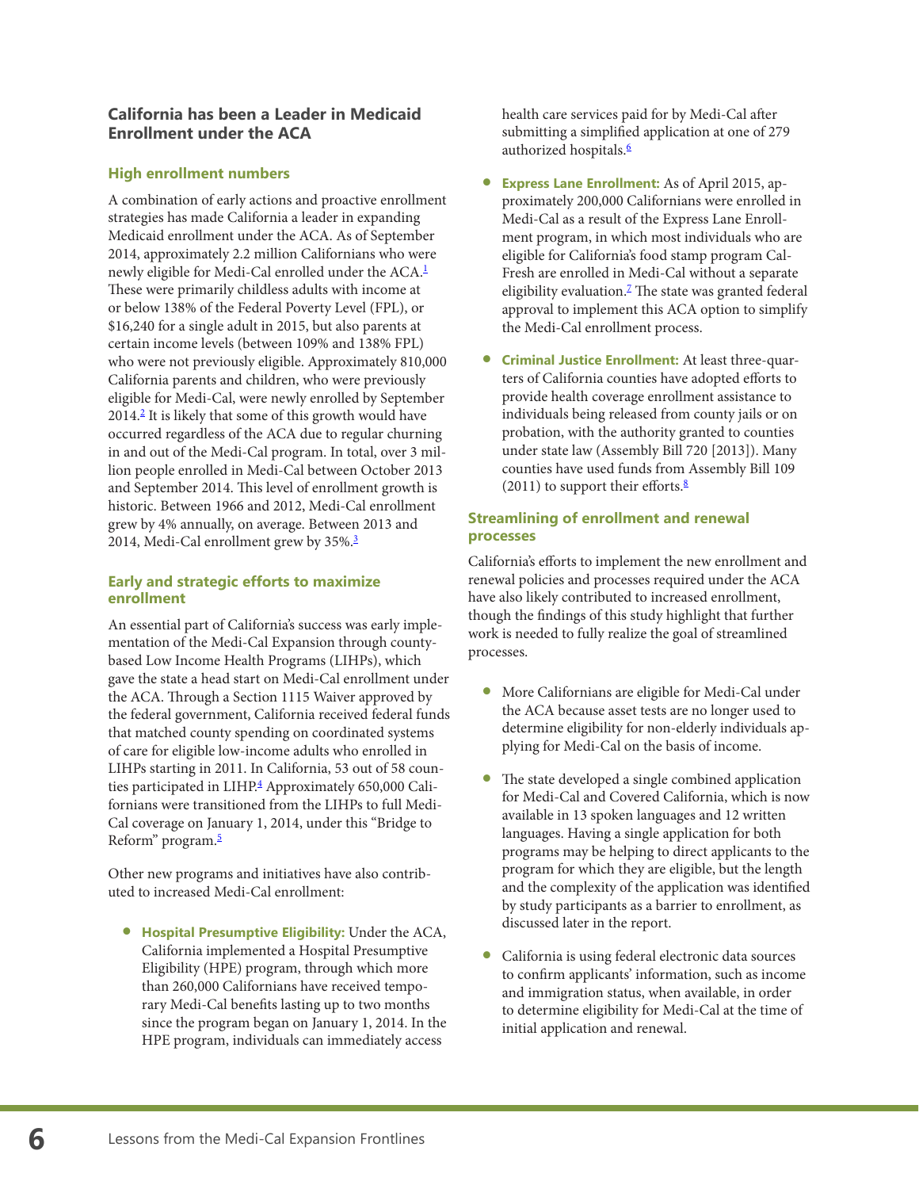## California has been a Leader in Medicaid Enrollment under the ACA

### High enrollment numbers

A combination of early actions and proactive enrollment strategies has made California a leader in expanding Medicaid enrollment under the ACA. As of September 2014, approximately 2.2 million Californians who were newly eligible for Medi-Cal enrolled under the ACA.[1] These were primarily childless adults with income at or below 138% of the Federal Poverty Level (FPL), or $16,240 for a single adult in 2015, but also parents at certain income levels (between 109% and 138% FPL) who were not previously eligible. Approximately 810,000 California parents and children, who were previously eligible for Medi-Cal, were newly enrolled by September 2014.[2] It is likely that some of this growth would have occurred regardless of the ACA due to regular churning in and out of the Medi-Cal program. In total, over 3 million people enrolled in Medi-Cal between October 2013 and September 2014. This level of enrollment growth is historic. Between 1966 and 2012, Medi-Cal enrollment grew by 4% annually, on average. Between 2013 and 2014, Medi-Cal enrollment grew by 35%.[3]

### Early and strategic efforts to maximize enrollment

An essential part of California's success was early implementation of the Medi-Cal Expansion through county-based Low Income Health Programs (LIHPs), which gave the state a head start on Medi-Cal enrollment under the ACA. Through a Section 1115 Waiver approved by the federal government, California received federal funds that matched county spending on coordinated systems of care for eligible low-income adults who enrolled in LIHPs starting in 2011. In California, 53 out of 58 counties participated in LIHP.[4] Approximately 650,000 Californians were transitioned from the LIHPs to full Medi-Cal coverage on January 1, 2014, under this "Bridge to Reform" program.[5]

Other new programs and initiatives have also contributed to increased Medi-Cal enrollment:

- **Hospital Presumptive Eligibility:** Under the ACA, California implemented a Hospital Presumptive Eligibility (HPE) program, through which more than 260,000 Californians have received temporary Medi-Cal benefits lasting up to two months since the program began on January 1, 2014. In the HPE program, individuals can immediately access health care services paid for by Medi-Cal after submitting a simplified application at one of 279 authorized hospitals.[6]

- **Express Lane Enrollment:** As of April 2015, approximately 200,000 Californians were enrolled in Medi-Cal as a result of the Express Lane Enrollment program, in which most individuals who are eligible for California's food stamp program CalFresh are enrolled in Medi-Cal without a separate eligibility evaluation.[7] The state was granted federal approval to implement this ACA option to simplify the Medi-Cal enrollment process.

- **Criminal Justice Enrollment:** At least three-quarters of California counties have adopted efforts to provide health coverage enrollment assistance to individuals being released from county jails or on probation, with the authority granted to counties under state law (Assembly Bill 720 [2013]). Many counties have used funds from Assembly Bill 109 (2011) to support their efforts.[8]

### Streamlining of enrollment and renewal processes

California's efforts to implement the new enrollment and renewal policies and processes required under the ACA have also likely contributed to increased enrollment, though the findings of this study highlight that further work is needed to fully realize the goal of streamlined processes.

- More Californians are eligible for Medi-Cal under the ACA because asset tests are no longer used to determine eligibility for non-elderly individuals applying for Medi-Cal on the basis of income.

- The state developed a single combined application for Medi-Cal and Covered California, which is now available in 13 spoken languages and 12 written languages. Having a single application for both programs may be helping to direct applicants to the program for which they are eligible, but the length and the complexity of the application was identified by study participants as a barrier to enrollment, as discussed later in the report.

- California is using federal electronic data sources to confirm applicants' information, such as income and immigration status, when available, in order to determine eligibility for Medi-Cal at the time of initial application and renewal.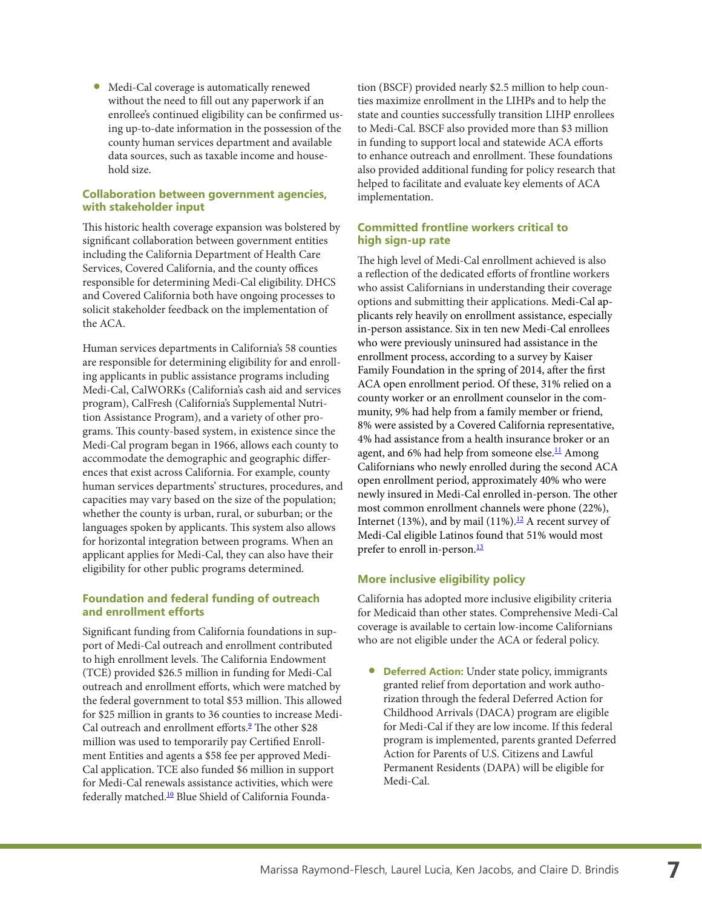- Medi-Cal coverage is automatically renewed without the need to fill out any paperwork if an enrollee's continued eligibility can be confirmed using up-to-date information in the possession of the county human services department and available data sources, such as taxable income and household size.

### Collaboration between government agencies, with stakeholder input

This historic health coverage expansion was bolstered by significant collaboration between government entities including the California Department of Health Care Services, Covered California, and the county offices responsible for determining Medi-Cal eligibility. DHCS and Covered California both have ongoing processes to solicit stakeholder feedback on the implementation of the ACA.

Human services departments in California's 58 counties are responsible for determining eligibility for and enrolling applicants in public assistance programs including Medi-Cal, CalWORKs (California's cash aid and services program), CalFresh (California's Supplemental Nutrition Assistance Program), and a variety of other programs. This county-based system, in existence since the Medi-Cal program began in 1966, allows each county to accommodate the demographic and geographic differences that exist across California. For example, county human services departments' structures, procedures, and capacities may vary based on the size of the population; whether the county is urban, rural, or suburban; or the languages spoken by applicants. This system also allows for horizontal integration between programs. When an applicant applies for Medi-Cal, they can also have their eligibility for other public programs determined.

### Foundation and federal funding of outreach and enrollment efforts

Significant funding from California foundations in support of Medi-Cal outreach and enrollment contributed to high enrollment levels. The California Endowment (TCE) provided $26.5 million in funding for Medi-Cal outreach and enrollment efforts, which were matched by the federal government to total $53 million. This allowed for $25 million in grants to 36 counties to increase Medi-Cal outreach and enrollment efforts.[9] The other $28 million was used to temporarily pay Certified Enrollment Entities and agents a $58 fee per approved Medi-Cal application. TCE also funded $6 million in support for Medi-Cal renewals assistance activities, which were federally matched.[10] Blue Shield of California Foundation (BSCF) provided nearly $2.5 million to help counties maximize enrollment in the LIHPs and to help the state and counties successfully transition LIHP enrollees to Medi-Cal. BSCF also provided more than $3 million in funding to support local and statewide ACA efforts to enhance outreach and enrollment. These foundations also provided additional funding for policy research that helped to facilitate and evaluate key elements of ACA implementation.

### Committed frontline workers critical to high sign-up rate

The high level of Medi-Cal enrollment achieved is also a reflection of the dedicated efforts of frontline workers who assist Californians in understanding their coverage options and submitting their applications. Medi-Cal applicants rely heavily on enrollment assistance, especially in-person assistance. Six in ten new Medi-Cal enrollees who were previously uninsured had assistance in the enrollment process, according to a survey by Kaiser Family Foundation in the spring of 2014, after the first ACA open enrollment period. Of these, 31% relied on a county worker or an enrollment counselor in the community, 9% had help from a family member or friend, 8% were assisted by a Covered California representative, 4% had assistance from a health insurance broker or an agent, and 6% had help from someone else.[11] Among Californians who newly enrolled during the second ACA open enrollment period, approximately 40% who were newly insured in Medi-Cal enrolled in-person. The other most common enrollment channels were phone (22%), Internet (13%), and by mail (11%).[12] A recent survey of Medi-Cal eligible Latinos found that 51% would most prefer to enroll in-person.[13]

### More inclusive eligibility policy

California has adopted more inclusive eligibility criteria for Medicaid than other states. Comprehensive Medi-Cal coverage is available to certain low-income Californians who are not eligible under the ACA or federal policy.

- **Deferred Action:** Under state policy, immigrants granted relief from deportation and work authorization through the federal Deferred Action for Childhood Arrivals (DACA) program are eligible for Medi-Cal if they are low income. If this federal program is implemented, parents granted Deferred Action for Parents of U.S. Citizens and Lawful Permanent Residents (DAPA) will be eligible for Medi-Cal.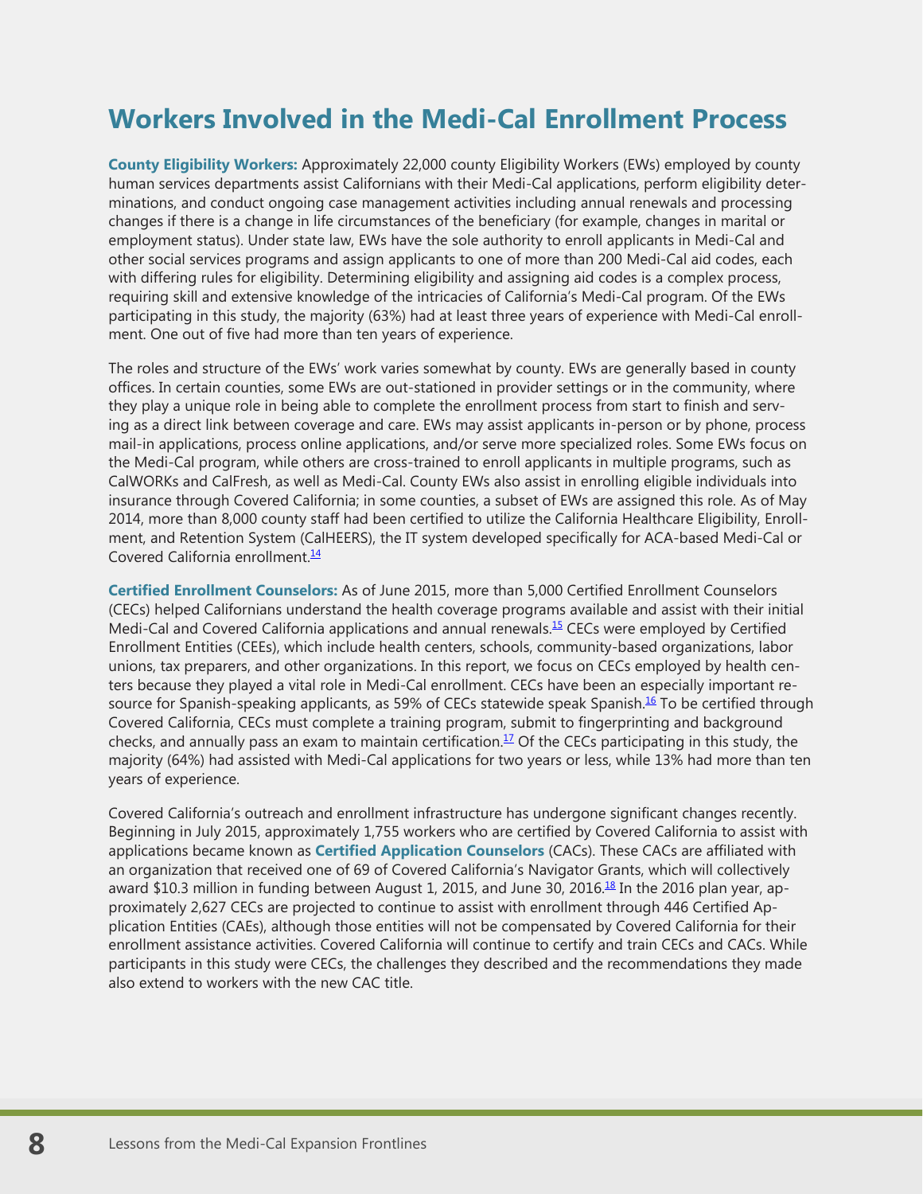# Workers Involved in the Medi-Cal Enrollment Process

**County Eligibility Workers:** Approximately 22,000 county Eligibility Workers (EWs) employed by county human services departments assist Californians with their Medi-Cal applications, perform eligibility determinations, and conduct ongoing case management activities including annual renewals and processing changes if there is a change in life circumstances of the beneficiary (for example, changes in marital or employment status). Under state law, EWs have the sole authority to enroll applicants in Medi-Cal and other social services programs and assign applicants to one of more than 200 Medi-Cal aid codes, each with differing rules for eligibility. Determining eligibility and assigning aid codes is a complex process, requiring skill and extensive knowledge of the intricacies of California's Medi-Cal program. Of the EWs participating in this study, the majority (63%) had at least three years of experience with Medi-Cal enrollment. One out of five had more than ten years of experience.

The roles and structure of the EWs' work varies somewhat by county. EWs are generally based in county offices. In certain counties, some EWs are out-stationed in provider settings or in the community, where they play a unique role in being able to complete the enrollment process from start to finish and serving as a direct link between coverage and care. EWs may assist applicants in-person or by phone, process mail-in applications, process online applications, and/or serve more specialized roles. Some EWs focus on the Medi-Cal program, while others are cross-trained to enroll applicants in multiple programs, such as CalWORKs and CalFresh, as well as Medi-Cal. County EWs also assist in enrolling eligible individuals into insurance through Covered California; in some counties, a subset of EWs are assigned this role. As of May 2014, more than 8,000 county staff had been certified to utilize the California Healthcare Eligibility, Enrollment, and Retention System (CalHEERS), the IT system developed specifically for ACA-based Medi-Cal or Covered California enrollment.[14]

**Certified Enrollment Counselors:** As of June 2015, more than 5,000 Certified Enrollment Counselors (CECs) helped Californians understand the health coverage programs available and assist with their initial Medi-Cal and Covered California applications and annual renewals.[15] CECs were employed by Certified Enrollment Entities (CEEs), which include health centers, schools, community-based organizations, labor unions, tax preparers, and other organizations. In this report, we focus on CECs employed by health centers because they played a vital role in Medi-Cal enrollment. CECs have been an especially important resource for Spanish-speaking applicants, as 59% of CECs statewide speak Spanish.[16] To be certified through Covered California, CECs must complete a training program, submit to fingerprinting and background checks, and annually pass an exam to maintain certification.[17] Of the CECs participating in this study, the majority (64%) had assisted with Medi-Cal applications for two years or less, while 13% had more than ten years of experience.

Covered California's outreach and enrollment infrastructure has undergone significant changes recently. Beginning in July 2015, approximately 1,755 workers who are certified by Covered California to assist with applications became known as **Certified Application Counselors** (CACs). These CACs are affiliated with an organization that received one of 69 of Covered California's Navigator Grants, which will collectively award $10.3 million in funding between August 1, 2015, and June 30, 2016.[18] In the 2016 plan year, approximately 2,627 CECs are projected to continue to assist with enrollment through 446 Certified Application Entities (CAEs), although those entities will not be compensated by Covered California for their enrollment assistance activities. Covered California will continue to certify and train CECs and CACs. While participants in this study were CECs, the challenges they described and the recommendations they made also extend to workers with the new CAC title.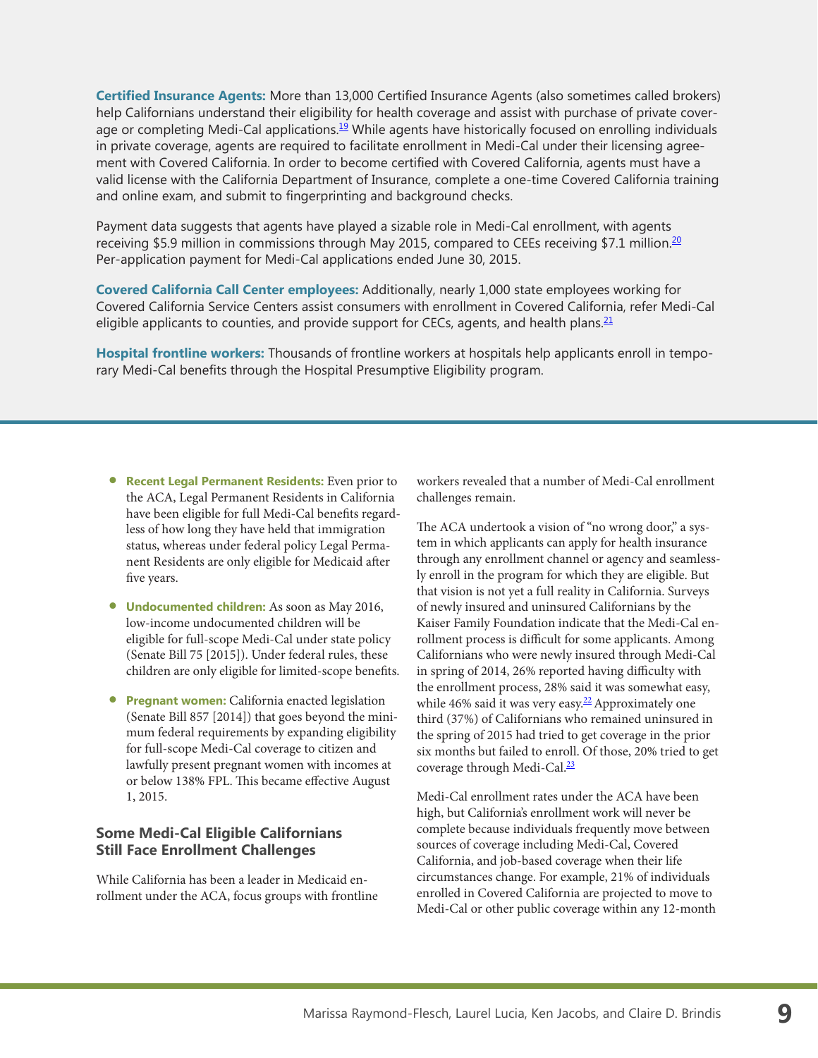**Certified Insurance Agents:** More than 13,000 Certified Insurance Agents (also sometimes called brokers) help Californians understand their eligibility for health coverage and assist with purchase of private coverage or completing Medi-Cal applications.[19] While agents have historically focused on enrolling individuals in private coverage, agents are required to facilitate enrollment in Medi-Cal under their licensing agreement with Covered California. In order to become certified with Covered California, agents must have a valid license with the California Department of Insurance, complete a one-time Covered California training and online exam, and submit to fingerprinting and background checks.

Payment data suggests that agents have played a sizable role in Medi-Cal enrollment, with agents receiving $5.9 million in commissions through May 2015, compared to CEEs receiving $7.1 million.[20] Per-application payment for Medi-Cal applications ended June 30, 2015.

**Covered California Call Center employees:** Additionally, nearly 1,000 state employees working for Covered California Service Centers assist consumers with enrollment in Covered California, refer Medi-Cal eligible applicants to counties, and provide support for CECs, agents, and health plans.[21]

**Hospital frontline workers:** Thousands of frontline workers at hospitals help applicants enroll in temporary Medi-Cal benefits through the Hospital Presumptive Eligibility program.

- **Recent Legal Permanent Residents:** Even prior to the ACA, Legal Permanent Residents in California have been eligible for full Medi-Cal benefits regardless of how long they have held that immigration status, whereas under federal policy Legal Permanent Residents are only eligible for Medicaid after five years.
- **Undocumented children:** As soon as May 2016, low-income undocumented children will be eligible for full-scope Medi-Cal under state policy (Senate Bill 75 [2015]). Under federal rules, these children are only eligible for limited-scope benefits.
- **Pregnant women:** California enacted legislation (Senate Bill 857 [2014]) that goes beyond the minimum federal requirements by expanding eligibility for full-scope Medi-Cal coverage to citizen and lawfully present pregnant women with incomes at or below 138% FPL. This became effective August 1, 2015.

## Some Medi-Cal Eligible Californians Still Face Enrollment Challenges

While California has been a leader in Medicaid enrollment under the ACA, focus groups with frontline workers revealed that a number of Medi-Cal enrollment challenges remain.

The ACA undertook a vision of "no wrong door," a system in which applicants can apply for health insurance through any enrollment channel or agency and seamlessly enroll in the program for which they are eligible. But that vision is not yet a full reality in California. Surveys of newly insured and uninsured Californians by the Kaiser Family Foundation indicate that the Medi-Cal enrollment process is difficult for some applicants. Among Californians who were newly insured through Medi-Cal in spring of 2014, 26% reported having difficulty with the enrollment process, 28% said it was somewhat easy, while 46% said it was very easy.[22] Approximately one third (37%) of Californians who remained uninsured in the spring of 2015 had tried to get coverage in the prior six months but failed to enroll. Of those, 20% tried to get coverage through Medi-Cal.[23]

Medi-Cal enrollment rates under the ACA have been high, but California's enrollment work will never be complete because individuals frequently move between sources of coverage including Medi-Cal, Covered California, and job-based coverage when their life circumstances change. For example, 21% of individuals enrolled in Covered California are projected to move to Medi-Cal or other public coverage within any 12-month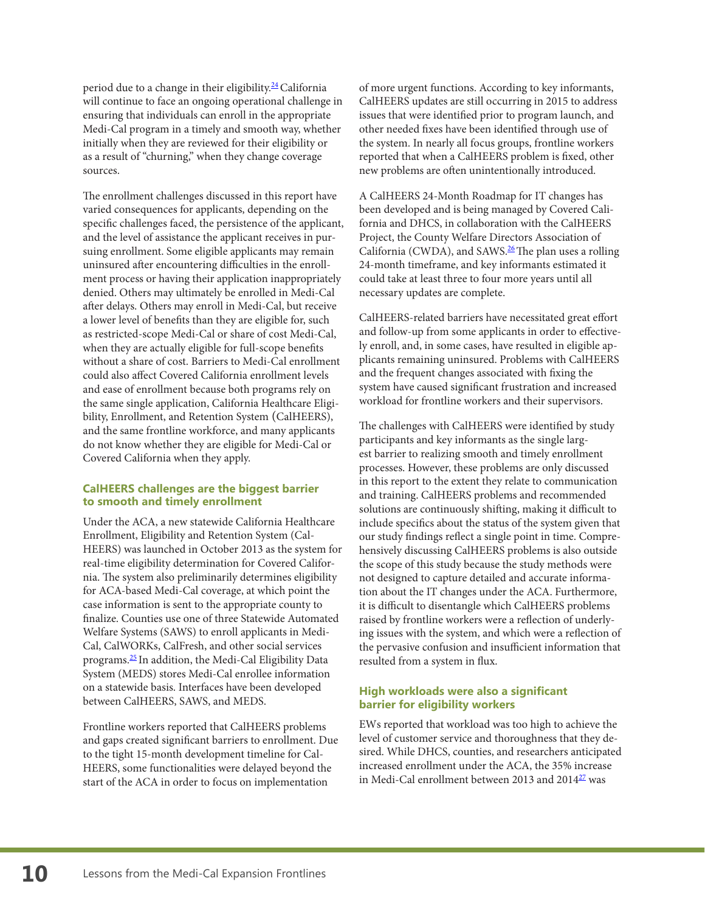period due to a change in their eligibility.[24] California will continue to face an ongoing operational challenge in ensuring that individuals can enroll in the appropriate Medi-Cal program in a timely and smooth way, whether initially when they are reviewed for their eligibility or as a result of "churning," when they change coverage sources.

The enrollment challenges discussed in this report have varied consequences for applicants, depending on the specific challenges faced, the persistence of the applicant, and the level of assistance the applicant receives in pursuing enrollment. Some eligible applicants may remain uninsured after encountering difficulties in the enrollment process or having their application inappropriately denied. Others may ultimately be enrolled in Medi-Cal after delays. Others may enroll in Medi-Cal, but receive a lower level of benefits than they are eligible for, such as restricted-scope Medi-Cal or share of cost Medi-Cal, when they are actually eligible for full-scope benefits without a share of cost. Barriers to Medi-Cal enrollment could also affect Covered California enrollment levels and ease of enrollment because both programs rely on the same single application, California Healthcare Eligibility, Enrollment, and Retention System (CalHEERS), and the same frontline workforce, and many applicants do not know whether they are eligible for Medi-Cal or Covered California when they apply.

### CalHEERS challenges are the biggest barrier to smooth and timely enrollment

Under the ACA, a new statewide California Healthcare Enrollment, Eligibility and Retention System (CalHEERS) was launched in October 2013 as the system for real-time eligibility determination for Covered California. The system also preliminarily determines eligibility for ACA-based Medi-Cal coverage, at which point the case information is sent to the appropriate county to finalize. Counties use one of three Statewide Automated Welfare Systems (SAWS) to enroll applicants in Medi-Cal, CalWORKs, CalFresh, and other social services programs.[25] In addition, the Medi-Cal Eligibility Data System (MEDS) stores Medi-Cal enrollee information on a statewide basis. Interfaces have been developed between CalHEERS, SAWS, and MEDS.

Frontline workers reported that CalHEERS problems and gaps created significant barriers to enrollment. Due to the tight 15-month development timeline for CalHEERS, some functionalities were delayed beyond the start of the ACA in order to focus on implementation of more urgent functions. According to key informants, CalHEERS updates are still occurring in 2015 to address issues that were identified prior to program launch, and other needed fixes have been identified through use of the system. In nearly all focus groups, frontline workers reported that when a CalHEERS problem is fixed, other new problems are often unintentionally introduced.

A CalHEERS 24-Month Roadmap for IT changes has been developed and is being managed by Covered California and DHCS, in collaboration with the CalHEERS Project, the County Welfare Directors Association of California (CWDA), and SAWS.[26] The plan uses a rolling 24-month timeframe, and key informants estimated it could take at least three to four more years until all necessary updates are complete.

CalHEERS-related barriers have necessitated great effort and follow-up from some applicants in order to effectively enroll, and, in some cases, have resulted in eligible applicants remaining uninsured. Problems with CalHEERS and the frequent changes associated with fixing the system have caused significant frustration and increased workload for frontline workers and their supervisors.

The challenges with CalHEERS were identified by study participants and key informants as the single largest barrier to realizing smooth and timely enrollment processes. However, these problems are only discussed in this report to the extent they relate to communication and training. CalHEERS problems and recommended solutions are continuously shifting, making it difficult to include specifics about the status of the system given that our study findings reflect a single point in time. Comprehensively discussing CalHEERS problems is also outside the scope of this study because the study methods were not designed to capture detailed and accurate information about the IT changes under the ACA. Furthermore, it is difficult to disentangle which CalHEERS problems raised by frontline workers were a reflection of underlying issues with the system, and which were a reflection of the pervasive confusion and insufficient information that resulted from a system in flux.

### High workloads were also a significant barrier for eligibility workers

EWs reported that workload was too high to achieve the level of customer service and thoroughness that they desired. While DHCS, counties, and researchers anticipated increased enrollment under the ACA, the 35% increase in Medi-Cal enrollment between 2013 and 2014[27] was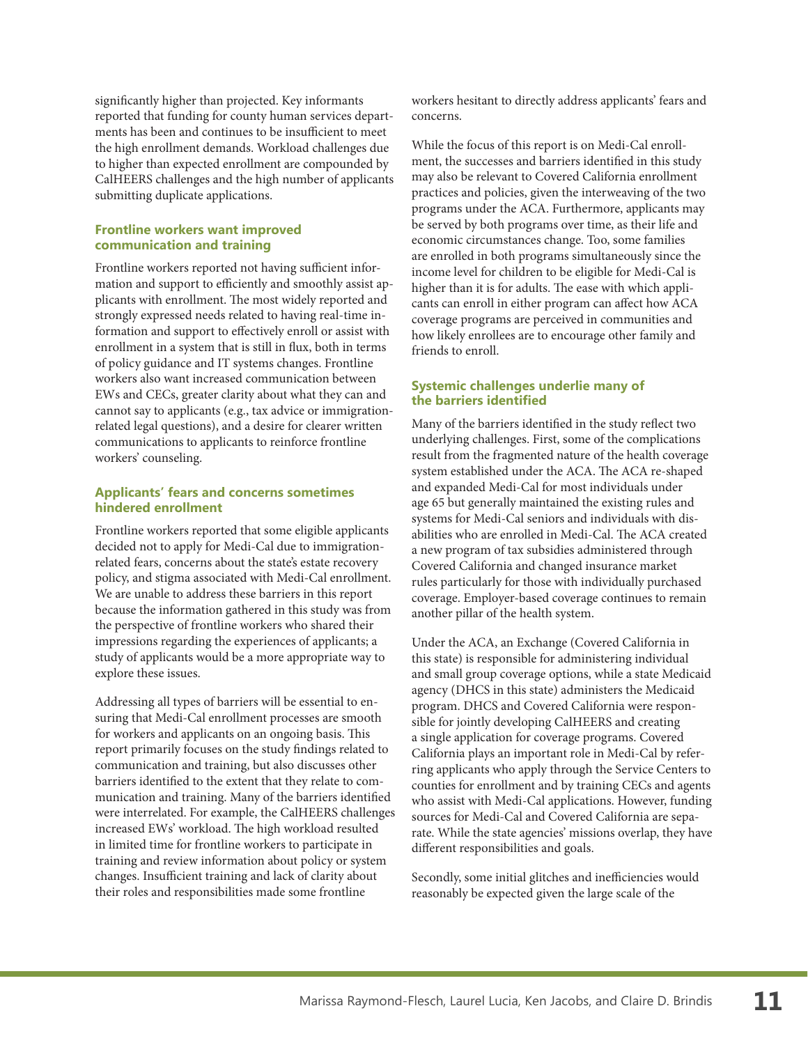significantly higher than projected. Key informants reported that funding for county human services departments has been and continues to be insufficient to meet the high enrollment demands. Workload challenges due to higher than expected enrollment are compounded by CalHEERS challenges and the high number of applicants submitting duplicate applications.

### Frontline workers want improved communication and training

Frontline workers reported not having sufficient information and support to efficiently and smoothly assist applicants with enrollment. The most widely reported and strongly expressed needs related to having real-time information and support to effectively enroll or assist with enrollment in a system that is still in flux, both in terms of policy guidance and IT systems changes. Frontline workers also want increased communication between EWs and CECs, greater clarity about what they can and cannot say to applicants (e.g., tax advice or immigration-related legal questions), and a desire for clearer written communications to applicants to reinforce frontline workers' counseling.

### Applicants' fears and concerns sometimes hindered enrollment

Frontline workers reported that some eligible applicants decided not to apply for Medi-Cal due to immigration-related fears, concerns about the state's estate recovery policy, and stigma associated with Medi-Cal enrollment. We are unable to address these barriers in this report because the information gathered in this study was from the perspective of frontline workers who shared their impressions regarding the experiences of applicants; a study of applicants would be a more appropriate way to explore these issues.

Addressing all types of barriers will be essential to ensuring that Medi-Cal enrollment processes are smooth for workers and applicants on an ongoing basis. This report primarily focuses on the study findings related to communication and training, but also discusses other barriers identified to the extent that they relate to communication and training. Many of the barriers identified were interrelated. For example, the CalHEERS challenges increased EWs' workload. The high workload resulted in limited time for frontline workers to participate in training and review information about policy or system changes. Insufficient training and lack of clarity about their roles and responsibilities made some frontline workers hesitant to directly address applicants' fears and concerns.

While the focus of this report is on Medi-Cal enrollment, the successes and barriers identified in this study may also be relevant to Covered California enrollment practices and policies, given the interweaving of the two programs under the ACA. Furthermore, applicants may be served by both programs over time, as their life and economic circumstances change. Too, some families are enrolled in both programs simultaneously since the income level for children to be eligible for Medi-Cal is higher than it is for adults. The ease with which applicants can enroll in either program can affect how ACA coverage programs are perceived in communities and how likely enrollees are to encourage other family and friends to enroll.

### Systemic challenges underlie many of the barriers identified

Many of the barriers identified in the study reflect two underlying challenges. First, some of the complications result from the fragmented nature of the health coverage system established under the ACA. The ACA re-shaped and expanded Medi-Cal for most individuals under age 65 but generally maintained the existing rules and systems for Medi-Cal seniors and individuals with disabilities who are enrolled in Medi-Cal. The ACA created a new program of tax subsidies administered through Covered California and changed insurance market rules particularly for those with individually purchased coverage. Employer-based coverage continues to remain another pillar of the health system.

Under the ACA, an Exchange (Covered California in this state) is responsible for administering individual and small group coverage options, while a state Medicaid agency (DHCS in this state) administers the Medicaid program. DHCS and Covered California were responsible for jointly developing CalHEERS and creating a single application for coverage programs. Covered California plays an important role in Medi-Cal by referring applicants who apply through the Service Centers to counties for enrollment and by training CECs and agents who assist with Medi-Cal applications. However, funding sources for Medi-Cal and Covered California are separate. While the state agencies' missions overlap, they have different responsibilities and goals.

Secondly, some initial glitches and inefficiencies would reasonably be expected given the large scale of the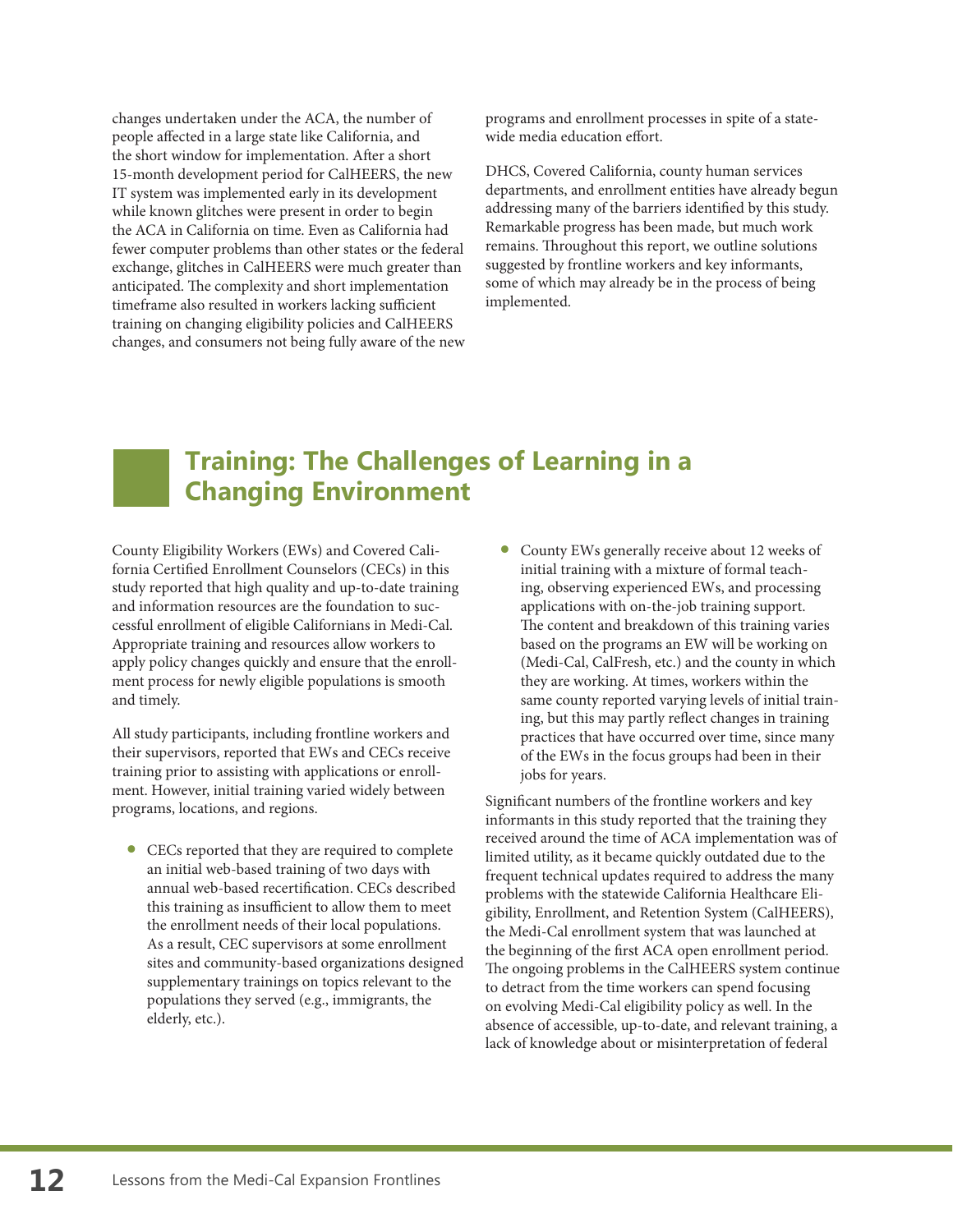changes undertaken under the ACA, the number of people affected in a large state like California, and the short window for implementation. After a short 15-month development period for CalHEERS, the new IT system was implemented early in its development while known glitches were present in order to begin the ACA in California on time. Even as California had fewer computer problems than other states or the federal exchange, glitches in CalHEERS were much greater than anticipated. The complexity and short implementation timeframe also resulted in workers lacking sufficient training on changing eligibility policies and CalHEERS changes, and consumers not being fully aware of the new programs and enrollment processes in spite of a statewide media education effort.

DHCS, Covered California, county human services departments, and enrollment entities have already begun addressing many of the barriers identified by this study. Remarkable progress has been made, but much work remains. Throughout this report, we outline solutions suggested by frontline workers and key informants, some of which may already be in the process of being implemented.

## Training: The Challenges of Learning in a Changing Environment

County Eligibility Workers (EWs) and Covered California Certified Enrollment Counselors (CECs) in this study reported that high quality and up-to-date training and information resources are the foundation to successful enrollment of eligible Californians in Medi-Cal. Appropriate training and resources allow workers to apply policy changes quickly and ensure that the enrollment process for newly eligible populations is smooth and timely.

All study participants, including frontline workers and their supervisors, reported that EWs and CECs receive training prior to assisting with applications or enrollment. However, initial training varied widely between programs, locations, and regions.

- CECs reported that they are required to complete an initial web-based training of two days with annual web-based recertification. CECs described this training as insufficient to allow them to meet the enrollment needs of their local populations. As a result, CEC supervisors at some enrollment sites and community-based organizations designed supplementary trainings on topics relevant to the populations they served (e.g., immigrants, the elderly, etc.).
- County EWs generally receive about 12 weeks of initial training with a mixture of formal teaching, observing experienced EWs, and processing applications with on-the-job training support. The content and breakdown of this training varies based on the programs an EW will be working on (Medi-Cal, CalFresh, etc.) and the county in which they are working. At times, workers within the same county reported varying levels of initial training, but this may partly reflect changes in training practices that have occurred over time, since many of the EWs in the focus groups had been in their jobs for years.

Significant numbers of the frontline workers and key informants in this study reported that the training they received around the time of ACA implementation was of limited utility, as it became quickly outdated due to the frequent technical updates required to address the many problems with the statewide California Healthcare Eligibility, Enrollment, and Retention System (CalHEERS), the Medi-Cal enrollment system that was launched at the beginning of the first ACA open enrollment period. The ongoing problems in the CalHEERS system continue to detract from the time workers can spend focusing on evolving Medi-Cal eligibility policy as well. In the absence of accessible, up-to-date, and relevant training, a lack of knowledge about or misinterpretation of federal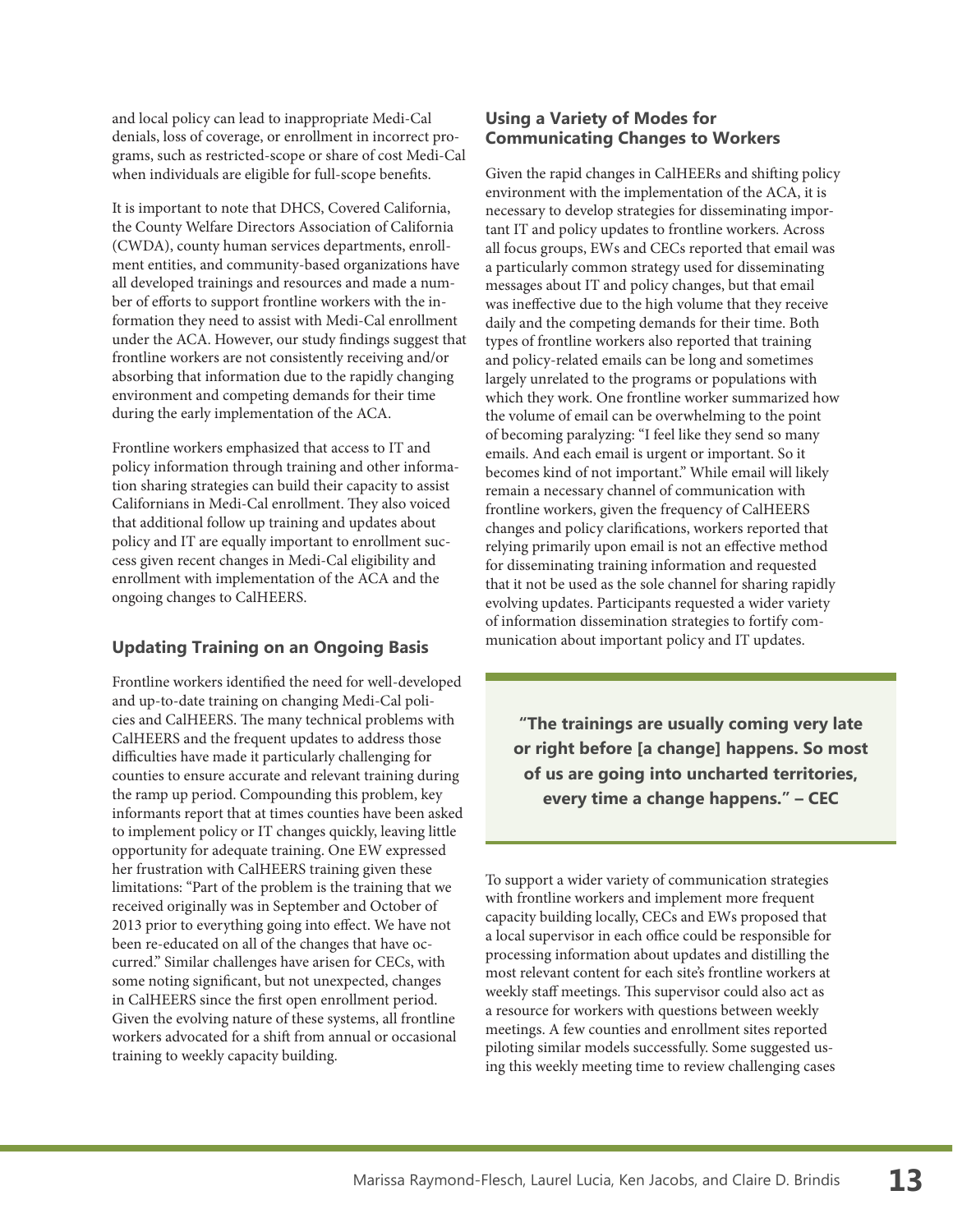and local policy can lead to inappropriate Medi-Cal denials, loss of coverage, or enrollment in incorrect programs, such as restricted-scope or share of cost Medi-Cal when individuals are eligible for full-scope benefits.

It is important to note that DHCS, Covered California, the County Welfare Directors Association of California (CWDA), county human services departments, enrollment entities, and community-based organizations have all developed trainings and resources and made a number of efforts to support frontline workers with the information they need to assist with Medi-Cal enrollment under the ACA. However, our study findings suggest that frontline workers are not consistently receiving and/or absorbing that information due to the rapidly changing environment and competing demands for their time during the early implementation of the ACA.

Frontline workers emphasized that access to IT and policy information through training and other information sharing strategies can build their capacity to assist Californians in Medi-Cal enrollment. They also voiced that additional follow up training and updates about policy and IT are equally important to enrollment success given recent changes in Medi-Cal eligibility and enrollment with implementation of the ACA and the ongoing changes to CalHEERS.

### Updating Training on an Ongoing Basis

Frontline workers identified the need for well-developed and up-to-date training on changing Medi-Cal policies and CalHEERS. The many technical problems with CalHEERS and the frequent updates to address those difficulties have made it particularly challenging for counties to ensure accurate and relevant training during the ramp up period. Compounding this problem, key informants report that at times counties have been asked to implement policy or IT changes quickly, leaving little opportunity for adequate training. One EW expressed her frustration with CalHEERS training given these limitations: "Part of the problem is the training that we received originally was in September and October of 2013 prior to everything going into effect. We have not been re-educated on all of the changes that have occurred." Similar challenges have arisen for CECs, with some noting significant, but not unexpected, changes in CalHEERS since the first open enrollment period. Given the evolving nature of these systems, all frontline workers advocated for a shift from annual or occasional training to weekly capacity building.

### Using a Variety of Modes for Communicating Changes to Workers

Given the rapid changes in CalHEERs and shifting policy environment with the implementation of the ACA, it is necessary to develop strategies for disseminating important IT and policy updates to frontline workers. Across all focus groups, EWs and CECs reported that email was a particularly common strategy used for disseminating messages about IT and policy changes, but that email was ineffective due to the high volume that they receive daily and the competing demands for their time. Both types of frontline workers also reported that training and policy-related emails can be long and sometimes largely unrelated to the programs or populations with which they work. One frontline worker summarized how the volume of email can be overwhelming to the point of becoming paralyzing: "I feel like they send so many emails. And each email is urgent or important. So it becomes kind of not important." While email will likely remain a necessary channel of communication with frontline workers, given the frequency of CalHEERS changes and policy clarifications, workers reported that relying primarily upon email is not an effective method for disseminating training information and requested that it not be used as the sole channel for sharing rapidly evolving updates. Participants requested a wider variety of information dissemination strategies to fortify communication about important policy and IT updates.

> **"The trainings are usually coming very late or right before [a change] happens. So most of us are going into uncharted territories, every time a change happens." – CEC**

To support a wider variety of communication strategies with frontline workers and implement more frequent capacity building locally, CECs and EWs proposed that a local supervisor in each office could be responsible for processing information about updates and distilling the most relevant content for each site's frontline workers at weekly staff meetings. This supervisor could also act as a resource for workers with questions between weekly meetings. A few counties and enrollment sites reported piloting similar models successfully. Some suggested using this weekly meeting time to review challenging cases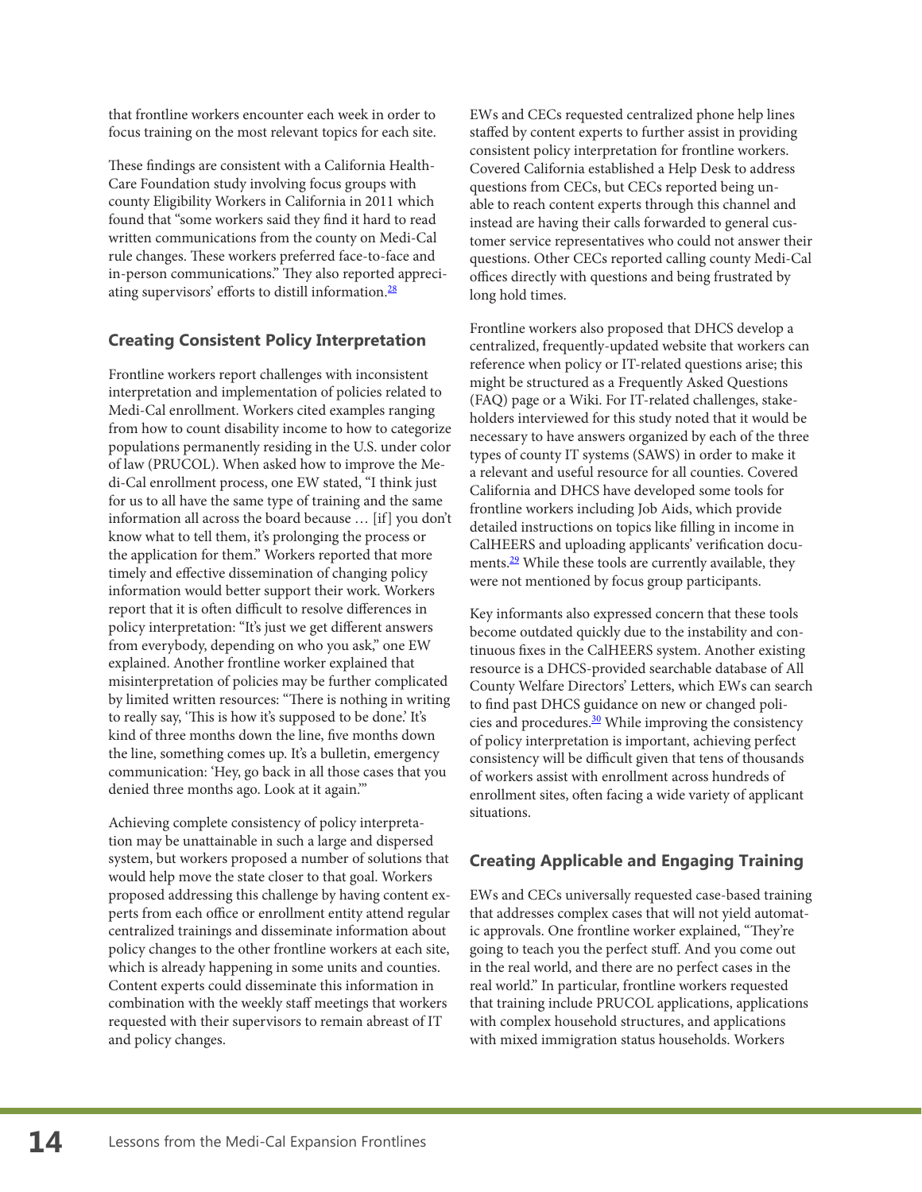that frontline workers encounter each week in order to focus training on the most relevant topics for each site.

These findings are consistent with a California Health-Care Foundation study involving focus groups with county Eligibility Workers in California in 2011 which found that "some workers said they find it hard to read written communications from the county on Medi-Cal rule changes. These workers preferred face-to-face and in-person communications." They also reported appreciating supervisors' efforts to distill information.[28]

### Creating Consistent Policy Interpretation

Frontline workers report challenges with inconsistent interpretation and implementation of policies related to Medi-Cal enrollment. Workers cited examples ranging from how to count disability income to how to categorize populations permanently residing in the U.S. under color of law (PRUCOL). When asked how to improve the Medi-Cal enrollment process, one EW stated, "I think just for us to all have the same type of training and the same information all across the board because … [if] you don't know what to tell them, it's prolonging the process or the application for them." Workers reported that more timely and effective dissemination of changing policy information would better support their work. Workers report that it is often difficult to resolve differences in policy interpretation: "It's just we get different answers from everybody, depending on who you ask," one EW explained. Another frontline worker explained that misinterpretation of policies may be further complicated by limited written resources: "There is nothing in writing to really say, 'This is how it's supposed to be done.' It's kind of three months down the line, five months down the line, something comes up. It's a bulletin, emergency communication: 'Hey, go back in all those cases that you denied three months ago. Look at it again.'"

Achieving complete consistency of policy interpretation may be unattainable in such a large and dispersed system, but workers proposed a number of solutions that would help move the state closer to that goal. Workers proposed addressing this challenge by having content experts from each office or enrollment entity attend regular centralized trainings and disseminate information about policy changes to the other frontline workers at each site, which is already happening in some units and counties. Content experts could disseminate this information in combination with the weekly staff meetings that workers requested with their supervisors to remain abreast of IT and policy changes.

EWs and CECs requested centralized phone help lines staffed by content experts to further assist in providing consistent policy interpretation for frontline workers. Covered California established a Help Desk to address questions from CECs, but CECs reported being unable to reach content experts through this channel and instead are having their calls forwarded to general customer service representatives who could not answer their questions. Other CECs reported calling county Medi-Cal offices directly with questions and being frustrated by long hold times.

Frontline workers also proposed that DHCS develop a centralized, frequently-updated website that workers can reference when policy or IT-related questions arise; this might be structured as a Frequently Asked Questions (FAQ) page or a Wiki. For IT-related challenges, stakeholders interviewed for this study noted that it would be necessary to have answers organized by each of the three types of county IT systems (SAWS) in order to make it a relevant and useful resource for all counties. Covered California and DHCS have developed some tools for frontline workers including Job Aids, which provide detailed instructions on topics like filling in income in CalHEERS and uploading applicants' verification documents.[29] While these tools are currently available, they were not mentioned by focus group participants.

Key informants also expressed concern that these tools become outdated quickly due to the instability and continuous fixes in the CalHEERS system. Another existing resource is a DHCS-provided searchable database of All County Welfare Directors' Letters, which EWs can search to find past DHCS guidance on new or changed policies and procedures.[30] While improving the consistency of policy interpretation is important, achieving perfect consistency will be difficult given that tens of thousands of workers assist with enrollment across hundreds of enrollment sites, often facing a wide variety of applicant situations.

### Creating Applicable and Engaging Training

EWs and CECs universally requested case-based training that addresses complex cases that will not yield automatic approvals. One frontline worker explained, "They're going to teach you the perfect stuff. And you come out in the real world, and there are no perfect cases in the real world." In particular, frontline workers requested that training include PRUCOL applications, applications with complex household structures, and applications with mixed immigration status households. Workers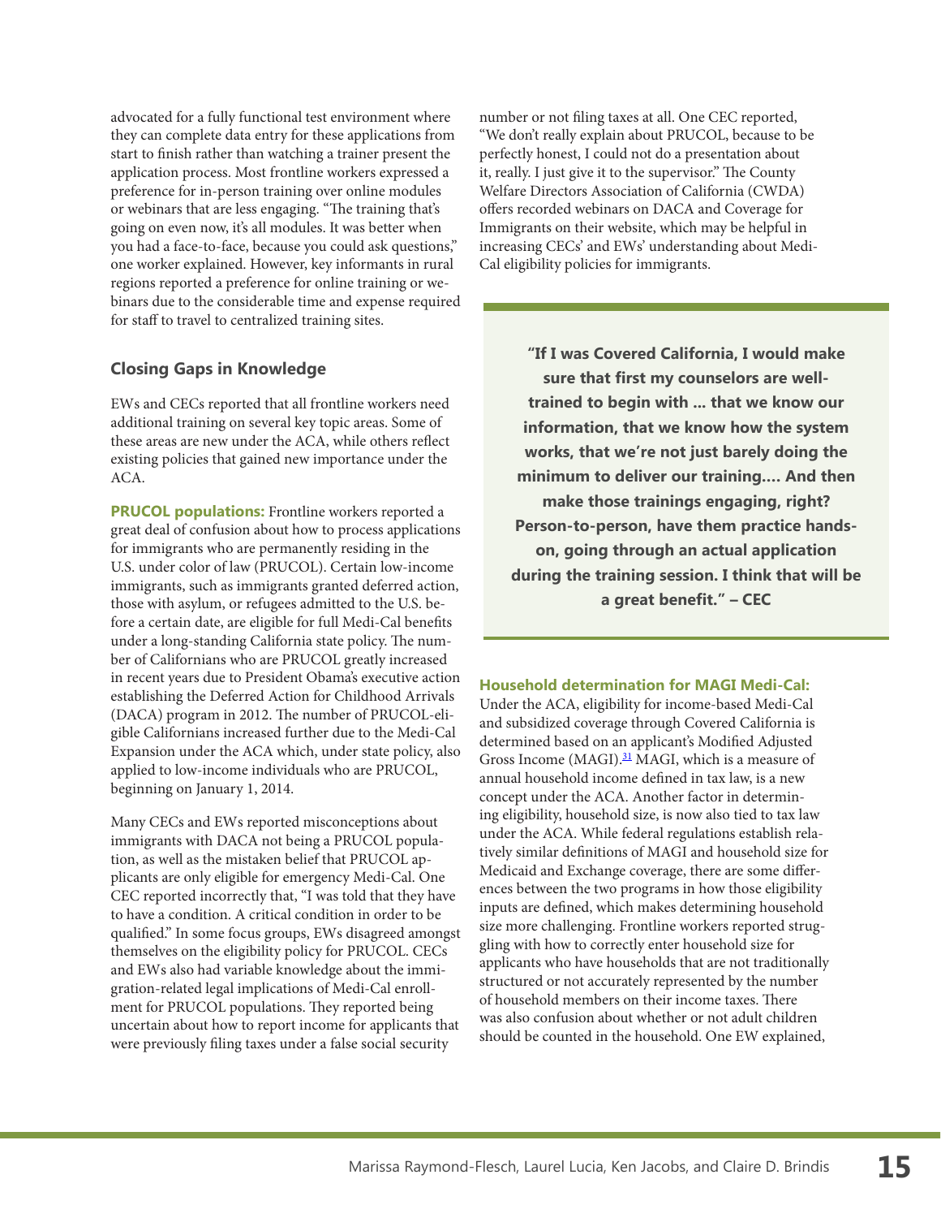advocated for a fully functional test environment where they can complete data entry for these applications from start to finish rather than watching a trainer present the application process. Most frontline workers expressed a preference for in-person training over online modules or webinars that are less engaging. "The training that's going on even now, it's all modules. It was better when you had a face-to-face, because you could ask questions," one worker explained. However, key informants in rural regions reported a preference for online training or webinars due to the considerable time and expense required for staff to travel to centralized training sites.

### Closing Gaps in Knowledge

EWs and CECs reported that all frontline workers need additional training on several key topic areas. Some of these areas are new under the ACA, while others reflect existing policies that gained new importance under the ACA.

**PRUCOL populations:** Frontline workers reported a great deal of confusion about how to process applications for immigrants who are permanently residing in the U.S. under color of law (PRUCOL). Certain low-income immigrants, such as immigrants granted deferred action, those with asylum, or refugees admitted to the U.S. before a certain date, are eligible for full Medi-Cal benefits under a long-standing California state policy. The number of Californians who are PRUCOL greatly increased in recent years due to President Obama's executive action establishing the Deferred Action for Childhood Arrivals (DACA) program in 2012. The number of PRUCOL-eligible Californians increased further due to the Medi-Cal Expansion under the ACA which, under state policy, also applied to low-income individuals who are PRUCOL, beginning on January 1, 2014.

Many CECs and EWs reported misconceptions about immigrants with DACA not being a PRUCOL population, as well as the mistaken belief that PRUCOL applicants are only eligible for emergency Medi-Cal. One CEC reported incorrectly that, "I was told that they have to have a condition. A critical condition in order to be qualified." In some focus groups, EWs disagreed amongst themselves on the eligibility policy for PRUCOL. CECs and EWs also had variable knowledge about the immigration-related legal implications of Medi-Cal enrollment for PRUCOL populations. They reported being uncertain about how to report income for applicants that were previously filing taxes under a false social security number or not filing taxes at all. One CEC reported, "We don't really explain about PRUCOL, because to be perfectly honest, I could not do a presentation about it, really. I just give it to the supervisor." The County Welfare Directors Association of California (CWDA) offers recorded webinars on DACA and Coverage for Immigrants on their website, which may be helpful in increasing CECs' and EWs' understanding about Medi-Cal eligibility policies for immigrants.

> **"If I was Covered California, I would make sure that first my counselors are well-trained to begin with ... that we know our information, that we know how the system works, that we're not just barely doing the minimum to deliver our training.... And then make those trainings engaging, right? Person-to-person, have them practice hands-on, going through an actual application during the training session. I think that will be a great benefit." – CEC**

**Household determination for MAGI Medi-Cal:** Under the ACA, eligibility for income-based Medi-Cal and subsidized coverage through Covered California is determined based on an applicant's Modified Adjusted Gross Income (MAGI).[31] MAGI, which is a measure of annual household income defined in tax law, is a new concept under the ACA. Another factor in determining eligibility, household size, is now also tied to tax law under the ACA. While federal regulations establish relatively similar definitions of MAGI and household size for Medicaid and Exchange coverage, there are some differences between the two programs in how those eligibility inputs are defined, which makes determining household size more challenging. Frontline workers reported struggling with how to correctly enter household size for applicants who have households that are not traditionally structured or not accurately represented by the number of household members on their income taxes. There was also confusion about whether or not adult children should be counted in the household. One EW explained,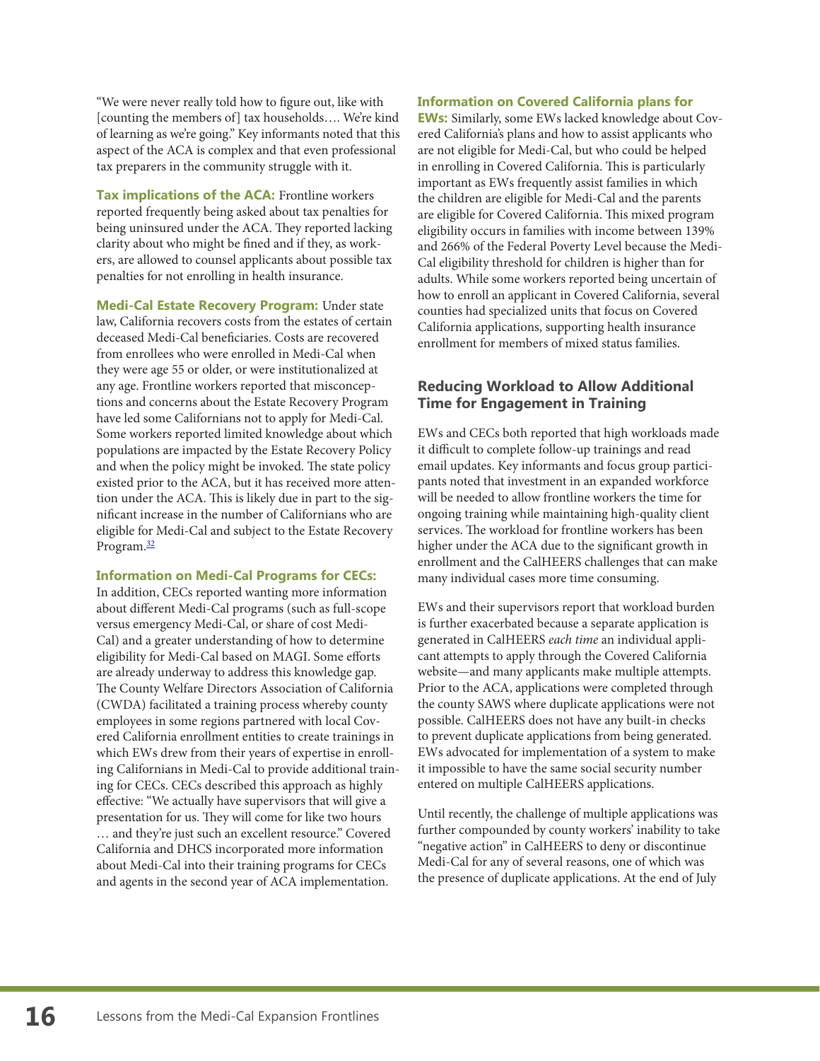"We were never really told how to figure out, like with [counting the members of] tax households…. We're kind of learning as we're going." Key informants noted that this aspect of the ACA is complex and that even professional tax preparers in the community struggle with it.

**Tax implications of the ACA:** Frontline workers reported frequently being asked about tax penalties for being uninsured under the ACA. They reported lacking clarity about who might be fined and if they, as workers, are allowed to counsel applicants about possible tax penalties for not enrolling in health insurance.

**Medi-Cal Estate Recovery Program:** Under state law, California recovers costs from the estates of certain deceased Medi-Cal beneficiaries. Costs are recovered from enrollees who were enrolled in Medi-Cal when they were age 55 or older, or were institutionalized at any age. Frontline workers reported that misconceptions and concerns about the Estate Recovery Program have led some Californians not to apply for Medi-Cal. Some workers reported limited knowledge about which populations are impacted by the Estate Recovery Policy and when the policy might be invoked. The state policy existed prior to the ACA, but it has received more attention under the ACA. This is likely due in part to the significant increase in the number of Californians who are eligible for Medi-Cal and subject to the Estate Recovery Program.[32]

**Information on Medi-Cal Programs for CECs:** In addition, CECs reported wanting more information about different Medi-Cal programs (such as full-scope versus emergency Medi-Cal, or share of cost Medi-Cal) and a greater understanding of how to determine eligibility for Medi-Cal based on MAGI. Some efforts are already underway to address this knowledge gap. The County Welfare Directors Association of California (CWDA) facilitated a training process whereby county employees in some regions partnered with local Covered California enrollment entities to create trainings in which EWs drew from their years of expertise in enrolling Californians in Medi-Cal to provide additional training for CECs. CECs described this approach as highly effective: "We actually have supervisors that will give a presentation for us. They will come for like two hours … and they're just such an excellent resource." Covered California and DHCS incorporated more information about Medi-Cal into their training programs for CECs and agents in the second year of ACA implementation.

**Information on Covered California plans for EWs:** Similarly, some EWs lacked knowledge about Covered California's plans and how to assist applicants who are not eligible for Medi-Cal, but who could be helped in enrolling in Covered California. This is particularly important as EWs frequently assist families in which the children are eligible for Medi-Cal and the parents are eligible for Covered California. This mixed program eligibility occurs in families with income between 139% and 266% of the Federal Poverty Level because the Medi-Cal eligibility threshold for children is higher than for adults. While some workers reported being uncertain of how to enroll an applicant in Covered California, several counties had specialized units that focus on Covered California applications, supporting health insurance enrollment for members of mixed status families.

## Reducing Workload to Allow Additional Time for Engagement in Training

EWs and CECs both reported that high workloads made it difficult to complete follow-up trainings and read email updates. Key informants and focus group participants noted that investment in an expanded workforce will be needed to allow frontline workers the time for ongoing training while maintaining high-quality client services. The workload for frontline workers has been higher under the ACA due to the significant growth in enrollment and the CalHEERS challenges that can make many individual cases more time consuming.

EWs and their supervisors report that workload burden is further exacerbated because a separate application is generated in CalHEERS *each time* an individual applicant attempts to apply through the Covered California website—and many applicants make multiple attempts. Prior to the ACA, applications were completed through the county SAWS where duplicate applications were not possible. CalHEERS does not have any built-in checks to prevent duplicate applications from being generated. EWs advocated for implementation of a system to make it impossible to have the same social security number entered on multiple CalHEERS applications.

Until recently, the challenge of multiple applications was further compounded by county workers' inability to take "negative action" in CalHEERS to deny or discontinue Medi-Cal for any of several reasons, one of which was the presence of duplicate applications. At the end of July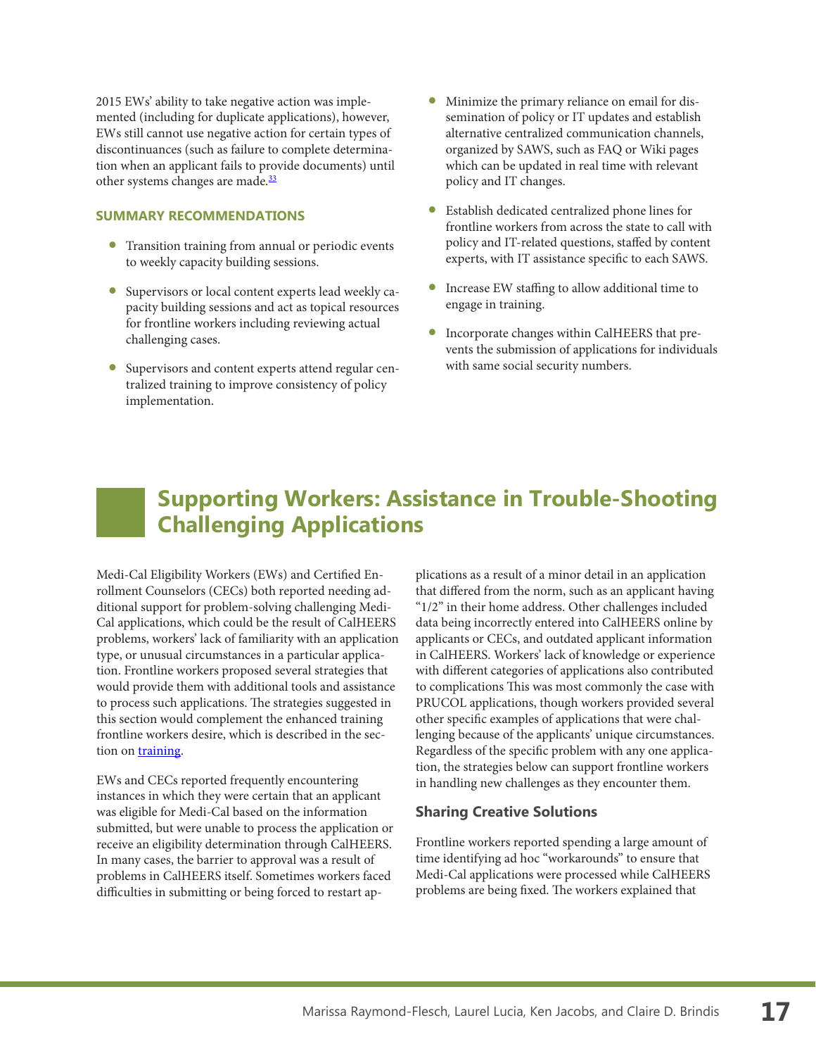2015 EWs' ability to take negative action was implemented (including for duplicate applications), however, EWs still cannot use negative action for certain types of discontinuances (such as failure to complete determination when an applicant fails to provide documents) until other systems changes are made.[33]

### SUMMARY RECOMMENDATIONS

- Transition training from annual or periodic events to weekly capacity building sessions.
- Supervisors or local content experts lead weekly capacity building sessions and act as topical resources for frontline workers including reviewing actual challenging cases.
- Supervisors and content experts attend regular centralized training to improve consistency of policy implementation.
- Minimize the primary reliance on email for dissemination of policy or IT updates and establish alternative centralized communication channels, organized by SAWS, such as FAQ or Wiki pages which can be updated in real time with relevant policy and IT changes.
- Establish dedicated centralized phone lines for frontline workers from across the state to call with policy and IT-related questions, staffed by content experts, with IT assistance specific to each SAWS.
- Increase EW staffing to allow additional time to engage in training.
- Incorporate changes within CalHEERS that prevents the submission of applications for individuals with same social security numbers.

## Supporting Workers: Assistance in Trouble-Shooting Challenging Applications

Medi-Cal Eligibility Workers (EWs) and Certified Enrollment Counselors (CECs) both reported needing additional support for problem-solving challenging Medi-Cal applications, which could be the result of CalHEERS problems, workers' lack of familiarity with an application type, or unusual circumstances in a particular application. Frontline workers proposed several strategies that would provide them with additional tools and assistance to process such applications. The strategies suggested in this section would complement the enhanced training frontline workers desire, which is described in the section on training.

EWs and CECs reported frequently encountering instances in which they were certain that an applicant was eligible for Medi-Cal based on the information submitted, but were unable to process the application or receive an eligibility determination through CalHEERS. In many cases, the barrier to approval was a result of problems in CalHEERS itself. Sometimes workers faced difficulties in submitting or being forced to restart applications as a result of a minor detail in an application that differed from the norm, such as an applicant having "1/2" in their home address. Other challenges included data being incorrectly entered into CalHEERS online by applicants or CECs, and outdated applicant information in CalHEERS. Workers' lack of knowledge or experience with different categories of applications also contributed to complications This was most commonly the case with PRUCOL applications, though workers provided several other specific examples of applications that were challenging because of the applicants' unique circumstances. Regardless of the specific problem with any one application, the strategies below can support frontline workers in handling new challenges as they encounter them.

### Sharing Creative Solutions

Frontline workers reported spending a large amount of time identifying ad hoc "workarounds" to ensure that Medi-Cal applications were processed while CalHEERS problems are being fixed. The workers explained that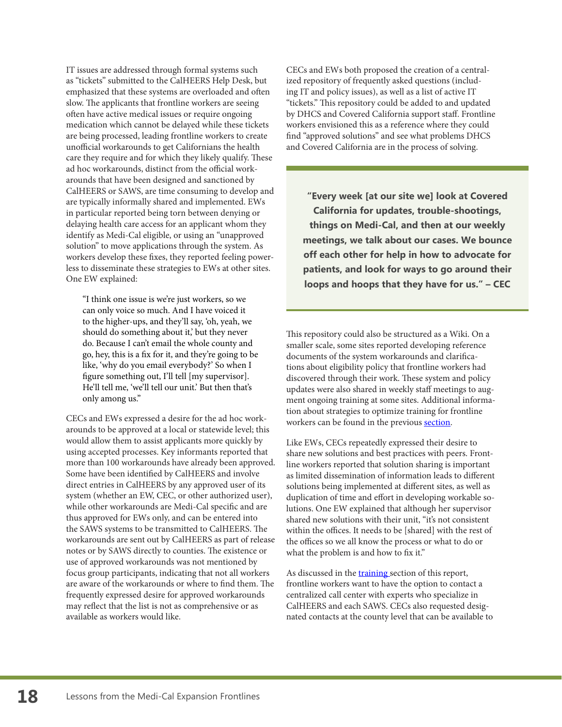IT issues are addressed through formal systems such as "tickets" submitted to the CalHEERS Help Desk, but emphasized that these systems are overloaded and often slow. The applicants that frontline workers are seeing often have active medical issues or require ongoing medication which cannot be delayed while these tickets are being processed, leading frontline workers to create unofficial workarounds to get Californians the health care they require and for which they likely qualify. These ad hoc workarounds, distinct from the official workarounds that have been designed and sanctioned by CalHEERS or SAWS, are time consuming to develop and are typically informally shared and implemented. EWs in particular reported being torn between denying or delaying health care access for an applicant whom they identify as Medi-Cal eligible, or using an "unapproved solution" to move applications through the system. As workers develop these fixes, they reported feeling powerless to disseminate these strategies to EWs at other sites. One EW explained:

> "I think one issue is we're just workers, so we can only voice so much. And I have voiced it to the higher-ups, and they'll say, 'oh, yeah, we should do something about it,' but they never do. Because I can't email the whole county and go, hey, this is a fix for it, and they're going to be like, 'why do you email everybody?' So when I figure something out, I'll tell [my supervisor]. He'll tell me, 'we'll tell our unit.' But then that's only among us."

CECs and EWs expressed a desire for the ad hoc workarounds to be approved at a local or statewide level; this would allow them to assist applicants more quickly by using accepted processes. Key informants reported that more than 100 workarounds have already been approved. Some have been identified by CalHEERS and involve direct entries in CalHEERS by any approved user of its system (whether an EW, CEC, or other authorized user), while other workarounds are Medi-Cal specific and are thus approved for EWs only, and can be entered into the SAWS systems to be transmitted to CalHEERS. The workarounds are sent out by CalHEERS as part of release notes or by SAWS directly to counties. The existence or use of approved workarounds was not mentioned by focus group participants, indicating that not all workers are aware of the workarounds or where to find them. The frequently expressed desire for approved workarounds may reflect that the list is not as comprehensive or as available as workers would like.

CECs and EWs both proposed the creation of a centralized repository of frequently asked questions (including IT and policy issues), as well as a list of active IT "tickets." This repository could be added to and updated by DHCS and Covered California support staff. Frontline workers envisioned this as a reference where they could find "approved solutions" and see what problems DHCS and Covered California are in the process of solving.

> **"Every week [at our site we] look at Covered California for updates, trouble-shootings, things on Medi-Cal, and then at our weekly meetings, we talk about our cases. We bounce off each other for help in how to advocate for patients, and look for ways to go around their loops and hoops that they have for us." – CEC**

This repository could also be structured as a Wiki. On a smaller scale, some sites reported developing reference documents of the system workarounds and clarifications about eligibility policy that frontline workers had discovered through their work. These system and policy updates were also shared in weekly staff meetings to augment ongoing training at some sites. Additional information about strategies to optimize training for frontline workers can be found in the previous section.

Like EWs, CECs repeatedly expressed their desire to share new solutions and best practices with peers. Frontline workers reported that solution sharing is important as limited dissemination of information leads to different solutions being implemented at different sites, as well as duplication of time and effort in developing workable solutions. One EW explained that although her supervisor shared new solutions with their unit, "it's not consistent within the offices. It needs to be [shared] with the rest of the offices so we all know the process or what to do or what the problem is and how to fix it."

As discussed in the training section of this report, frontline workers want to have the option to contact a centralized call center with experts who specialize in CalHEERS and each SAWS. CECs also requested designated contacts at the county level that can be available to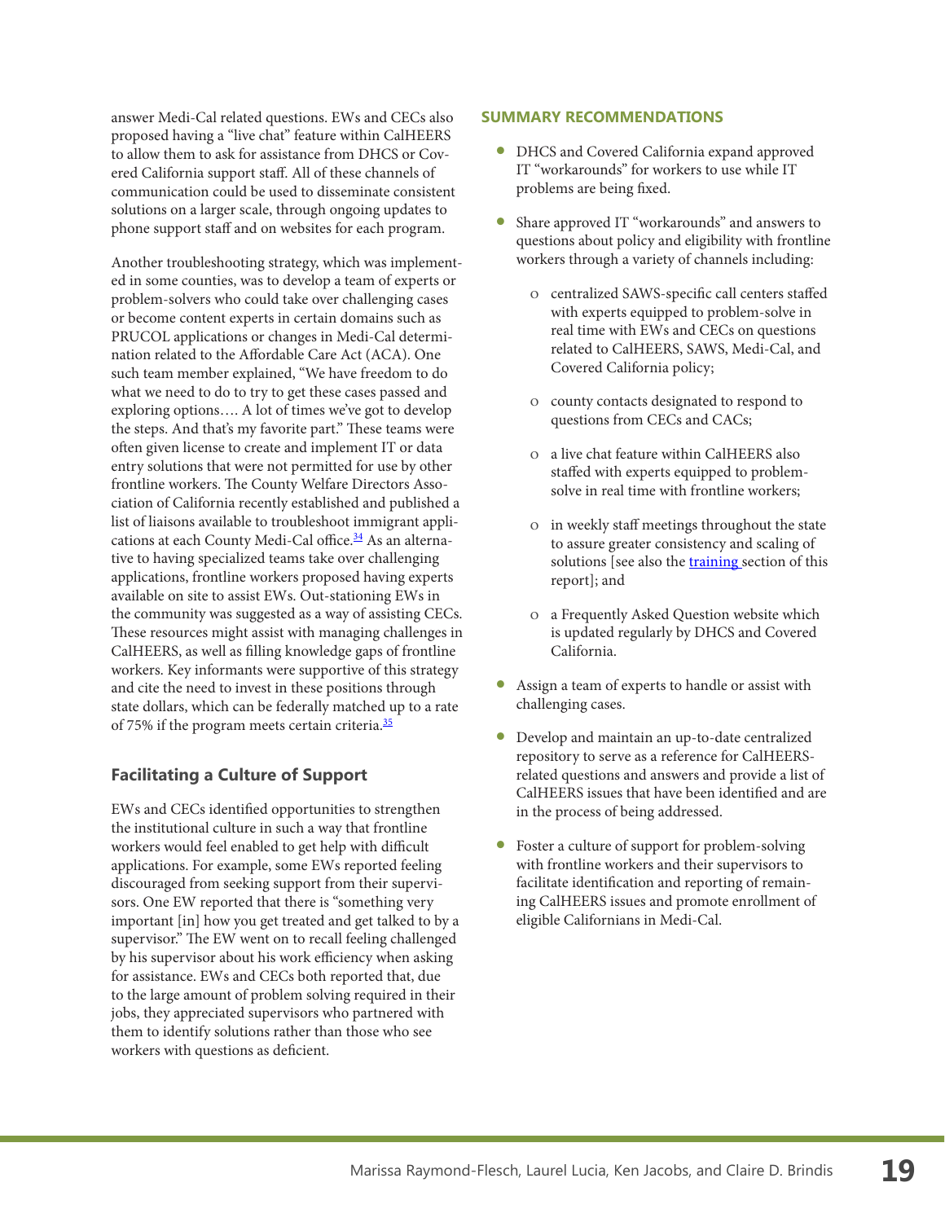answer Medi-Cal related questions. EWs and CECs also proposed having a "live chat" feature within CalHEERS to allow them to ask for assistance from DHCS or Covered California support staff. All of these channels of communication could be used to disseminate consistent solutions on a larger scale, through ongoing updates to phone support staff and on websites for each program.

Another troubleshooting strategy, which was implemented in some counties, was to develop a team of experts or problem-solvers who could take over challenging cases or become content experts in certain domains such as PRUCOL applications or changes in Medi-Cal determination related to the Affordable Care Act (ACA). One such team member explained, "We have freedom to do what we need to do to try to get these cases passed and exploring options…. A lot of times we've got to develop the steps. And that's my favorite part." These teams were often given license to create and implement IT or data entry solutions that were not permitted for use by other frontline workers. The County Welfare Directors Association of California recently established and published a list of liaisons available to troubleshoot immigrant applications at each County Medi-Cal office.[34] As an alternative to having specialized teams take over challenging applications, frontline workers proposed having experts available on site to assist EWs. Out-stationing EWs in the community was suggested as a way of assisting CECs. These resources might assist with managing challenges in CalHEERS, as well as filling knowledge gaps of frontline workers. Key informants were supportive of this strategy and cite the need to invest in these positions through state dollars, which can be federally matched up to a rate of 75% if the program meets certain criteria.[35]

### Facilitating a Culture of Support

EWs and CECs identified opportunities to strengthen the institutional culture in such a way that frontline workers would feel enabled to get help with difficult applications. For example, some EWs reported feeling discouraged from seeking support from their supervisors. One EW reported that there is "something very important [in] how you get treated and get talked to by a supervisor." The EW went on to recall feeling challenged by his supervisor about his work efficiency when asking for assistance. EWs and CECs both reported that, due to the large amount of problem solving required in their jobs, they appreciated supervisors who partnered with them to identify solutions rather than those who see workers with questions as deficient.

### SUMMARY RECOMMENDATIONS

- DHCS and Covered California expand approved IT "workarounds" for workers to use while IT problems are being fixed.
- Share approved IT "workarounds" and answers to questions about policy and eligibility with frontline workers through a variety of channels including:
  - centralized SAWS-specific call centers staffed with experts equipped to problem-solve in real time with EWs and CECs on questions related to CalHEERS, SAWS, Medi-Cal, and Covered California policy;
  - county contacts designated to respond to questions from CECs and CACs;
  - a live chat feature within CalHEERS also staffed with experts equipped to problem-solve in real time with frontline workers;
  - in weekly staff meetings throughout the state to assure greater consistency and scaling of solutions [see also the training section of this report]; and
  - a Frequently Asked Question website which is updated regularly by DHCS and Covered California.
- Assign a team of experts to handle or assist with challenging cases.
- Develop and maintain an up-to-date centralized repository to serve as a reference for CalHEERS-related questions and answers and provide a list of CalHEERS issues that have been identified and are in the process of being addressed.
- Foster a culture of support for problem-solving with frontline workers and their supervisors to facilitate identification and reporting of remaining CalHEERS issues and promote enrollment of eligible Californians in Medi-Cal.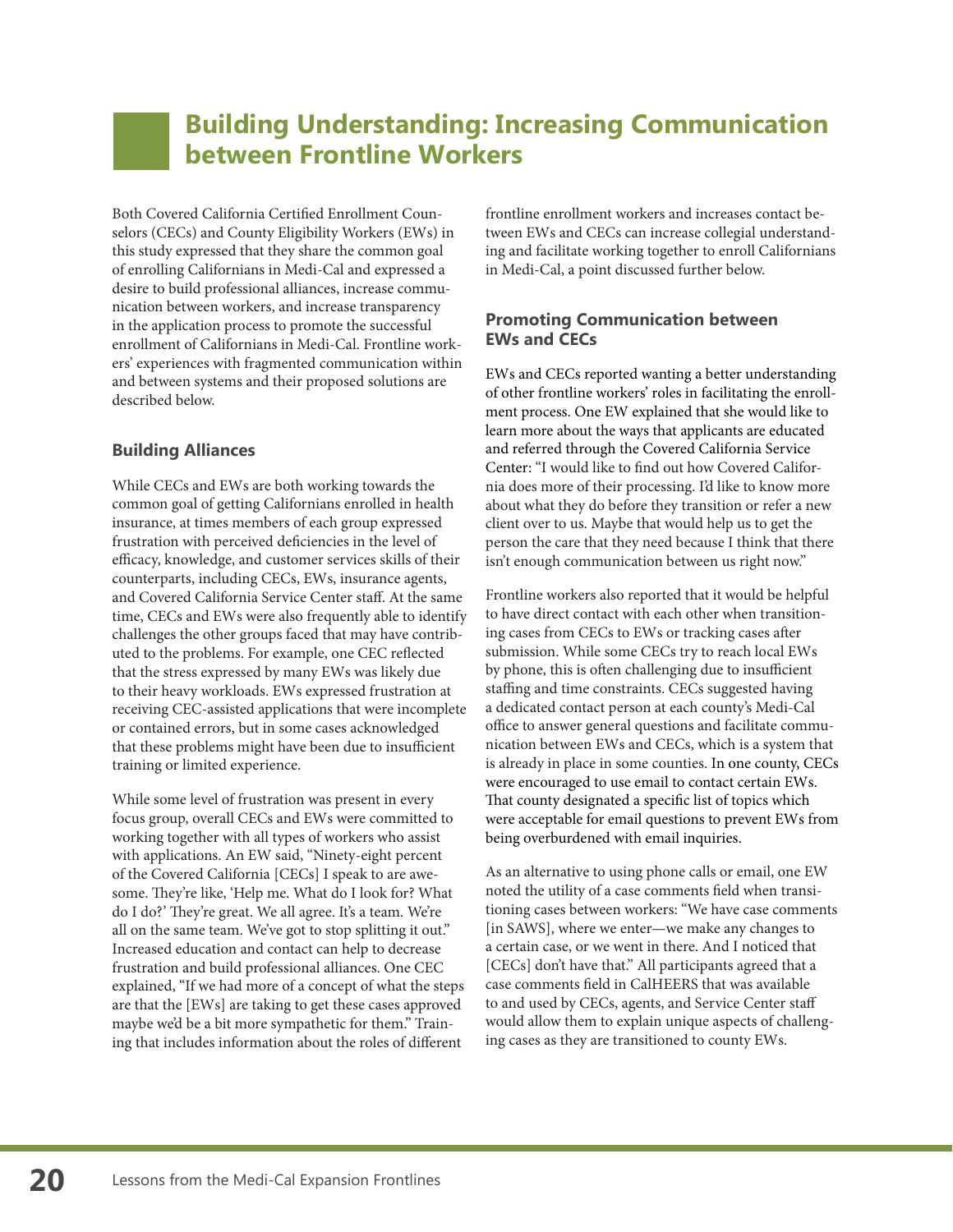# Building Understanding: Increasing Communication between Frontline Workers

Both Covered California Certified Enrollment Counselors (CECs) and County Eligibility Workers (EWs) in this study expressed that they share the common goal of enrolling Californians in Medi-Cal and expressed a desire to build professional alliances, increase communication between workers, and increase transparency in the application process to promote the successful enrollment of Californians in Medi-Cal. Frontline workers' experiences with fragmented communication within and between systems and their proposed solutions are described below.

## Building Alliances

While CECs and EWs are both working towards the common goal of getting Californians enrolled in health insurance, at times members of each group expressed frustration with perceived deficiencies in the level of efficacy, knowledge, and customer services skills of their counterparts, including CECs, EWs, insurance agents, and Covered California Service Center staff. At the same time, CECs and EWs were also frequently able to identify challenges the other groups faced that may have contributed to the problems. For example, one CEC reflected that the stress expressed by many EWs was likely due to their heavy workloads. EWs expressed frustration at receiving CEC-assisted applications that were incomplete or contained errors, but in some cases acknowledged that these problems might have been due to insufficient training or limited experience.

While some level of frustration was present in every focus group, overall CECs and EWs were committed to working together with all types of workers who assist with applications. An EW said, "Ninety-eight percent of the Covered California [CECs] I speak to are awesome. They're like, 'Help me. What do I look for? What do I do?' They're great. We all agree. It's a team. We're all on the same team. We've got to stop splitting it out." Increased education and contact can help to decrease frustration and build professional alliances. One CEC explained, "If we had more of a concept of what the steps are that the [EWs] are taking to get these cases approved maybe we'd be a bit more sympathetic for them." Training that includes information about the roles of different frontline enrollment workers and increases contact between EWs and CECs can increase collegial understanding and facilitate working together to enroll Californians in Medi-Cal, a point discussed further below.

## Promoting Communication between EWs and CECs

EWs and CECs reported wanting a better understanding of other frontline workers' roles in facilitating the enrollment process. One EW explained that she would like to learn more about the ways that applicants are educated and referred through the Covered California Service Center: "I would like to find out how Covered California does more of their processing. I'd like to know more about what they do before they transition or refer a new client over to us. Maybe that would help us to get the person the care that they need because I think that there isn't enough communication between us right now."

Frontline workers also reported that it would be helpful to have direct contact with each other when transitioning cases from CECs to EWs or tracking cases after submission. While some CECs try to reach local EWs by phone, this is often challenging due to insufficient staffing and time constraints. CECs suggested having a dedicated contact person at each county's Medi-Cal office to answer general questions and facilitate communication between EWs and CECs, which is a system that is already in place in some counties. In one county, CECs were encouraged to use email to contact certain EWs. That county designated a specific list of topics which were acceptable for email questions to prevent EWs from being overburdened with email inquiries.

As an alternative to using phone calls or email, one EW noted the utility of a case comments field when transitioning cases between workers: "We have case comments [in SAWS], where we enter—we make any changes to a certain case, or we went in there. And I noticed that [CECs] don't have that." All participants agreed that a case comments field in CalHEERS that was available to and used by CECs, agents, and Service Center staff would allow them to explain unique aspects of challenging cases as they are transitioned to county EWs.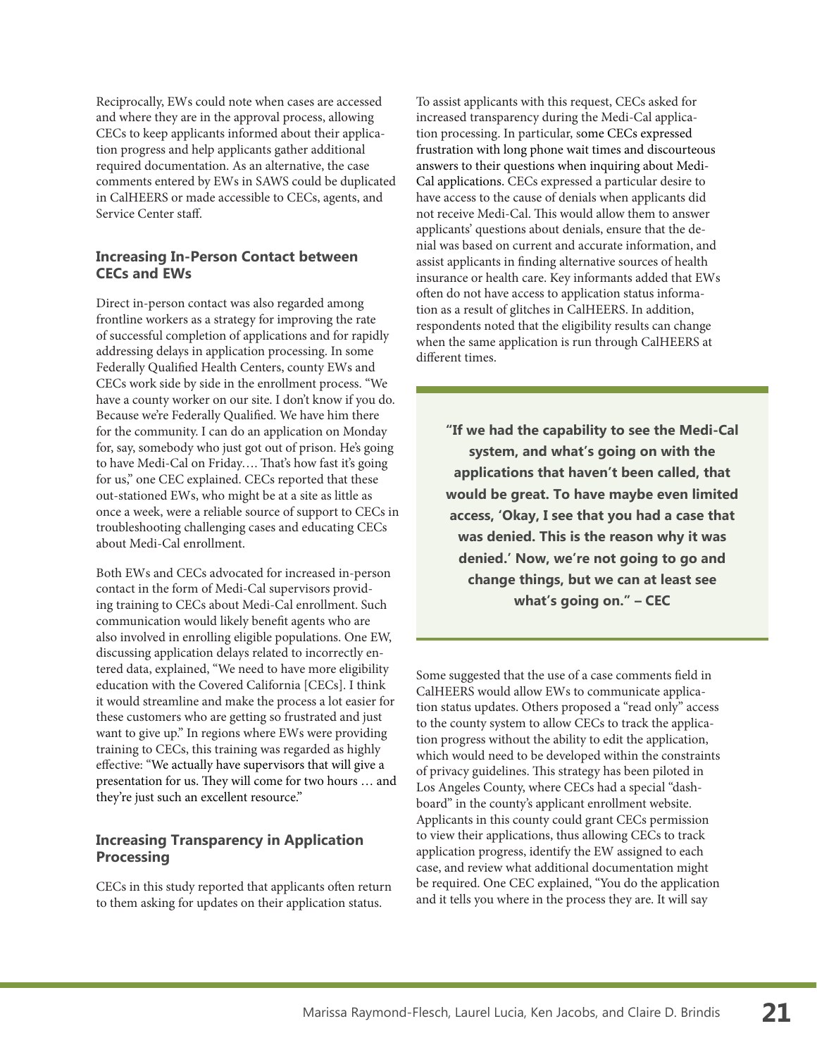Reciprocally, EWs could note when cases are accessed and where they are in the approval process, allowing CECs to keep applicants informed about their application progress and help applicants gather additional required documentation. As an alternative, the case comments entered by EWs in SAWS could be duplicated in CalHEERS or made accessible to CECs, agents, and Service Center staff.

### Increasing In-Person Contact between CECs and EWs

Direct in-person contact was also regarded among frontline workers as a strategy for improving the rate of successful completion of applications and for rapidly addressing delays in application processing. In some Federally Qualified Health Centers, county EWs and CECs work side by side in the enrollment process. "We have a county worker on our site. I don't know if you do. Because we're Federally Qualified. We have him there for the community. I can do an application on Monday for, say, somebody who just got out of prison. He's going to have Medi-Cal on Friday…. That's how fast it's going for us," one CEC explained. CECs reported that these out-stationed EWs, who might be at a site as little as once a week, were a reliable source of support to CECs in troubleshooting challenging cases and educating CECs about Medi-Cal enrollment.

Both EWs and CECs advocated for increased in-person contact in the form of Medi-Cal supervisors providing training to CECs about Medi-Cal enrollment. Such communication would likely benefit agents who are also involved in enrolling eligible populations. One EW, discussing application delays related to incorrectly entered data, explained, "We need to have more eligibility education with the Covered California [CECs]. I think it would streamline and make the process a lot easier for these customers who are getting so frustrated and just want to give up." In regions where EWs were providing training to CECs, this training was regarded as highly effective: "We actually have supervisors that will give a presentation for us. They will come for two hours … and they're just such an excellent resource."

### Increasing Transparency in Application Processing

CECs in this study reported that applicants often return to them asking for updates on their application status. To assist applicants with this request, CECs asked for increased transparency during the Medi-Cal application processing. In particular, some CECs expressed frustration with long phone wait times and discourteous answers to their questions when inquiring about Medi-Cal applications. CECs expressed a particular desire to have access to the cause of denials when applicants did not receive Medi-Cal. This would allow them to answer applicants' questions about denials, ensure that the denial was based on current and accurate information, and assist applicants in finding alternative sources of health insurance or health care. Key informants added that EWs often do not have access to application status information as a result of glitches in CalHEERS. In addition, respondents noted that the eligibility results can change when the same application is run through CalHEERS at different times.

> **"If we had the capability to see the Medi-Cal system, and what's going on with the applications that haven't been called, that would be great. To have maybe even limited access, 'Okay, I see that you had a case that was denied. This is the reason why it was denied.' Now, we're not going to go and change things, but we can at least see what's going on." – CEC**

Some suggested that the use of a case comments field in CalHEERS would allow EWs to communicate application status updates. Others proposed a "read only" access to the county system to allow CECs to track the application progress without the ability to edit the application, which would need to be developed within the constraints of privacy guidelines. This strategy has been piloted in Los Angeles County, where CECs had a special "dashboard" in the county's applicant enrollment website. Applicants in this county could grant CECs permission to view their applications, thus allowing CECs to track application progress, identify the EW assigned to each case, and review what additional documentation might be required. One CEC explained, "You do the application and it tells you where in the process they are. It will say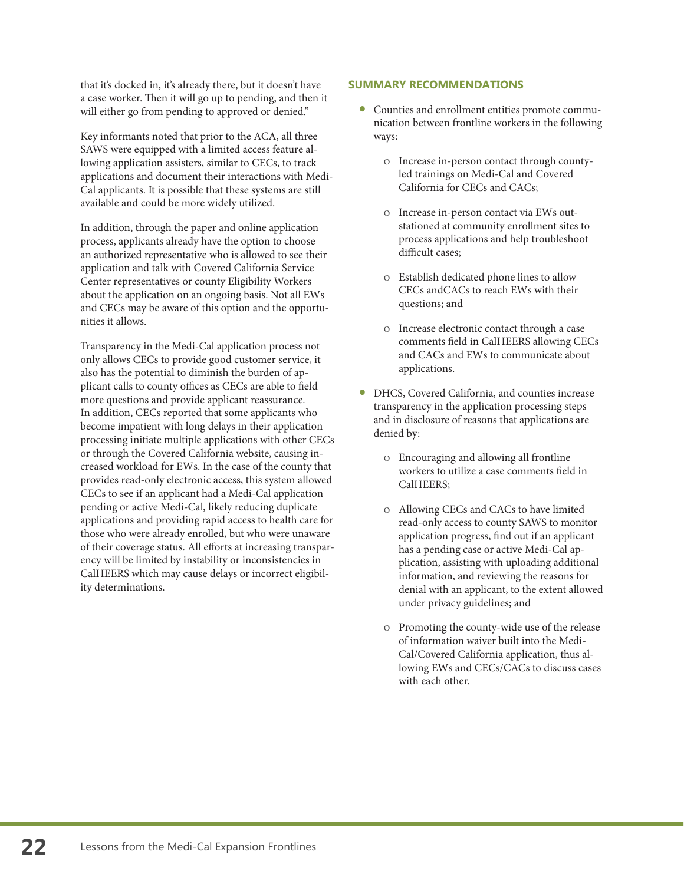that it's docked in, it's already there, but it doesn't have a case worker. Then it will go up to pending, and then it will either go from pending to approved or denied."

Key informants noted that prior to the ACA, all three SAWS were equipped with a limited access feature allowing application assisters, similar to CECs, to track applications and document their interactions with Medi-Cal applicants. It is possible that these systems are still available and could be more widely utilized.

In addition, through the paper and online application process, applicants already have the option to choose an authorized representative who is allowed to see their application and talk with Covered California Service Center representatives or county Eligibility Workers about the application on an ongoing basis. Not all EWs and CECs may be aware of this option and the opportunities it allows.

Transparency in the Medi-Cal application process not only allows CECs to provide good customer service, it also has the potential to diminish the burden of applicant calls to county offices as CECs are able to field more questions and provide applicant reassurance. In addition, CECs reported that some applicants who become impatient with long delays in their application processing initiate multiple applications with other CECs or through the Covered California website, causing increased workload for EWs. In the case of the county that provides read-only electronic access, this system allowed CECs to see if an applicant had a Medi-Cal application pending or active Medi-Cal, likely reducing duplicate applications and providing rapid access to health care for those who were already enrolled, but who were unaware of their coverage status. All efforts at increasing transparency will be limited by instability or inconsistencies in CalHEERS which may cause delays or incorrect eligibility determinations.

### SUMMARY RECOMMENDATIONS

- Counties and enrollment entities promote communication between frontline workers in the following ways:
    - Increase in-person contact through county-led trainings on Medi-Cal and Covered California for CECs and CACs;
    - Increase in-person contact via EWs outstationed at community enrollment sites to process applications and help troubleshoot difficult cases;
    - Establish dedicated phone lines to allow CECs andCACs to reach EWs with their questions; and
    - Increase electronic contact through a case comments field in CalHEERS allowing CECs and CACs and EWs to communicate about applications.
- DHCS, Covered California, and counties increase transparency in the application processing steps and in disclosure of reasons that applications are denied by:
    - Encouraging and allowing all frontline workers to utilize a case comments field in CalHEERS;
    - Allowing CECs and CACs to have limited read-only access to county SAWS to monitor application progress, find out if an applicant has a pending case or active Medi-Cal application, assisting with uploading additional information, and reviewing the reasons for denial with an applicant, to the extent allowed under privacy guidelines; and
    - Promoting the county-wide use of the release of information waiver built into the Medi-Cal/Covered California application, thus allowing EWs and CECs/CACs to discuss cases with each other.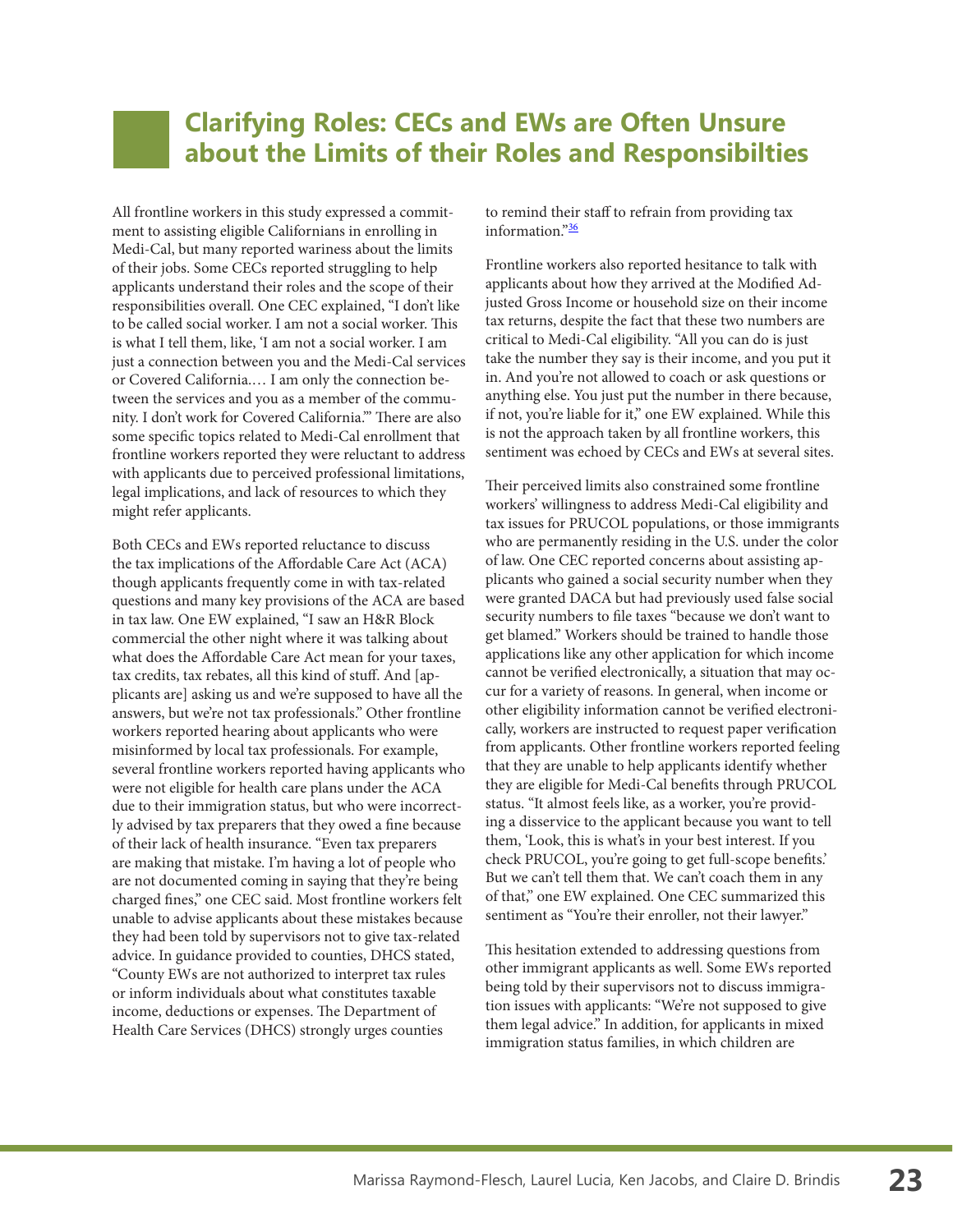## Clarifying Roles: CECs and EWs are Often Unsure about the Limits of their Roles and Responsibilties

All frontline workers in this study expressed a commitment to assisting eligible Californians in enrolling in Medi-Cal, but many reported wariness about the limits of their jobs. Some CECs reported struggling to help applicants understand their roles and the scope of their responsibilities overall. One CEC explained, "I don't like to be called social worker. I am not a social worker. This is what I tell them, like, 'I am not a social worker. I am just a connection between you and the Medi-Cal services or Covered California.… I am only the connection between the services and you as a member of the community. I don't work for Covered California.'" There are also some specific topics related to Medi-Cal enrollment that frontline workers reported they were reluctant to address with applicants due to perceived professional limitations, legal implications, and lack of resources to which they might refer applicants.

Both CECs and EWs reported reluctance to discuss the tax implications of the Affordable Care Act (ACA) though applicants frequently come in with tax-related questions and many key provisions of the ACA are based in tax law. One EW explained, "I saw an H&R Block commercial the other night where it was talking about what does the Affordable Care Act mean for your taxes, tax credits, tax rebates, all this kind of stuff. And [applicants are] asking us and we're supposed to have all the answers, but we're not tax professionals." Other frontline workers reported hearing about applicants who were misinformed by local tax professionals. For example, several frontline workers reported having applicants who were not eligible for health care plans under the ACA due to their immigration status, but who were incorrectly advised by tax preparers that they owed a fine because of their lack of health insurance. "Even tax preparers are making that mistake. I'm having a lot of people who are not documented coming in saying that they're being charged fines," one CEC said. Most frontline workers felt unable to advise applicants about these mistakes because they had been told by supervisors not to give tax-related advice. In guidance provided to counties, DHCS stated, "County EWs are not authorized to interpret tax rules or inform individuals about what constitutes taxable income, deductions or expenses. The Department of Health Care Services (DHCS) strongly urges counties to remind their staff to refrain from providing tax information."[36]

Frontline workers also reported hesitance to talk with applicants about how they arrived at the Modified Adjusted Gross Income or household size on their income tax returns, despite the fact that these two numbers are critical to Medi-Cal eligibility. "All you can do is just take the number they say is their income, and you put it in. And you're not allowed to coach or ask questions or anything else. You just put the number in there because, if not, you're liable for it," one EW explained. While this is not the approach taken by all frontline workers, this sentiment was echoed by CECs and EWs at several sites.

Their perceived limits also constrained some frontline workers' willingness to address Medi-Cal eligibility and tax issues for PRUCOL populations, or those immigrants who are permanently residing in the U.S. under the color of law. One CEC reported concerns about assisting applicants who gained a social security number when they were granted DACA but had previously used false social security numbers to file taxes "because we don't want to get blamed." Workers should be trained to handle those applications like any other application for which income cannot be verified electronically, a situation that may occur for a variety of reasons. In general, when income or other eligibility information cannot be verified electronically, workers are instructed to request paper verification from applicants. Other frontline workers reported feeling that they are unable to help applicants identify whether they are eligible for Medi-Cal benefits through PRUCOL status. "It almost feels like, as a worker, you're providing a disservice to the applicant because you want to tell them, 'Look, this is what's in your best interest. If you check PRUCOL, you're going to get full-scope benefits.' But we can't tell them that. We can't coach them in any of that," one EW explained. One CEC summarized this sentiment as "You're their enroller, not their lawyer."

This hesitation extended to addressing questions from other immigrant applicants as well. Some EWs reported being told by their supervisors not to discuss immigration issues with applicants: "We're not supposed to give them legal advice." In addition, for applicants in mixed immigration status families, in which children are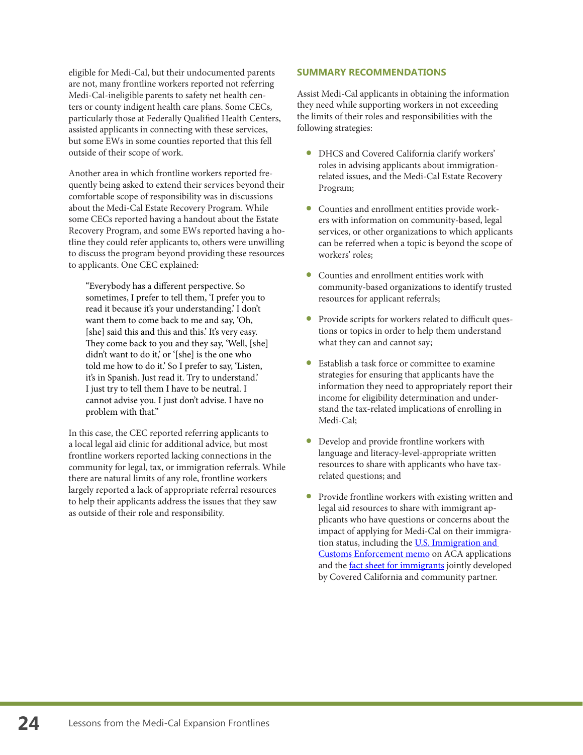eligible for Medi-Cal, but their undocumented parents are not, many frontline workers reported not referring Medi-Cal-ineligible parents to safety net health centers or county indigent health care plans. Some CECs, particularly those at Federally Qualified Health Centers, assisted applicants in connecting with these services, but some EWs in some counties reported that this fell outside of their scope of work.

Another area in which frontline workers reported frequently being asked to extend their services beyond their comfortable scope of responsibility was in discussions about the Medi-Cal Estate Recovery Program. While some CECs reported having a handout about the Estate Recovery Program, and some EWs reported having a hotline they could refer applicants to, others were unwilling to discuss the program beyond providing these resources to applicants. One CEC explained:

> "Everybody has a different perspective. So sometimes, I prefer to tell them, 'I prefer you to read it because it's your understanding.' I don't want them to come back to me and say, 'Oh, [she] said this and this and this.' It's very easy. They come back to you and they say, 'Well, [she] didn't want to do it,' or '[she] is the one who told me how to do it.' So I prefer to say, 'Listen, it's in Spanish. Just read it. Try to understand.' I just try to tell them I have to be neutral. I cannot advise you. I just don't advise. I have no problem with that."

In this case, the CEC reported referring applicants to a local legal aid clinic for additional advice, but most frontline workers reported lacking connections in the community for legal, tax, or immigration referrals. While there are natural limits of any role, frontline workers largely reported a lack of appropriate referral resources to help their applicants address the issues that they saw as outside of their role and responsibility.

## SUMMARY RECOMMENDATIONS

Assist Medi-Cal applicants in obtaining the information they need while supporting workers in not exceeding the limits of their roles and responsibilities with the following strategies:

- DHCS and Covered California clarify workers' roles in advising applicants about immigration-related issues, and the Medi-Cal Estate Recovery Program;
- Counties and enrollment entities provide workers with information on community-based, legal services, or other organizations to which applicants can be referred when a topic is beyond the scope of workers' roles;
- Counties and enrollment entities work with community-based organizations to identify trusted resources for applicant referrals;
- Provide scripts for workers related to difficult questions or topics in order to help them understand what they can and cannot say;
- Establish a task force or committee to examine strategies for ensuring that applicants have the information they need to appropriately report their income for eligibility determination and understand the tax-related implications of enrolling in Medi-Cal;
- Develop and provide frontline workers with language and literacy-level-appropriate written resources to share with applicants who have tax-related questions; and
- Provide frontline workers with existing written and legal aid resources to share with immigrant applicants who have questions or concerns about the impact of applying for Medi-Cal on their immigration status, including the U.S. Immigration and Customs Enforcement memo on ACA applications and the fact sheet for immigrants jointly developed by Covered California and community partner.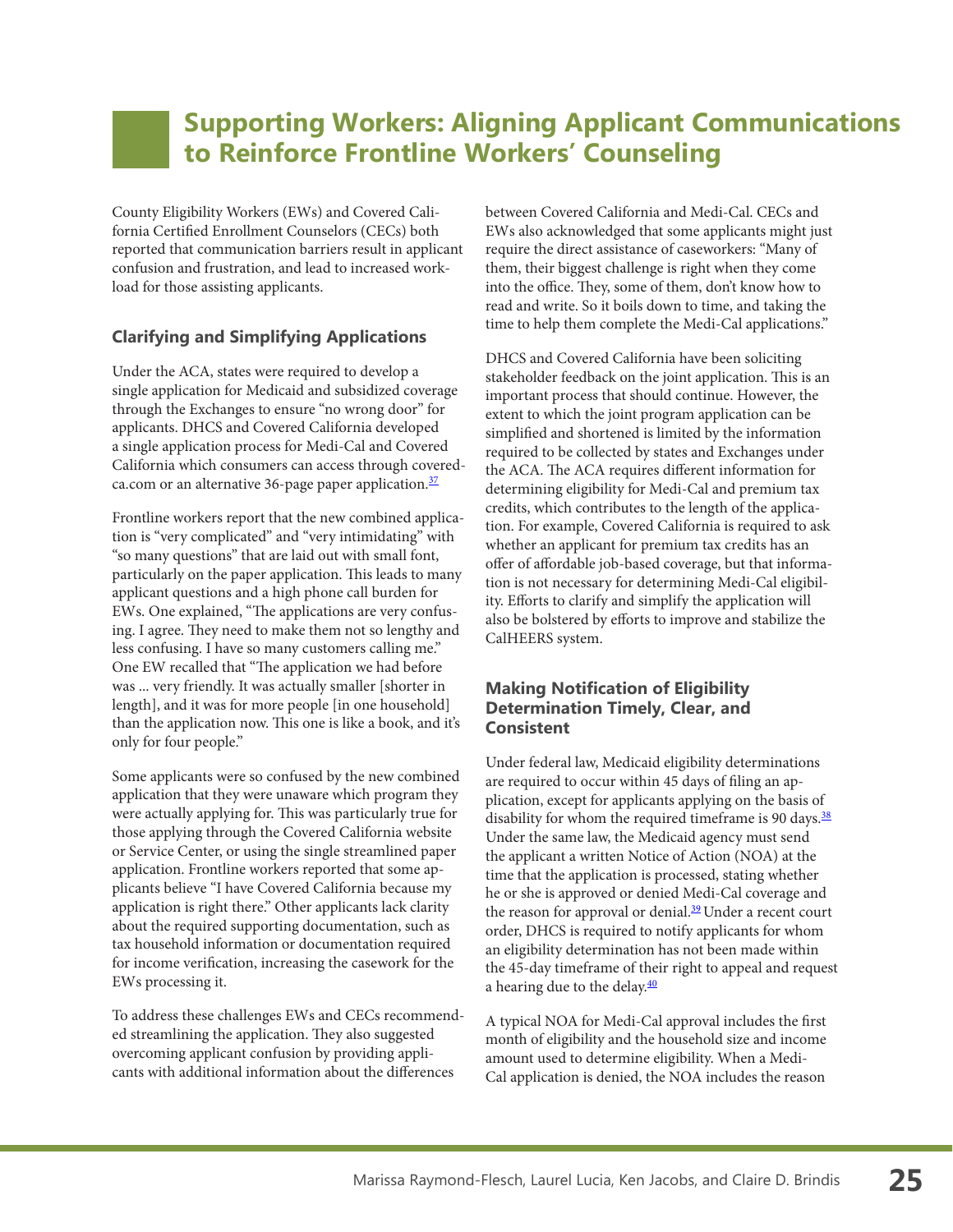## Supporting Workers: Aligning Applicant Communications to Reinforce Frontline Workers' Counseling

County Eligibility Workers (EWs) and Covered California Certified Enrollment Counselors (CECs) both reported that communication barriers result in applicant confusion and frustration, and lead to increased workload for those assisting applicants.

### Clarifying and Simplifying Applications

Under the ACA, states were required to develop a single application for Medicaid and subsidized coverage through the Exchanges to ensure "no wrong door" for applicants. DHCS and Covered California developed a single application process for Medi-Cal and Covered California which consumers can access through coveredca.com or an alternative 36-page paper application.[37]

Frontline workers report that the new combined application is "very complicated" and "very intimidating" with "so many questions" that are laid out with small font, particularly on the paper application. This leads to many applicant questions and a high phone call burden for EWs. One explained, "The applications are very confusing. I agree. They need to make them not so lengthy and less confusing. I have so many customers calling me." One EW recalled that "The application we had before was ... very friendly. It was actually smaller [shorter in length], and it was for more people [in one household] than the application now. This one is like a book, and it's only for four people."

Some applicants were so confused by the new combined application that they were unaware which program they were actually applying for. This was particularly true for those applying through the Covered California website or Service Center, or using the single streamlined paper application. Frontline workers reported that some applicants believe "I have Covered California because my application is right there." Other applicants lack clarity about the required supporting documentation, such as tax household information or documentation required for income verification, increasing the casework for the EWs processing it.

To address these challenges EWs and CECs recommended streamlining the application. They also suggested overcoming applicant confusion by providing applicants with additional information about the differences between Covered California and Medi-Cal. CECs and EWs also acknowledged that some applicants might just require the direct assistance of caseworkers: "Many of them, their biggest challenge is right when they come into the office. They, some of them, don't know how to read and write. So it boils down to time, and taking the time to help them complete the Medi-Cal applications."

DHCS and Covered California have been soliciting stakeholder feedback on the joint application. This is an important process that should continue. However, the extent to which the joint program application can be simplified and shortened is limited by the information required to be collected by states and Exchanges under the ACA. The ACA requires different information for determining eligibility for Medi-Cal and premium tax credits, which contributes to the length of the application. For example, Covered California is required to ask whether an applicant for premium tax credits has an offer of affordable job-based coverage, but that information is not necessary for determining Medi-Cal eligibility. Efforts to clarify and simplify the application will also be bolstered by efforts to improve and stabilize the CalHEERS system.

### Making Notification of Eligibility Determination Timely, Clear, and Consistent

Under federal law, Medicaid eligibility determinations are required to occur within 45 days of filing an application, except for applicants applying on the basis of disability for whom the required timeframe is 90 days.[38] Under the same law, the Medicaid agency must send the applicant a written Notice of Action (NOA) at the time that the application is processed, stating whether he or she is approved or denied Medi-Cal coverage and the reason for approval or denial.[39] Under a recent court order, DHCS is required to notify applicants for whom an eligibility determination has not been made within the 45-day timeframe of their right to appeal and request a hearing due to the delay.[40]

A typical NOA for Medi-Cal approval includes the first month of eligibility and the household size and income amount used to determine eligibility. When a Medi-Cal application is denied, the NOA includes the reason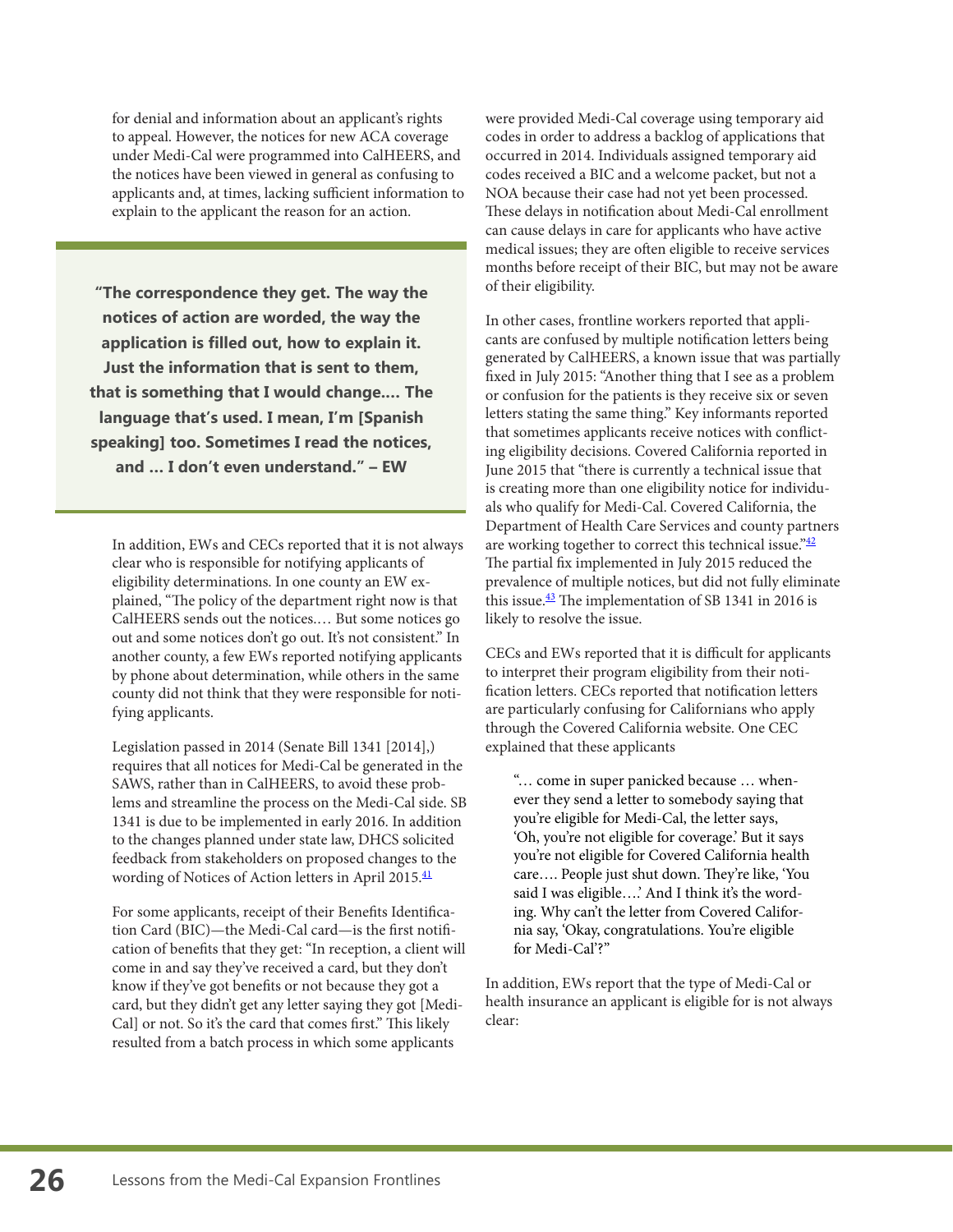for denial and information about an applicant's rights to appeal. However, the notices for new ACA coverage under Medi-Cal were programmed into CalHEERS, and the notices have been viewed in general as confusing to applicants and, at times, lacking sufficient information to explain to the applicant the reason for an action.

> **"The correspondence they get. The way the notices of action are worded, the way the application is filled out, how to explain it. Just the information that is sent to them, that is something that I would change.… The language that's used. I mean, I'm [Spanish speaking] too. Sometimes I read the notices, and … I don't even understand." – EW**

In addition, EWs and CECs reported that it is not always clear who is responsible for notifying applicants of eligibility determinations. In one county an EW explained, "The policy of the department right now is that CalHEERS sends out the notices.… But some notices go out and some notices don't go out. It's not consistent." In another county, a few EWs reported notifying applicants by phone about determination, while others in the same county did not think that they were responsible for notifying applicants.

Legislation passed in 2014 (Senate Bill 1341 [2014],) requires that all notices for Medi-Cal be generated in the SAWS, rather than in CalHEERS, to avoid these problems and streamline the process on the Medi-Cal side. SB 1341 is due to be implemented in early 2016. In addition to the changes planned under state law, DHCS solicited feedback from stakeholders on proposed changes to the wording of Notices of Action letters in April 2015.[41]

For some applicants, receipt of their Benefits Identification Card (BIC)—the Medi-Cal card—is the first notification of benefits that they get: "In reception, a client will come in and say they've received a card, but they don't know if they've got benefits or not because they got a card, but they didn't get any letter saying they got [Medi-Cal] or not. So it's the card that comes first." This likely resulted from a batch process in which some applicants were provided Medi-Cal coverage using temporary aid codes in order to address a backlog of applications that occurred in 2014. Individuals assigned temporary aid codes received a BIC and a welcome packet, but not a NOA because their case had not yet been processed. These delays in notification about Medi-Cal enrollment can cause delays in care for applicants who have active medical issues; they are often eligible to receive services months before receipt of their BIC, but may not be aware of their eligibility.

In other cases, frontline workers reported that applicants are confused by multiple notification letters being generated by CalHEERS, a known issue that was partially fixed in July 2015: "Another thing that I see as a problem or confusion for the patients is they receive six or seven letters stating the same thing." Key informants reported that sometimes applicants receive notices with conflicting eligibility decisions. Covered California reported in June 2015 that "there is currently a technical issue that is creating more than one eligibility notice for individuals who qualify for Medi-Cal. Covered California, the Department of Health Care Services and county partners are working together to correct this technical issue."[42] The partial fix implemented in July 2015 reduced the prevalence of multiple notices, but did not fully eliminate this issue.[43] The implementation of SB 1341 in 2016 is likely to resolve the issue.

CECs and EWs reported that it is difficult for applicants to interpret their program eligibility from their notification letters. CECs reported that notification letters are particularly confusing for Californians who apply through the Covered California website. One CEC explained that these applicants

> "… come in super panicked because … whenever they send a letter to somebody saying that you're eligible for Medi-Cal, the letter says, 'Oh, you're not eligible for coverage.' But it says you're not eligible for Covered California health care…. People just shut down. They're like, 'You said I was eligible….' And I think it's the wording. Why can't the letter from Covered California say, 'Okay, congratulations. You're eligible for Medi-Cal'?"

In addition, EWs report that the type of Medi-Cal or health insurance an applicant is eligible for is not always clear: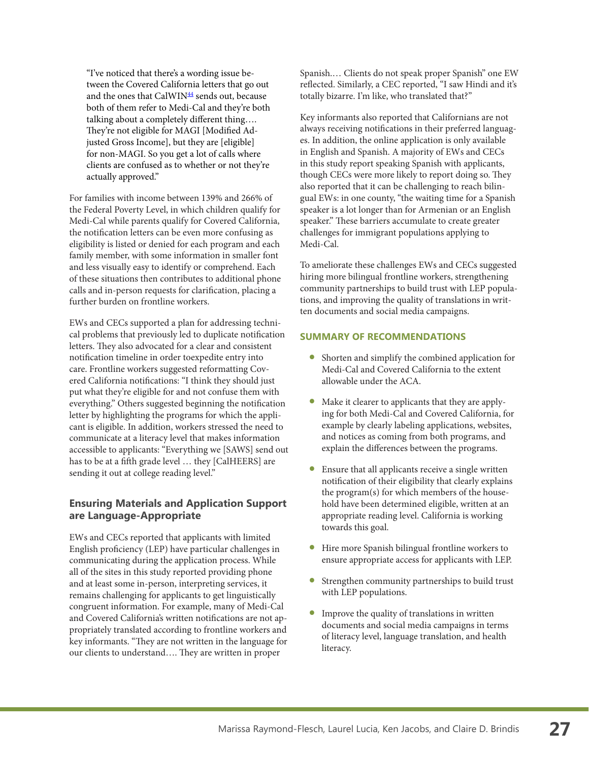"I've noticed that there's a wording issue between the Covered California letters that go out and the ones that CalWIN[44] sends out, because both of them refer to Medi-Cal and they're both talking about a completely different thing…. They're not eligible for MAGI [Modified Adjusted Gross Income], but they are [eligible] for non-MAGI. So you get a lot of calls where clients are confused as to whether or not they're actually approved."

For families with income between 139% and 266% of the Federal Poverty Level, in which children qualify for Medi-Cal while parents qualify for Covered California, the notification letters can be even more confusing as eligibility is listed or denied for each program and each family member, with some information in smaller font and less visually easy to identify or comprehend. Each of these situations then contributes to additional phone calls and in-person requests for clarification, placing a further burden on frontline workers.

EWs and CECs supported a plan for addressing technical problems that previously led to duplicate notification letters. They also advocated for a clear and consistent notification timeline in order toexpedite entry into care. Frontline workers suggested reformatting Covered California notifications: "I think they should just put what they're eligible for and not confuse them with everything." Others suggested beginning the notification letter by highlighting the programs for which the applicant is eligible. In addition, workers stressed the need to communicate at a literacy level that makes information accessible to applicants: "Everything we [SAWS] send out has to be at a fifth grade level … they [CalHEERS] are sending it out at college reading level."

### Ensuring Materials and Application Support are Language-Appropriate

EWs and CECs reported that applicants with limited English proficiency (LEP) have particular challenges in communicating during the application process. While all of the sites in this study reported providing phone and at least some in-person, interpreting services, it remains challenging for applicants to get linguistically congruent information. For example, many of Medi-Cal and Covered California's written notifications are not appropriately translated according to frontline workers and key informants. "They are not written in the language for our clients to understand…. They are written in proper Spanish.… Clients do not speak proper Spanish" one EW reflected. Similarly, a CEC reported, "I saw Hindi and it's totally bizarre. I'm like, who translated that?"

Key informants also reported that Californians are not always receiving notifications in their preferred languages. In addition, the online application is only available in English and Spanish. A majority of EWs and CECs in this study report speaking Spanish with applicants, though CECs were more likely to report doing so. They also reported that it can be challenging to reach bilingual EWs: in one county, "the waiting time for a Spanish speaker is a lot longer than for Armenian or an English speaker." These barriers accumulate to create greater challenges for immigrant populations applying to Medi-Cal.

To ameliorate these challenges EWs and CECs suggested hiring more bilingual frontline workers, strengthening community partnerships to build trust with LEP populations, and improving the quality of translations in written documents and social media campaigns.

#### SUMMARY OF RECOMMENDATIONS

- Shorten and simplify the combined application for Medi-Cal and Covered California to the extent allowable under the ACA.
- Make it clearer to applicants that they are applying for both Medi-Cal and Covered California, for example by clearly labeling applications, websites, and notices as coming from both programs, and explain the differences between the programs.
- Ensure that all applicants receive a single written notification of their eligibility that clearly explains the program(s) for which members of the household have been determined eligible, written at an appropriate reading level. California is working towards this goal.
- Hire more Spanish bilingual frontline workers to ensure appropriate access for applicants with LEP.
- Strengthen community partnerships to build trust with LEP populations.
- Improve the quality of translations in written documents and social media campaigns in terms of literacy level, language translation, and health literacy.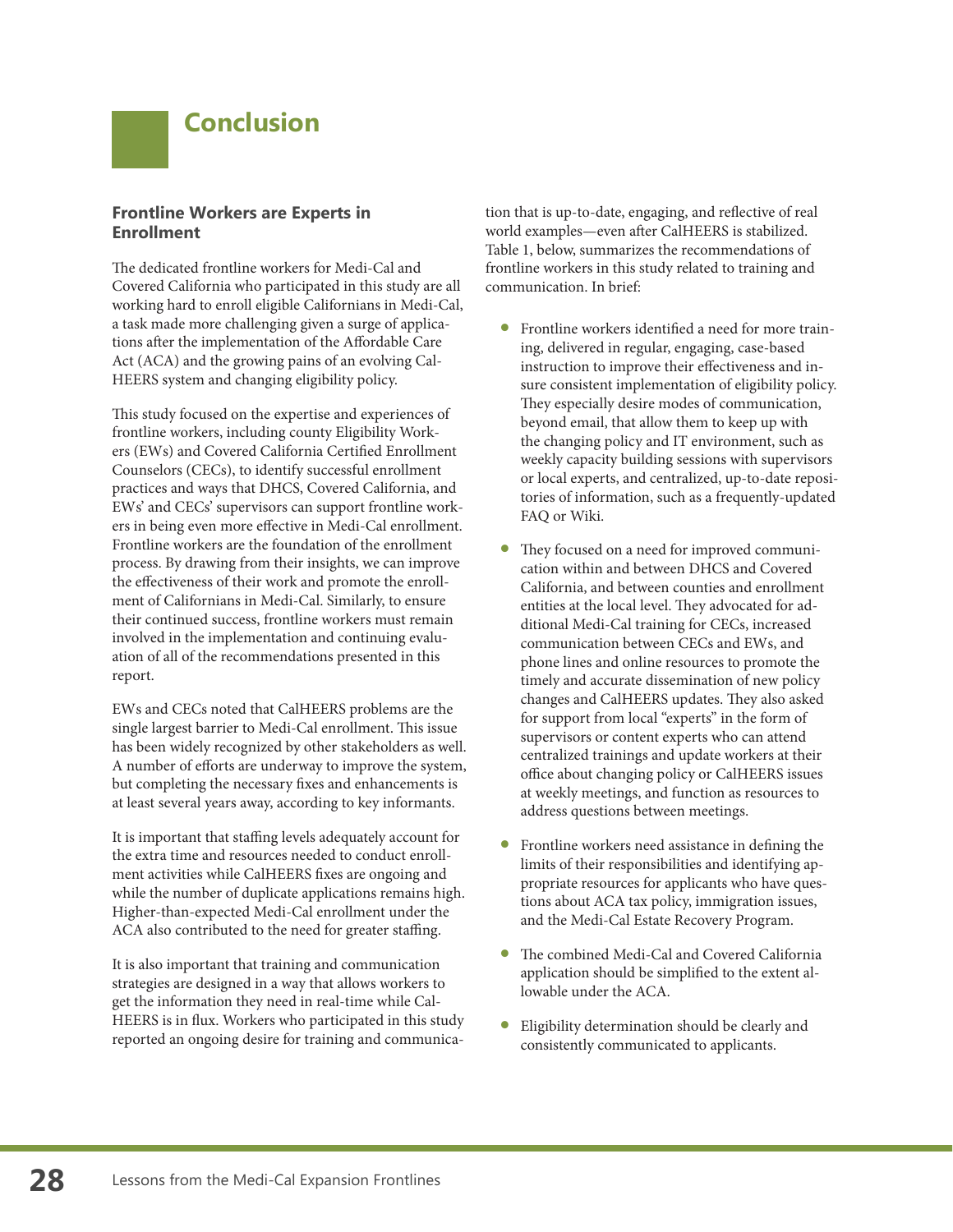# Conclusion

## Frontline Workers are Experts in Enrollment

The dedicated frontline workers for Medi-Cal and Covered California who participated in this study are all working hard to enroll eligible Californians in Medi-Cal, a task made more challenging given a surge of applications after the implementation of the Affordable Care Act (ACA) and the growing pains of an evolving CalHEERS system and changing eligibility policy.

This study focused on the expertise and experiences of frontline workers, including county Eligibility Workers (EWs) and Covered California Certified Enrollment Counselors (CECs), to identify successful enrollment practices and ways that DHCS, Covered California, and EWs' and CECs' supervisors can support frontline workers in being even more effective in Medi-Cal enrollment. Frontline workers are the foundation of the enrollment process. By drawing from their insights, we can improve the effectiveness of their work and promote the enrollment of Californians in Medi-Cal. Similarly, to ensure their continued success, frontline workers must remain involved in the implementation and continuing evaluation of all of the recommendations presented in this report.

EWs and CECs noted that CalHEERS problems are the single largest barrier to Medi-Cal enrollment. This issue has been widely recognized by other stakeholders as well. A number of efforts are underway to improve the system, but completing the necessary fixes and enhancements is at least several years away, according to key informants.

It is important that staffing levels adequately account for the extra time and resources needed to conduct enrollment activities while CalHEERS fixes are ongoing and while the number of duplicate applications remains high. Higher-than-expected Medi-Cal enrollment under the ACA also contributed to the need for greater staffing.

It is also important that training and communication strategies are designed in a way that allows workers to get the information they need in real-time while CalHEERS is in flux. Workers who participated in this study reported an ongoing desire for training and communication that is up-to-date, engaging, and reflective of real world examples—even after CalHEERS is stabilized. Table 1, below, summarizes the recommendations of frontline workers in this study related to training and communication. In brief:

- Frontline workers identified a need for more training, delivered in regular, engaging, case-based instruction to improve their effectiveness and insure consistent implementation of eligibility policy. They especially desire modes of communication, beyond email, that allow them to keep up with the changing policy and IT environment, such as weekly capacity building sessions with supervisors or local experts, and centralized, up-to-date repositories of information, such as a frequently-updated FAQ or Wiki.
- They focused on a need for improved communication within and between DHCS and Covered California, and between counties and enrollment entities at the local level. They advocated for additional Medi-Cal training for CECs, increased communication between CECs and EWs, and phone lines and online resources to promote the timely and accurate dissemination of new policy changes and CalHEERS updates. They also asked for support from local "experts" in the form of supervisors or content experts who can attend centralized trainings and update workers at their office about changing policy or CalHEERS issues at weekly meetings, and function as resources to address questions between meetings.
- Frontline workers need assistance in defining the limits of their responsibilities and identifying appropriate resources for applicants who have questions about ACA tax policy, immigration issues, and the Medi-Cal Estate Recovery Program.
- The combined Medi-Cal and Covered California application should be simplified to the extent allowable under the ACA.
- Eligibility determination should be clearly and consistently communicated to applicants.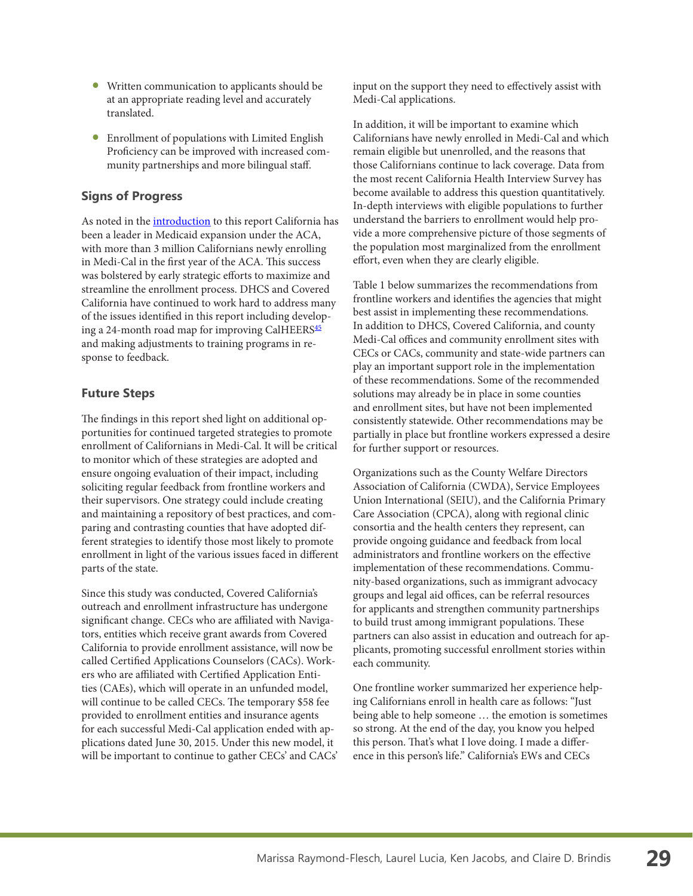- Written communication to applicants should be at an appropriate reading level and accurately translated.
- Enrollment of populations with Limited English Proficiency can be improved with increased community partnerships and more bilingual staff.

### Signs of Progress

As noted in the introduction to this report California has been a leader in Medicaid expansion under the ACA, with more than 3 million Californians newly enrolling in Medi-Cal in the first year of the ACA. This success was bolstered by early strategic efforts to maximize and streamline the enrollment process. DHCS and Covered California have continued to work hard to address many of the issues identified in this report including developing a 24-month road map for improving CalHEERS[45] and making adjustments to training programs in response to feedback.

### Future Steps

The findings in this report shed light on additional opportunities for continued targeted strategies to promote enrollment of Californians in Medi-Cal. It will be critical to monitor which of these strategies are adopted and ensure ongoing evaluation of their impact, including soliciting regular feedback from frontline workers and their supervisors. One strategy could include creating and maintaining a repository of best practices, and comparing and contrasting counties that have adopted different strategies to identify those most likely to promote enrollment in light of the various issues faced in different parts of the state.

Since this study was conducted, Covered California's outreach and enrollment infrastructure has undergone significant change. CECs who are affiliated with Navigators, entities which receive grant awards from Covered California to provide enrollment assistance, will now be called Certified Applications Counselors (CACs). Workers who are affiliated with Certified Application Entities (CAEs), which will operate in an unfunded model, will continue to be called CECs. The temporary $58 fee provided to enrollment entities and insurance agents for each successful Medi-Cal application ended with applications dated June 30, 2015. Under this new model, it will be important to continue to gather CECs' and CACs' input on the support they need to effectively assist with Medi-Cal applications.

In addition, it will be important to examine which Californians have newly enrolled in Medi-Cal and which remain eligible but unenrolled, and the reasons that those Californians continue to lack coverage. Data from the most recent California Health Interview Survey has become available to address this question quantitatively. In-depth interviews with eligible populations to further understand the barriers to enrollment would help provide a more comprehensive picture of those segments of the population most marginalized from the enrollment effort, even when they are clearly eligible.

Table 1 below summarizes the recommendations from frontline workers and identifies the agencies that might best assist in implementing these recommendations. In addition to DHCS, Covered California, and county Medi-Cal offices and community enrollment sites with CECs or CACs, community and state-wide partners can play an important support role in the implementation of these recommendations. Some of the recommended solutions may already be in place in some counties and enrollment sites, but have not been implemented consistently statewide. Other recommendations may be partially in place but frontline workers expressed a desire for further support or resources.

Organizations such as the County Welfare Directors Association of California (CWDA), Service Employees Union International (SEIU), and the California Primary Care Association (CPCA), along with regional clinic consortia and the health centers they represent, can provide ongoing guidance and feedback from local administrators and frontline workers on the effective implementation of these recommendations. Community-based organizations, such as immigrant advocacy groups and legal aid offices, can be referral resources for applicants and strengthen community partnerships to build trust among immigrant populations. These partners can also assist in education and outreach for applicants, promoting successful enrollment stories within each community.

One frontline worker summarized her experience helping Californians enroll in health care as follows: "Just being able to help someone … the emotion is sometimes so strong. At the end of the day, you know you helped this person. That's what I love doing. I made a difference in this person's life." California's EWs and CECs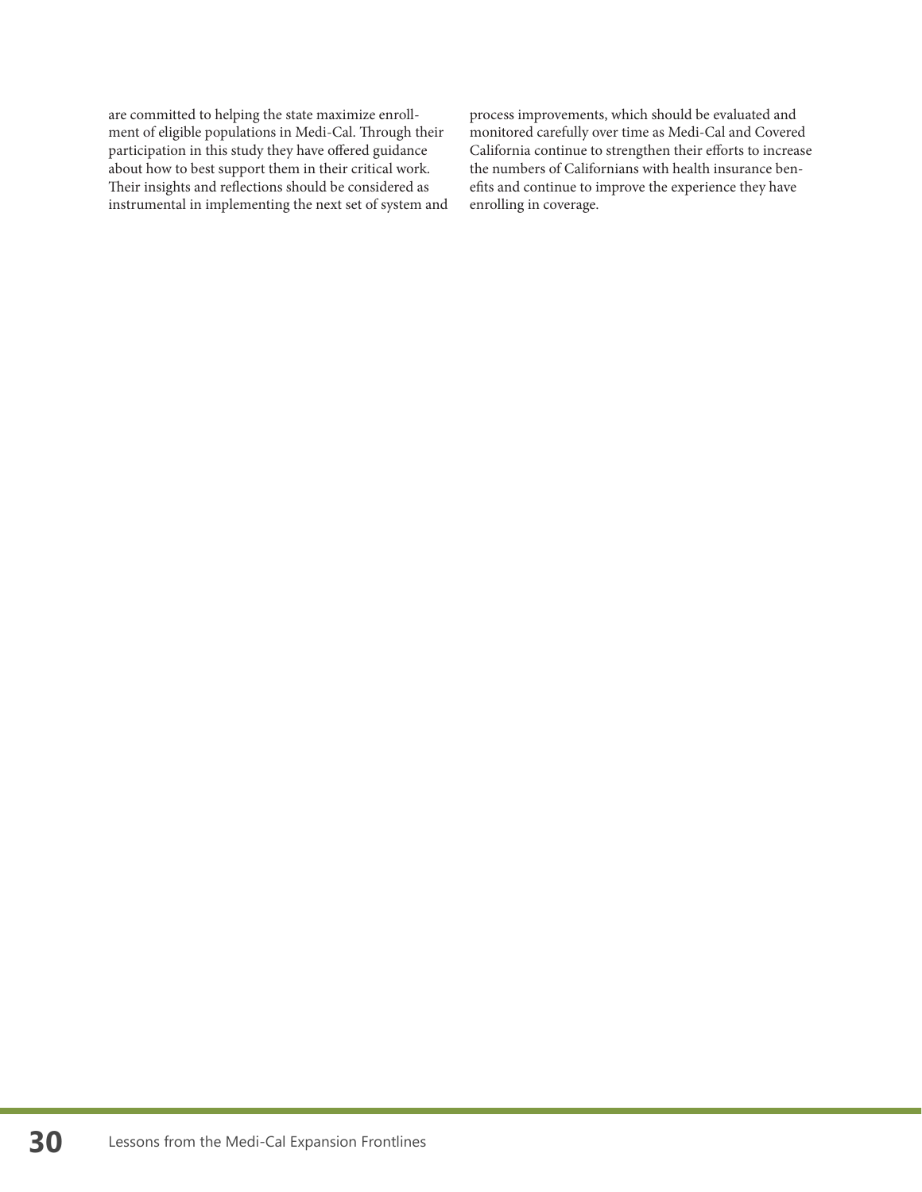are committed to helping the state maximize enrollment of eligible populations in Medi-Cal. Through their participation in this study they have offered guidance about how to best support them in their critical work. Their insights and reflections should be considered as instrumental in implementing the next set of system and process improvements, which should be evaluated and monitored carefully over time as Medi-Cal and Covered California continue to strengthen their efforts to increase the numbers of Californians with health insurance benefits and continue to improve the experience they have enrolling in coverage.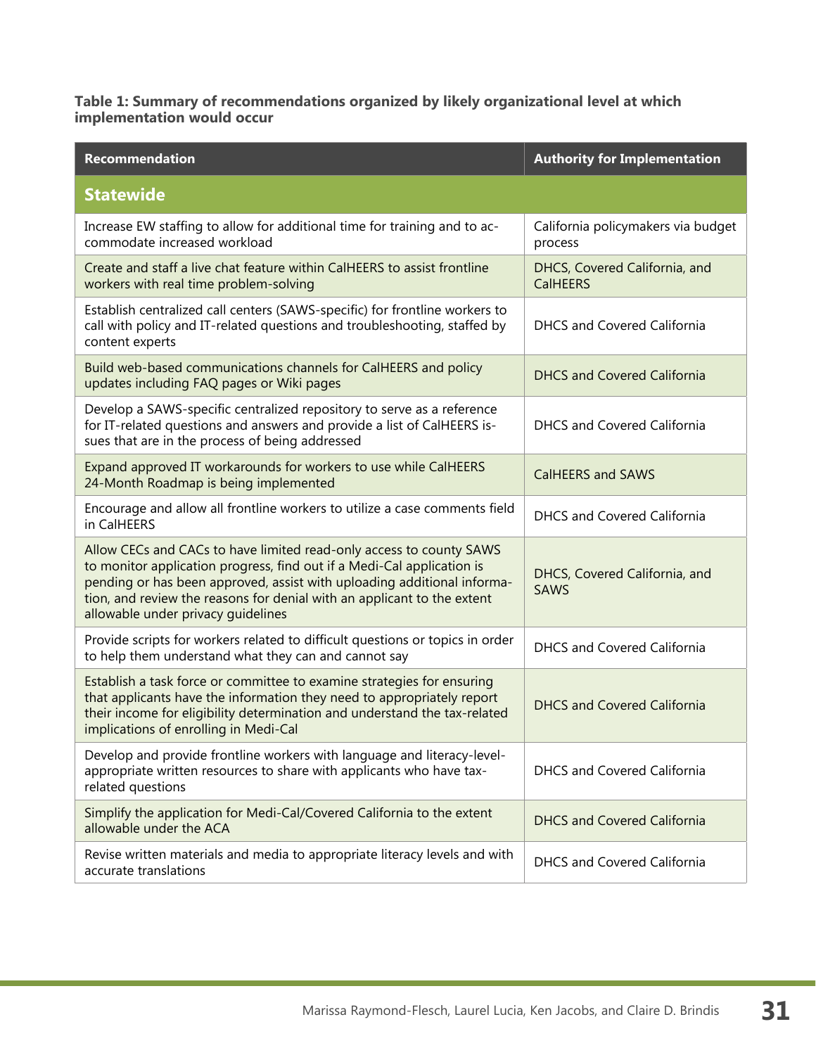**Table 1: Summary of recommendations organized by likely organizational level at which implementation would occur**

| Recommendation | Authority for Implementation |
|---|---|
| **Statewide** | |
| Increase EW staffing to allow for additional time for training and to accommodate increased workload | California policymakers via budget process |
| Create and staff a live chat feature within CalHEERS to assist frontline workers with real time problem-solving | DHCS, Covered California, and CalHEERS |
| Establish centralized call centers (SAWS-specific) for frontline workers to call with policy and IT-related questions and troubleshooting, staffed by content experts | DHCS and Covered California |
| Build web-based communications channels for CalHEERS and policy updates including FAQ pages or Wiki pages | DHCS and Covered California |
| Develop a SAWS-specific centralized repository to serve as a reference for IT-related questions and answers and provide a list of CalHEERS issues that are in the process of being addressed | DHCS and Covered California |
| Expand approved IT workarounds for workers to use while CalHEERS 24-Month Roadmap is being implemented | CalHEERS and SAWS |
| Encourage and allow all frontline workers to utilize a case comments field in CalHEERS | DHCS and Covered California |
| Allow CECs and CACs to have limited read-only access to county SAWS to monitor application progress, find out if a Medi-Cal application is pending or has been approved, assist with uploading additional information, and review the reasons for denial with an applicant to the extent allowable under privacy guidelines | DHCS, Covered California, and SAWS |
| Provide scripts for workers related to difficult questions or topics in order to help them understand what they can and cannot say | DHCS and Covered California |
| Establish a task force or committee to examine strategies for ensuring that applicants have the information they need to appropriately report their income for eligibility determination and understand the tax-related implications of enrolling in Medi-Cal | DHCS and Covered California |
| Develop and provide frontline workers with language and literacy-level-appropriate written resources to share with applicants who have tax-related questions | DHCS and Covered California |
| Simplify the application for Medi-Cal/Covered California to the extent allowable under the ACA | DHCS and Covered California |
| Revise written materials and media to appropriate literacy levels and with accurate translations | DHCS and Covered California |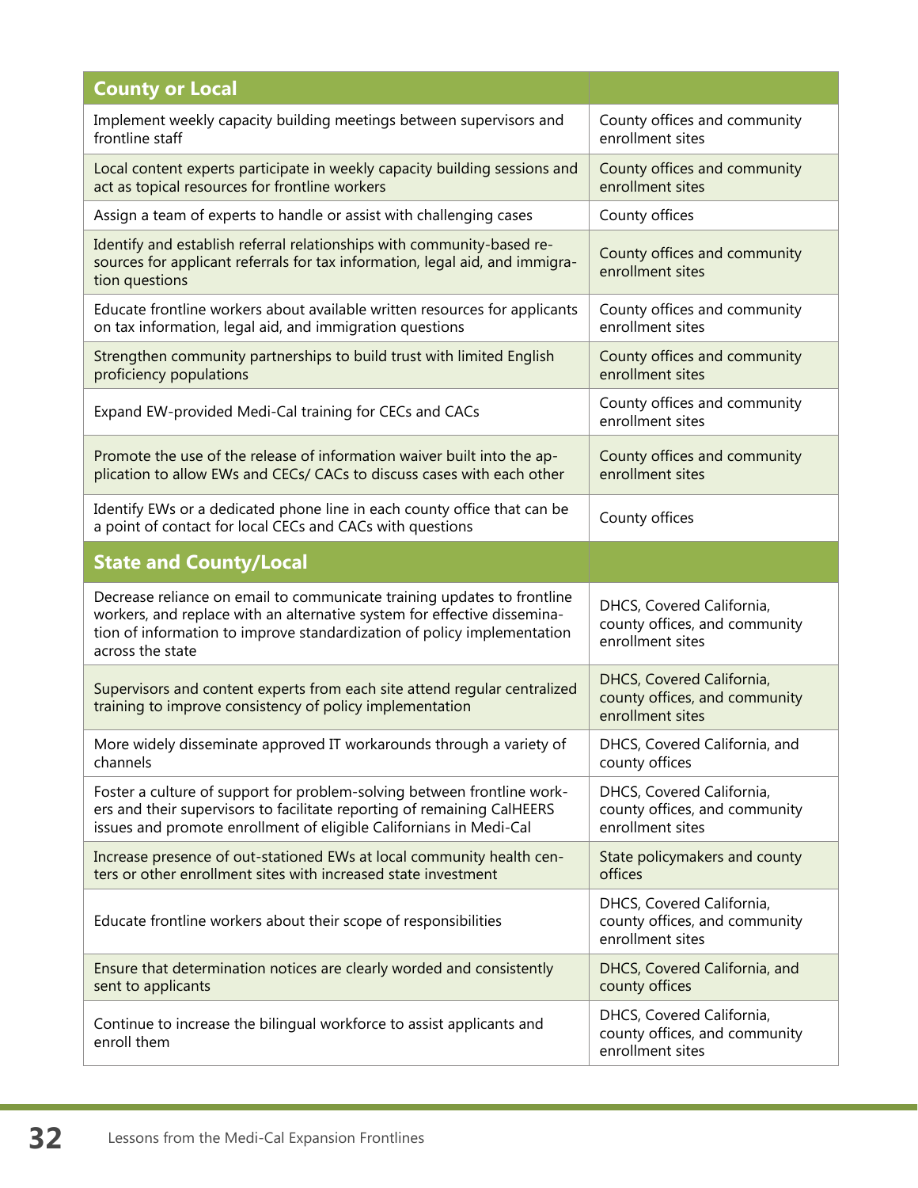| County or Local | |
| --- | --- |
| Implement weekly capacity building meetings between supervisors and frontline staff | County offices and community enrollment sites |
| Local content experts participate in weekly capacity building sessions and act as topical resources for frontline workers | County offices and community enrollment sites |
| Assign a team of experts to handle or assist with challenging cases | County offices |
| Identify and establish referral relationships with community-based resources for applicant referrals for tax information, legal aid, and immigration questions | County offices and community enrollment sites |
| Educate frontline workers about available written resources for applicants on tax information, legal aid, and immigration questions | County offices and community enrollment sites |
| Strengthen community partnerships to build trust with limited English proficiency populations | County offices and community enrollment sites |
| Expand EW-provided Medi-Cal training for CECs and CACs | County offices and community enrollment sites |
| Promote the use of the release of information waiver built into the application to allow EWs and CECs/ CACs to discuss cases with each other | County offices and community enrollment sites |
| Identify EWs or a dedicated phone line in each county office that can be a point of contact for local CECs and CACs with questions | County offices |
| **State and County/Local** | |
| Decrease reliance on email to communicate training updates to frontline workers, and replace with an alternative system for effective dissemination of information to improve standardization of policy implementation across the state | DHCS, Covered California, county offices, and community enrollment sites |
| Supervisors and content experts from each site attend regular centralized training to improve consistency of policy implementation | DHCS, Covered California, county offices, and community enrollment sites |
| More widely disseminate approved IT workarounds through a variety of channels | DHCS, Covered California, and county offices |
| Foster a culture of support for problem-solving between frontline workers and their supervisors to facilitate reporting of remaining CalHEERS issues and promote enrollment of eligible Californians in Medi-Cal | DHCS, Covered California, county offices, and community enrollment sites |
| Increase presence of out-stationed EWs at local community health centers or other enrollment sites with increased state investment | State policymakers and county offices |
| Educate frontline workers about their scope of responsibilities | DHCS, Covered California, county offices, and community enrollment sites |
| Ensure that determination notices are clearly worded and consistently sent to applicants | DHCS, Covered California, and county offices |
| Continue to increase the bilingual workforce to assist applicants and enroll them | DHCS, Covered California, county offices, and community enrollment sites |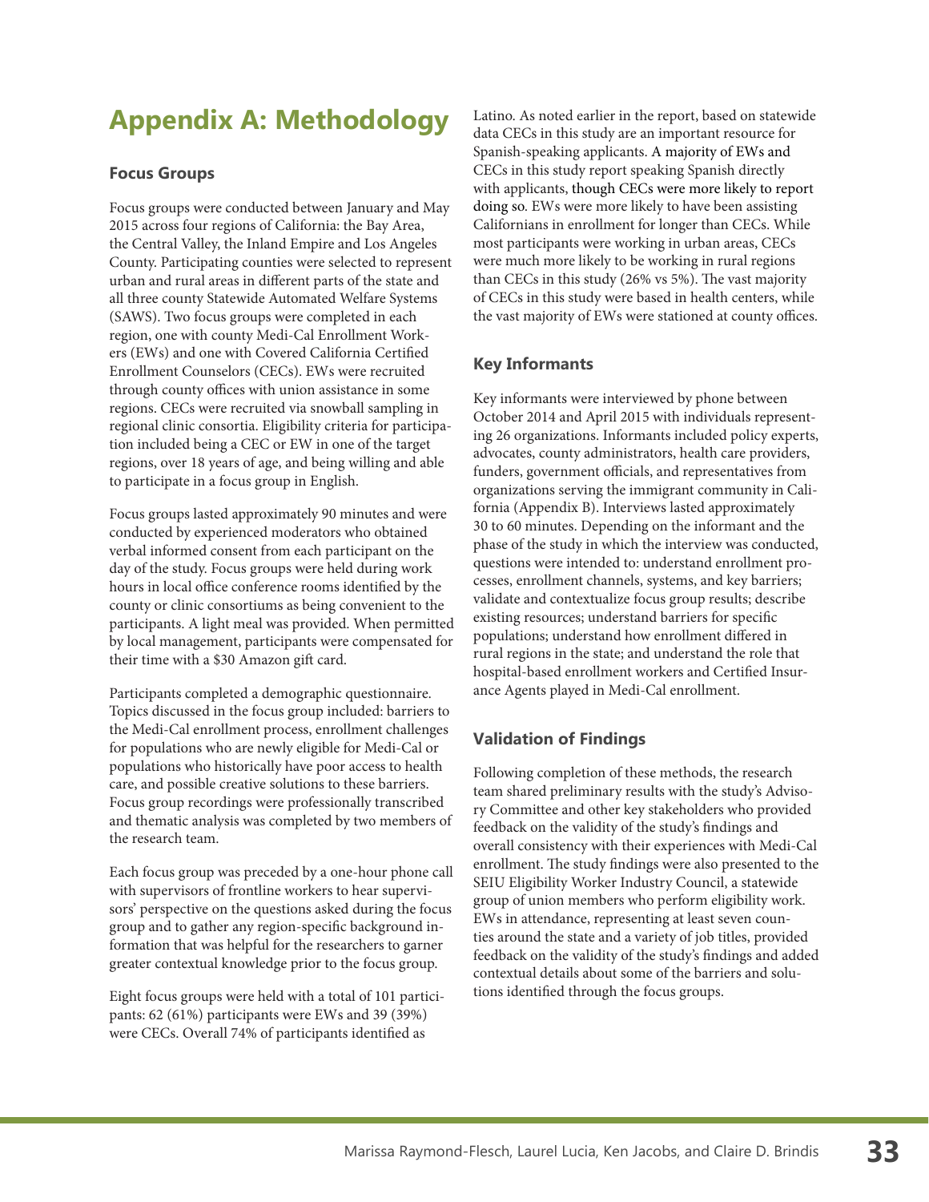# Appendix A: Methodology

## Focus Groups

Focus groups were conducted between January and May 2015 across four regions of California: the Bay Area, the Central Valley, the Inland Empire and Los Angeles County. Participating counties were selected to represent urban and rural areas in different parts of the state and all three county Statewide Automated Welfare Systems (SAWS). Two focus groups were completed in each region, one with county Medi-Cal Enrollment Workers (EWs) and one with Covered California Certified Enrollment Counselors (CECs). EWs were recruited through county offices with union assistance in some regions. CECs were recruited via snowball sampling in regional clinic consortia. Eligibility criteria for participation included being a CEC or EW in one of the target regions, over 18 years of age, and being willing and able to participate in a focus group in English.

Focus groups lasted approximately 90 minutes and were conducted by experienced moderators who obtained verbal informed consent from each participant on the day of the study. Focus groups were held during work hours in local office conference rooms identified by the county or clinic consortiums as being convenient to the participants. A light meal was provided. When permitted by local management, participants were compensated for their time with a $30 Amazon gift card.

Participants completed a demographic questionnaire. Topics discussed in the focus group included: barriers to the Medi-Cal enrollment process, enrollment challenges for populations who are newly eligible for Medi-Cal or populations who historically have poor access to health care, and possible creative solutions to these barriers. Focus group recordings were professionally transcribed and thematic analysis was completed by two members of the research team.

Each focus group was preceded by a one-hour phone call with supervisors of frontline workers to hear supervisors' perspective on the questions asked during the focus group and to gather any region-specific background information that was helpful for the researchers to garner greater contextual knowledge prior to the focus group.

Eight focus groups were held with a total of 101 participants: 62 (61%) participants were EWs and 39 (39%) were CECs. Overall 74% of participants identified as Latino. As noted earlier in the report, based on statewide data CECs in this study are an important resource for Spanish-speaking applicants. A majority of EWs and CECs in this study report speaking Spanish directly with applicants, though CECs were more likely to report doing so. EWs were more likely to have been assisting Californians in enrollment for longer than CECs. While most participants were working in urban areas, CECs were much more likely to be working in rural regions than CECs in this study (26% vs 5%). The vast majority of CECs in this study were based in health centers, while the vast majority of EWs were stationed at county offices.

## Key Informants

Key informants were interviewed by phone between October 2014 and April 2015 with individuals representing 26 organizations. Informants included policy experts, advocates, county administrators, health care providers, funders, government officials, and representatives from organizations serving the immigrant community in California (Appendix B). Interviews lasted approximately 30 to 60 minutes. Depending on the informant and the phase of the study in which the interview was conducted, questions were intended to: understand enrollment processes, enrollment channels, systems, and key barriers; validate and contextualize focus group results; describe existing resources; understand barriers for specific populations; understand how enrollment differed in rural regions in the state; and understand the role that hospital-based enrollment workers and Certified Insurance Agents played in Medi-Cal enrollment.

## Validation of Findings

Following completion of these methods, the research team shared preliminary results with the study's Advisory Committee and other key stakeholders who provided feedback on the validity of the study's findings and overall consistency with their experiences with Medi-Cal enrollment. The study findings were also presented to the SEIU Eligibility Worker Industry Council, a statewide group of union members who perform eligibility work. EWs in attendance, representing at least seven counties around the state and a variety of job titles, provided feedback on the validity of the study's findings and added contextual details about some of the barriers and solutions identified through the focus groups.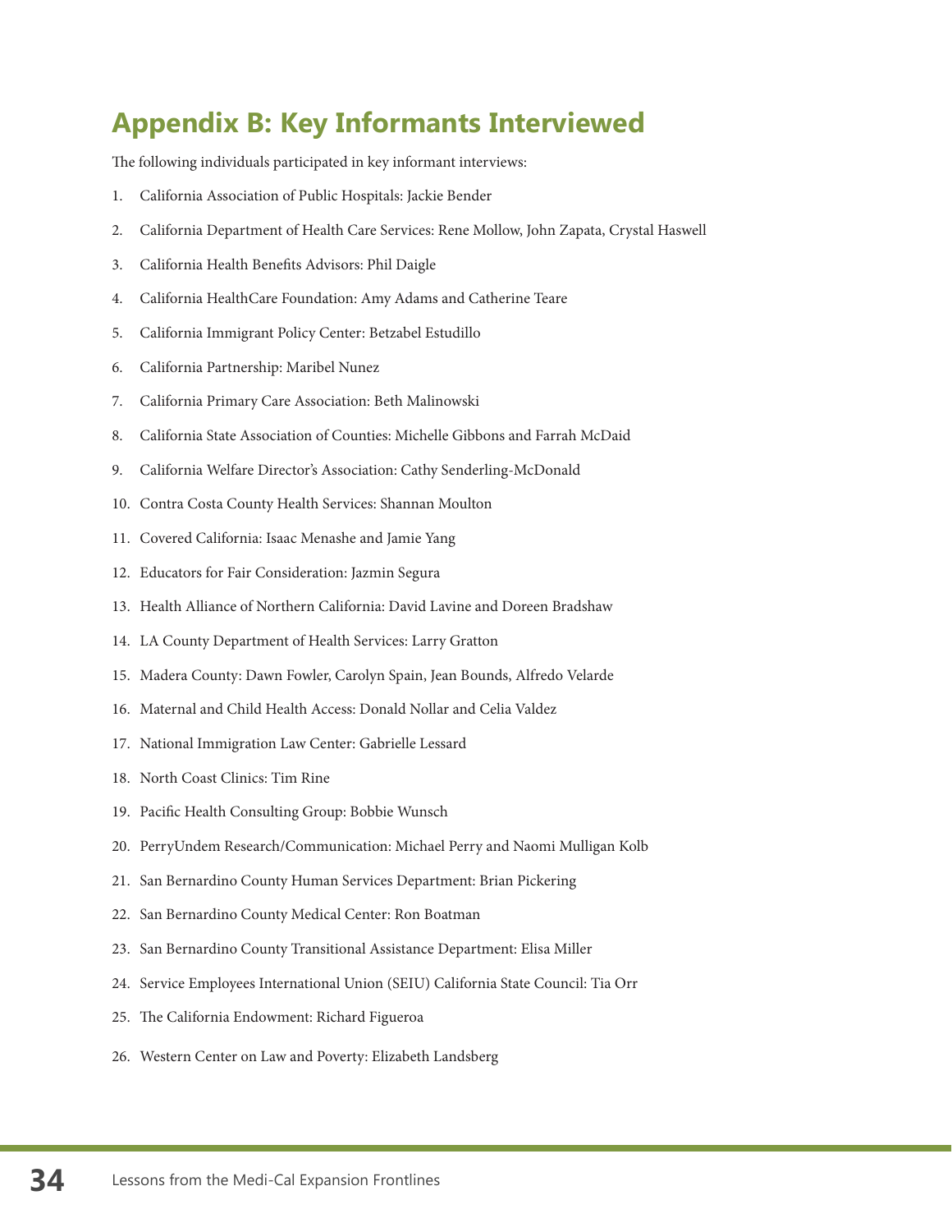# Appendix B: Key Informants Interviewed

The following individuals participated in key informant interviews:

1. California Association of Public Hospitals: Jackie Bender
2. California Department of Health Care Services: Rene Mollow, John Zapata, Crystal Haswell
3. California Health Benefits Advisors: Phil Daigle
4. California HealthCare Foundation: Amy Adams and Catherine Teare
5. California Immigrant Policy Center: Betzabel Estudillo
6. California Partnership: Maribel Nunez
7. California Primary Care Association: Beth Malinowski
8. California State Association of Counties: Michelle Gibbons and Farrah McDaid
9. California Welfare Director's Association: Cathy Senderling-McDonald
10. Contra Costa County Health Services: Shannan Moulton
11. Covered California: Isaac Menashe and Jamie Yang
12. Educators for Fair Consideration: Jazmin Segura
13. Health Alliance of Northern California: David Lavine and Doreen Bradshaw
14. LA County Department of Health Services: Larry Gratton
15. Madera County: Dawn Fowler, Carolyn Spain, Jean Bounds, Alfredo Velarde
16. Maternal and Child Health Access: Donald Nollar and Celia Valdez
17. National Immigration Law Center: Gabrielle Lessard
18. North Coast Clinics: Tim Rine
19. Pacific Health Consulting Group: Bobbie Wunsch
20. PerryUndem Research/Communication: Michael Perry and Naomi Mulligan Kolb
21. San Bernardino County Human Services Department: Brian Pickering
22. San Bernardino County Medical Center: Ron Boatman
23. San Bernardino County Transitional Assistance Department: Elisa Miller
24. Service Employees International Union (SEIU) California State Council: Tia Orr
25. The California Endowment: Richard Figueroa
26. Western Center on Law and Poverty: Elizabeth Landsberg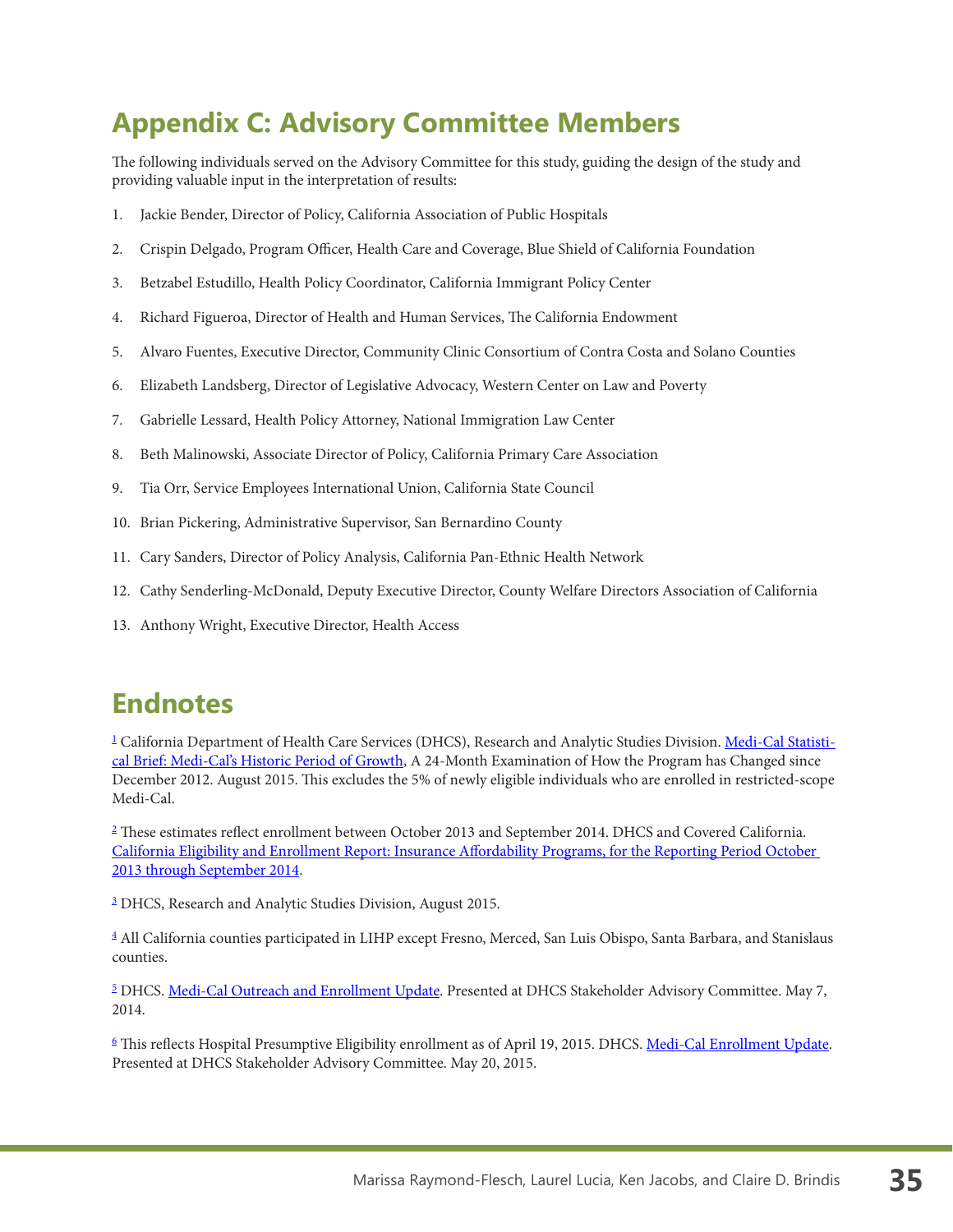## Appendix C: Advisory Committee Members

The following individuals served on the Advisory Committee for this study, guiding the design of the study and providing valuable input in the interpretation of results:

1. Jackie Bender, Director of Policy, California Association of Public Hospitals
2. Crispin Delgado, Program Officer, Health Care and Coverage, Blue Shield of California Foundation
3. Betzabel Estudillo, Health Policy Coordinator, California Immigrant Policy Center
4. Richard Figueroa, Director of Health and Human Services, The California Endowment
5. Alvaro Fuentes, Executive Director, Community Clinic Consortium of Contra Costa and Solano Counties
6. Elizabeth Landsberg, Director of Legislative Advocacy, Western Center on Law and Poverty
7. Gabrielle Lessard, Health Policy Attorney, National Immigration Law Center
8. Beth Malinowski, Associate Director of Policy, California Primary Care Association
9. Tia Orr, Service Employees International Union, California State Council
10. Brian Pickering, Administrative Supervisor, San Bernardino County
11. Cary Sanders, Director of Policy Analysis, California Pan-Ethnic Health Network
12. Cathy Senderling-McDonald, Deputy Executive Director, County Welfare Directors Association of California
13. Anthony Wright, Executive Director, Health Access

## Endnotes

[1] California Department of Health Care Services (DHCS), Research and Analytic Studies Division. Medi-Cal Statistical Brief: Medi-Cal's Historic Period of Growth, A 24-Month Examination of How the Program has Changed since December 2012. August 2015. This excludes the 5% of newly eligible individuals who are enrolled in restricted-scope Medi-Cal.

[2] These estimates reflect enrollment between October 2013 and September 2014. DHCS and Covered California. California Eligibility and Enrollment Report: Insurance Affordability Programs, for the Reporting Period October 2013 through September 2014.

[3] DHCS, Research and Analytic Studies Division, August 2015.

[4] All California counties participated in LIHP except Fresno, Merced, San Luis Obispo, Santa Barbara, and Stanislaus counties.

[5] DHCS. Medi-Cal Outreach and Enrollment Update. Presented at DHCS Stakeholder Advisory Committee. May 7, 2014.

[6] This reflects Hospital Presumptive Eligibility enrollment as of April 19, 2015. DHCS. Medi-Cal Enrollment Update. Presented at DHCS Stakeholder Advisory Committee. May 20, 2015.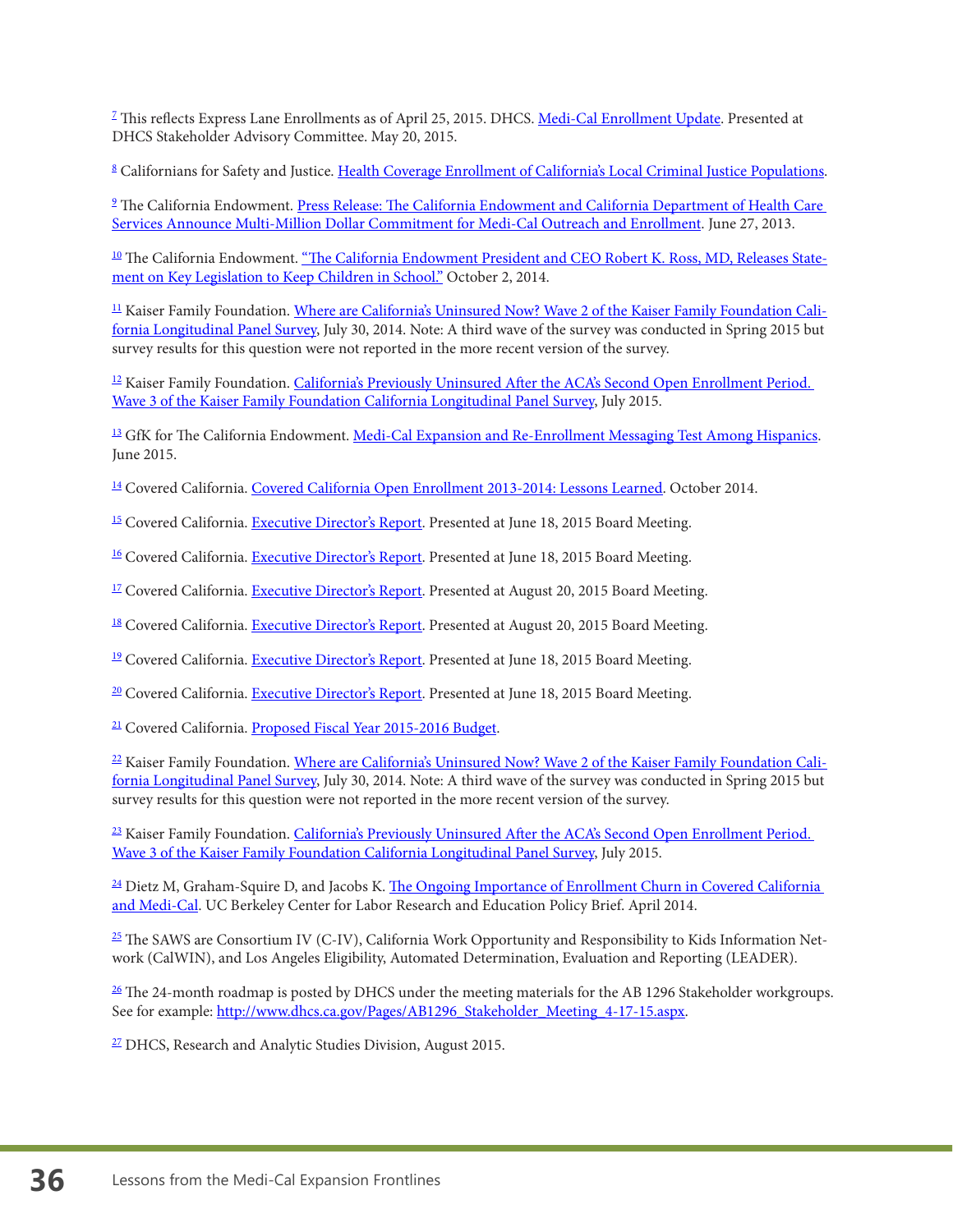[7] This reflects Express Lane Enrollments as of April 25, 2015. DHCS. Medi-Cal Enrollment Update. Presented at DHCS Stakeholder Advisory Committee. May 20, 2015.

[8] Californians for Safety and Justice. Health Coverage Enrollment of California's Local Criminal Justice Populations.

[9] The California Endowment. Press Release: The California Endowment and California Department of Health Care Services Announce Multi-Million Dollar Commitment for Medi-Cal Outreach and Enrollment. June 27, 2013.

[10] The California Endowment. "The California Endowment President and CEO Robert K. Ross, MD, Releases Statement on Key Legislation to Keep Children in School." October 2, 2014.

[11] Kaiser Family Foundation. Where are California's Uninsured Now? Wave 2 of the Kaiser Family Foundation California Longitudinal Panel Survey, July 30, 2014. Note: A third wave of the survey was conducted in Spring 2015 but survey results for this question were not reported in the more recent version of the survey.

[12] Kaiser Family Foundation. California's Previously Uninsured After the ACA's Second Open Enrollment Period. Wave 3 of the Kaiser Family Foundation California Longitudinal Panel Survey, July 2015.

[13] GfK for The California Endowment. Medi-Cal Expansion and Re-Enrollment Messaging Test Among Hispanics. June 2015.

[14] Covered California. Covered California Open Enrollment 2013-2014: Lessons Learned. October 2014.

[15] Covered California. Executive Director's Report. Presented at June 18, 2015 Board Meeting.

[16] Covered California. Executive Director's Report. Presented at June 18, 2015 Board Meeting.

[17] Covered California. Executive Director's Report. Presented at August 20, 2015 Board Meeting.

[18] Covered California. Executive Director's Report. Presented at August 20, 2015 Board Meeting.

[19] Covered California. Executive Director's Report. Presented at June 18, 2015 Board Meeting.

[20] Covered California. Executive Director's Report. Presented at June 18, 2015 Board Meeting.

[21] Covered California. Proposed Fiscal Year 2015-2016 Budget.

[22] Kaiser Family Foundation. Where are California's Uninsured Now? Wave 2 of the Kaiser Family Foundation California Longitudinal Panel Survey, July 30, 2014. Note: A third wave of the survey was conducted in Spring 2015 but survey results for this question were not reported in the more recent version of the survey.

[23] Kaiser Family Foundation. California's Previously Uninsured After the ACA's Second Open Enrollment Period. Wave 3 of the Kaiser Family Foundation California Longitudinal Panel Survey, July 2015.

[24] Dietz M, Graham-Squire D, and Jacobs K. The Ongoing Importance of Enrollment Churn in Covered California and Medi-Cal. UC Berkeley Center for Labor Research and Education Policy Brief. April 2014.

[25] The SAWS are Consortium IV (C-IV), California Work Opportunity and Responsibility to Kids Information Network (CalWIN), and Los Angeles Eligibility, Automated Determination, Evaluation and Reporting (LEADER).

[26] The 24-month roadmap is posted by DHCS under the meeting materials for the AB 1296 Stakeholder workgroups. See for example: http://www.dhcs.ca.gov/Pages/AB1296_Stakeholder_Meeting_4-17-15.aspx.

[27] DHCS, Research and Analytic Studies Division, August 2015.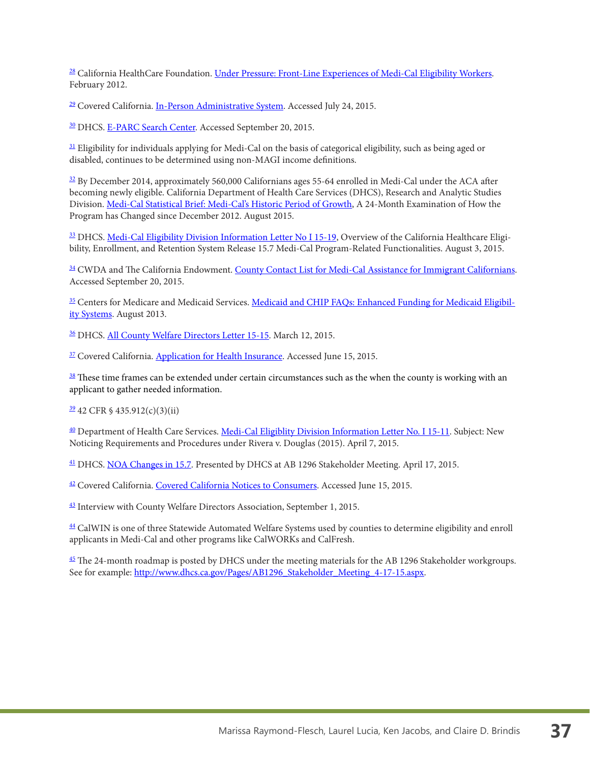[28] California HealthCare Foundation. Under Pressure: Front-Line Experiences of Medi-Cal Eligibility Workers. February 2012.

[29] Covered California. In-Person Administrative System. Accessed July 24, 2015.

[30] DHCS. E-PARC Search Center. Accessed September 20, 2015.

[31] Eligibility for individuals applying for Medi-Cal on the basis of categorical eligibility, such as being aged or disabled, continues to be determined using non-MAGI income definitions.

[32] By December 2014, approximately 560,000 Californians ages 55-64 enrolled in Medi-Cal under the ACA after becoming newly eligible. California Department of Health Care Services (DHCS), Research and Analytic Studies Division. Medi-Cal Statistical Brief: Medi-Cal's Historic Period of Growth, A 24-Month Examination of How the Program has Changed since December 2012. August 2015.

[33] DHCS. Medi-Cal Eligibility Division Information Letter No I 15-19, Overview of the California Healthcare Eligibility, Enrollment, and Retention System Release 15.7 Medi-Cal Program-Related Functionalities. August 3, 2015.

[34] CWDA and The California Endowment. County Contact List for Medi-Cal Assistance for Immigrant Californians. Accessed September 20, 2015.

[35] Centers for Medicare and Medicaid Services. Medicaid and CHIP FAQs: Enhanced Funding for Medicaid Eligibility Systems. August 2013.

[36] DHCS. All County Welfare Directors Letter 15-15. March 12, 2015.

[37] Covered California. Application for Health Insurance. Accessed June 15, 2015.

[38] These time frames can be extended under certain circumstances such as the when the county is working with an applicant to gather needed information.

[39] 42 CFR § 435.912(c)(3)(ii)

[40] Department of Health Care Services. Medi-Cal Eligiblity Division Information Letter No. I 15-11. Subject: New Noticing Requirements and Procedures under Rivera v. Douglas (2015). April 7, 2015.

[41] DHCS. NOA Changes in 15.7. Presented by DHCS at AB 1296 Stakeholder Meeting. April 17, 2015.

[42] Covered California. Covered California Notices to Consumers. Accessed June 15, 2015.

[43] Interview with County Welfare Directors Association, September 1, 2015.

[44] CalWIN is one of three Statewide Automated Welfare Systems used by counties to determine eligibility and enroll applicants in Medi-Cal and other programs like CalWORKs and CalFresh.

[45] The 24-month roadmap is posted by DHCS under the meeting materials for the AB 1296 Stakeholder workgroups. See for example: http://www.dhcs.ca.gov/Pages/AB1296_Stakeholder_Meeting_4-17-15.aspx.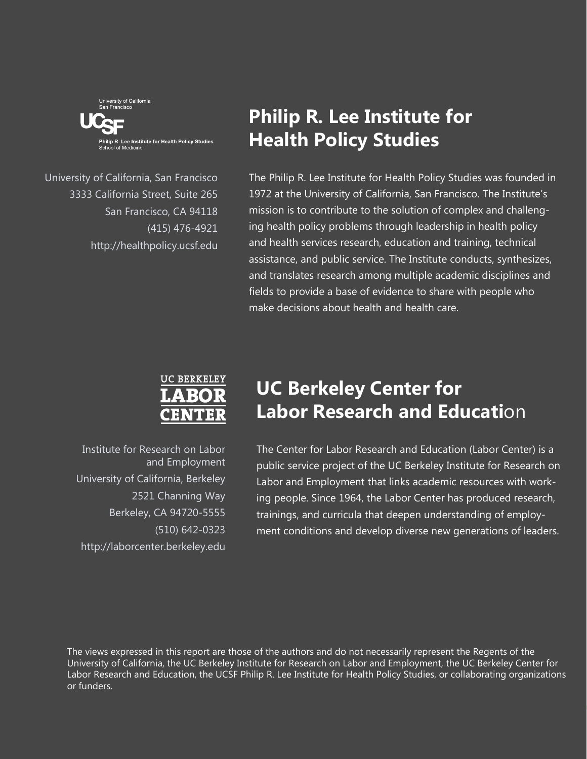University of California
San Francisco

UCSF

Philip R. Lee Institute for Health Policy Studies
School of Medicine

University of California, San Francisco
3333 California Street, Suite 265
San Francisco, CA 94118
(415) 476-4921
http://healthpolicy.ucsf.edu

## Philip R. Lee Institute for Health Policy Studies

The Philip R. Lee Institute for Health Policy Studies was founded in 1972 at the University of California, San Francisco. The Institute's mission is to contribute to the solution of complex and challenging health policy problems through leadership in health policy and health services research, education and training, technical assistance, and public service. The Institute conducts, synthesizes, and translates research among multiple academic disciplines and fields to provide a base of evidence to share with people who make decisions about health and health care.

UC BERKELEY
LABOR
CENTER

Institute for Research on Labor and Employment
University of California, Berkeley
2521 Channing Way
Berkeley, CA 94720-5555
(510) 642-0323
http://laborcenter.berkeley.edu

## UC Berkeley Center for Labor Research and Education

The Center for Labor Research and Education (Labor Center) is a public service project of the UC Berkeley Institute for Research on Labor and Employment that links academic resources with working people. Since 1964, the Labor Center has produced research, trainings, and curricula that deepen understanding of employment conditions and develop diverse new generations of leaders.

The views expressed in this report are those of the authors and do not necessarily represent the Regents of the University of California, the UC Berkeley Institute for Research on Labor and Employment, the UC Berkeley Center for Labor Research and Education, the UCSF Philip R. Lee Institute for Health Policy Studies, or collaborating organizations or funders.